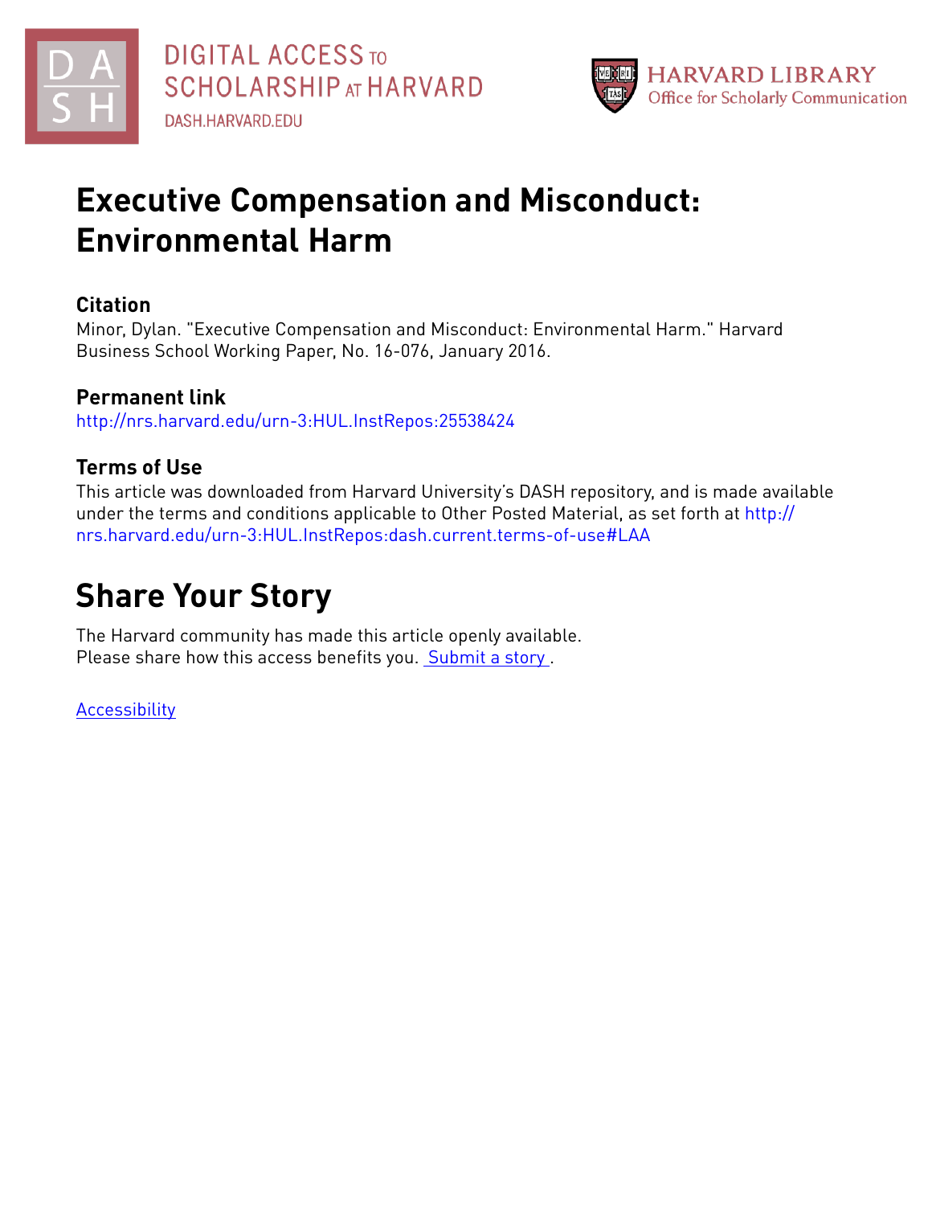DIGITAL ACCESS TO SCHOLARSHIP AT HARVARD

DASH.HARVARD.EDU

HARVARD LIBRARY
Office for Scholarly Communication

# Executive Compensation and Misconduct: Environmental Harm

## Citation

Minor, Dylan. "Executive Compensation and Misconduct: Environmental Harm." Harvard Business School Working Paper, No. 16-076, January 2016.

## Permanent link

http://nrs.harvard.edu/urn-3:HUL.InstRepos:25538424

## Terms of Use

This article was downloaded from Harvard University's DASH repository, and is made available under the terms and conditions applicable to Other Posted Material, as set forth at http://nrs.harvard.edu/urn-3:HUL.InstRepos:dash.current.terms-of-use#LAA

# Share Your Story

The Harvard community has made this article openly available.
Please share how this access benefits you. Submit a story .

Accessibility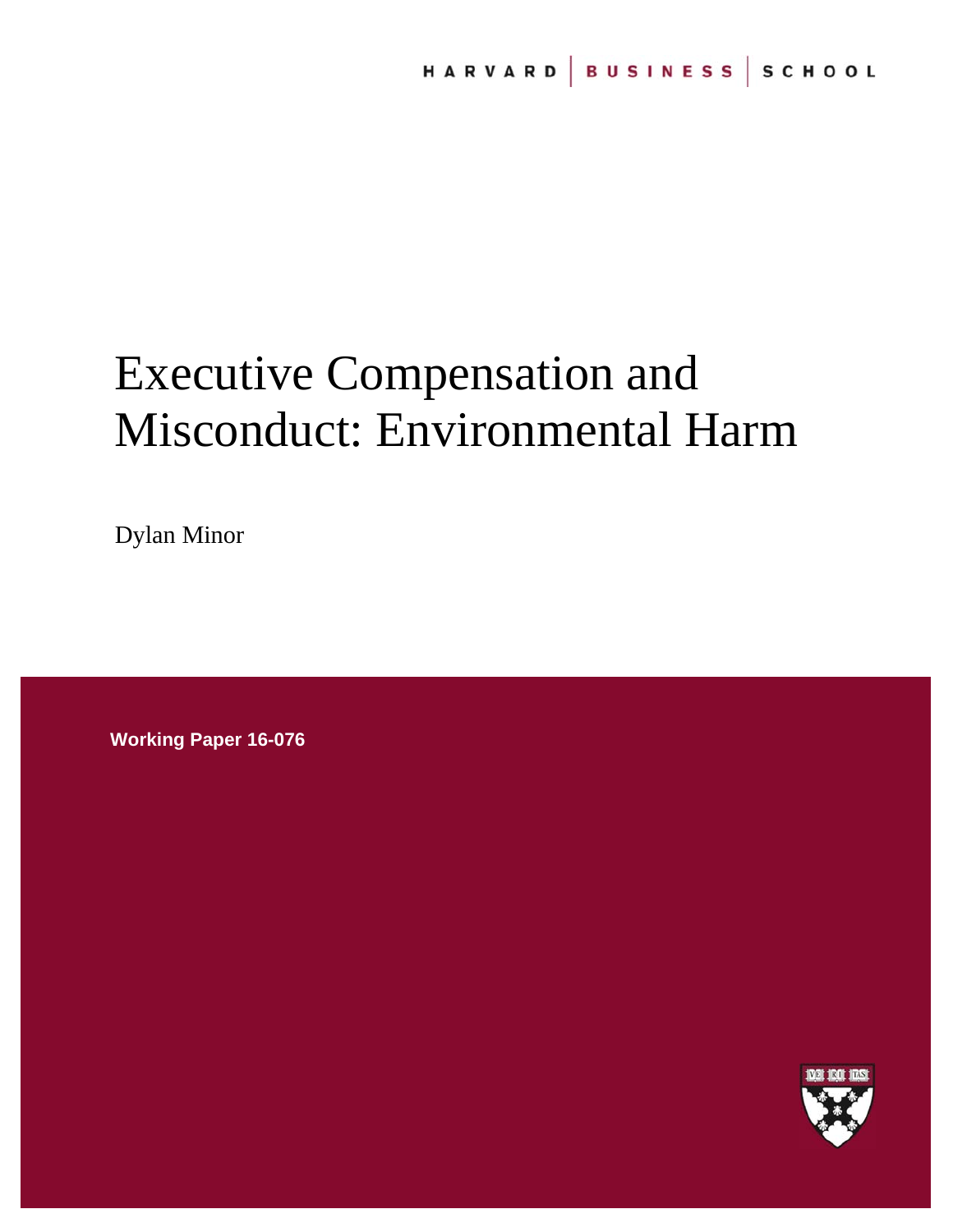HARVARD | BUSINESS | SCHOOL

# Executive Compensation and Misconduct: Environmental Harm

Dylan Minor

**Working Paper 16-076**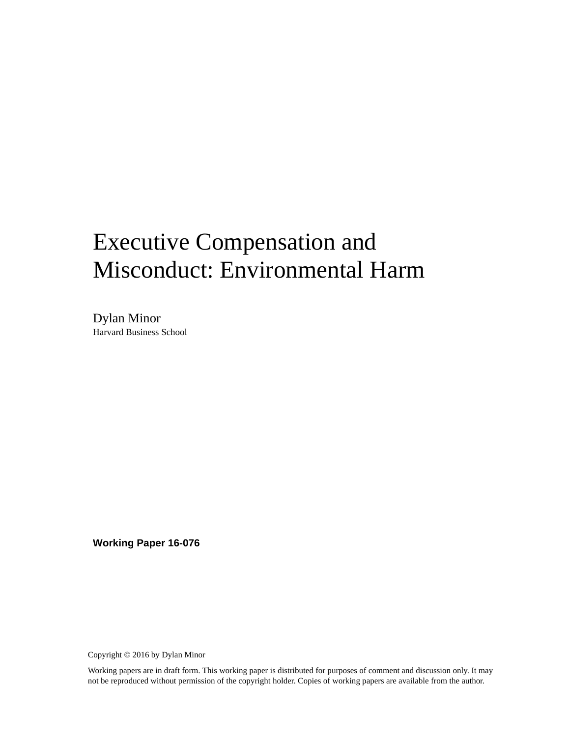# Executive Compensation and Misconduct: Environmental Harm

Dylan Minor
Harvard Business School

**Working Paper 16-076**

Copyright © 2016 by Dylan Minor

Working papers are in draft form. This working paper is distributed for purposes of comment and discussion only. It may not be reproduced without permission of the copyright holder. Copies of working papers are available from the author.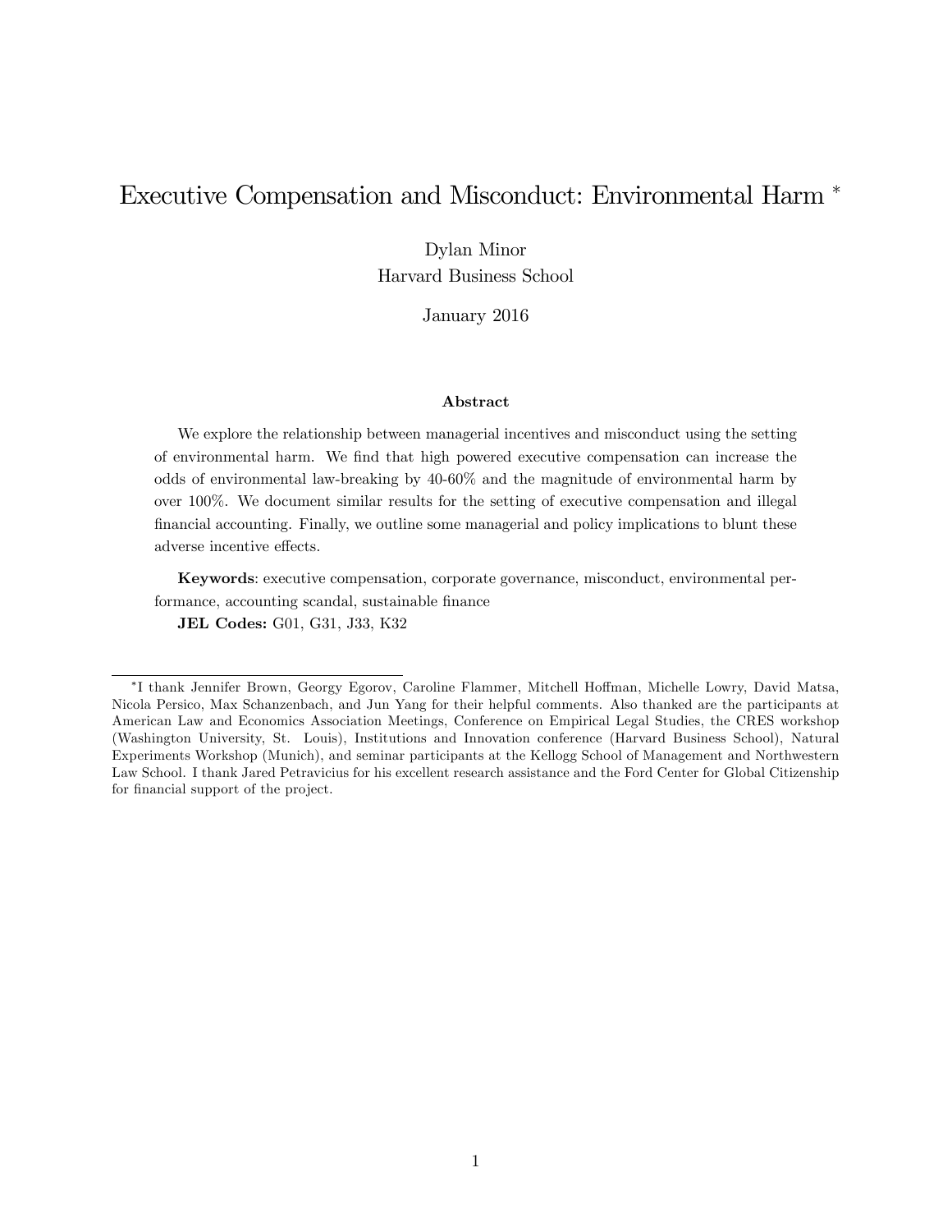# Executive Compensation and Misconduct: Environmental Harm *

Dylan Minor
Harvard Business School

January 2016

### Abstract

We explore the relationship between managerial incentives and misconduct using the setting of environmental harm. We find that high powered executive compensation can increase the odds of environmental law-breaking by 40-60% and the magnitude of environmental harm by over 100%. We document similar results for the setting of executive compensation and illegal financial accounting. Finally, we outline some managerial and policy implications to blunt these adverse incentive effects.

**Keywords**: executive compensation, corporate governance, misconduct, environmental performance, accounting scandal, sustainable finance

**JEL Codes:** G01, G31, J33, K32

---

*I thank Jennifer Brown, Georgy Egorov, Caroline Flammer, Mitchell Hoffman, Michelle Lowry, David Matsa, Nicola Persico, Max Schanzenbach, and Jun Yang for their helpful comments. Also thanked are the participants at American Law and Economics Association Meetings, Conference on Empirical Legal Studies, the CRES workshop (Washington University, St. Louis), Institutions and Innovation conference (Harvard Business School), Natural Experiments Workshop (Munich), and seminar participants at the Kellogg School of Management and Northwestern Law School. I thank Jared Petravicius for his excellent research assistance and the Ford Center for Global Citizenship for financial support of the project.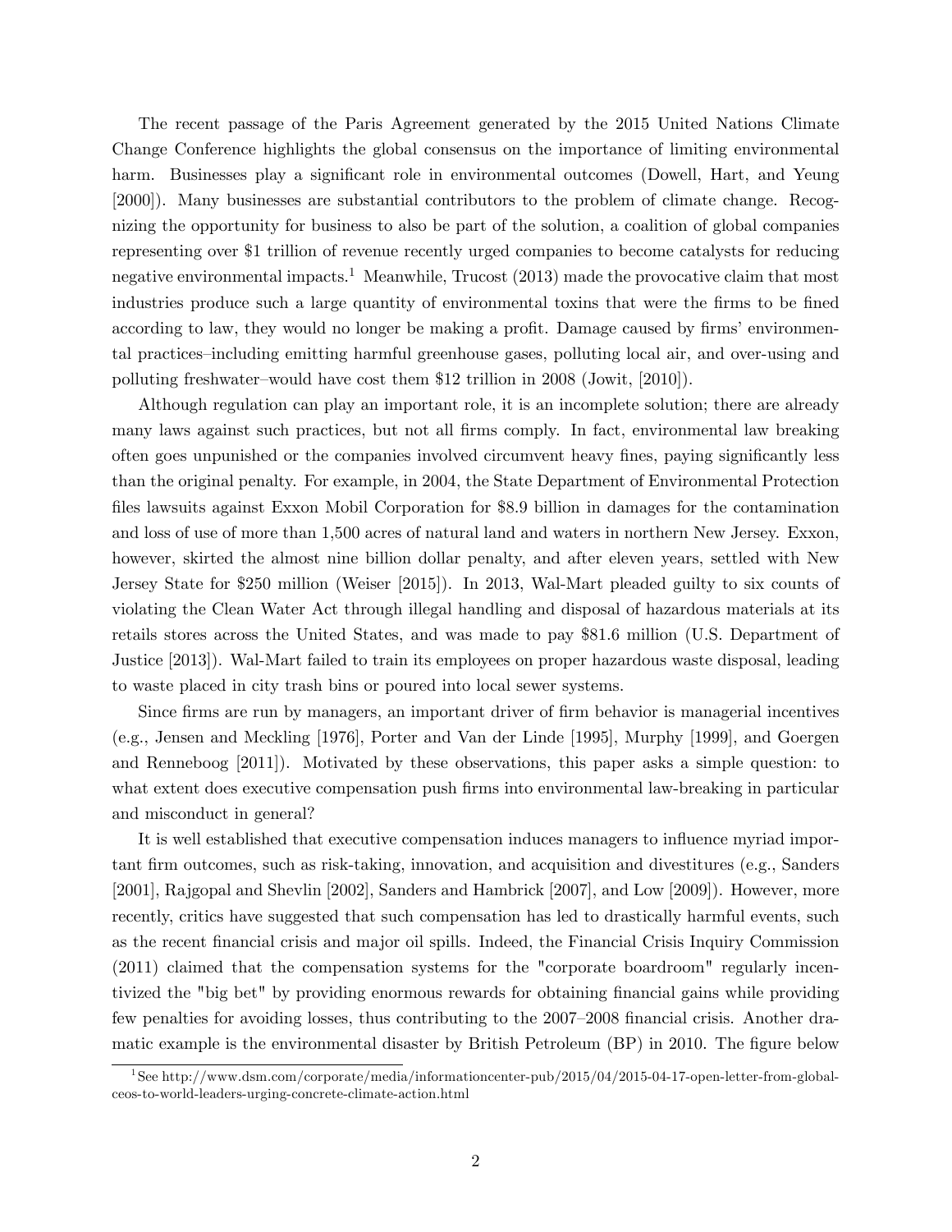The recent passage of the Paris Agreement generated by the 2015 United Nations Climate Change Conference highlights the global consensus on the importance of limiting environmental harm. Businesses play a significant role in environmental outcomes (Dowell, Hart, and Yeung [2000]). Many businesses are substantial contributors to the problem of climate change. Recognizing the opportunity for business to also be part of the solution, a coalition of global companies representing over $1 trillion of revenue recently urged companies to become catalysts for reducing negative environmental impacts.[1] Meanwhile, Trucost (2013) made the provocative claim that most industries produce such a large quantity of environmental toxins that were the firms to be fined according to law, they would no longer be making a profit. Damage caused by firms' environmental practices–including emitting harmful greenhouse gases, polluting local air, and over-using and polluting freshwater–would have cost them $12 trillion in 2008 (Jowit, [2010]).

Although regulation can play an important role, it is an incomplete solution; there are already many laws against such practices, but not all firms comply. In fact, environmental law breaking often goes unpunished or the companies involved circumvent heavy fines, paying significantly less than the original penalty. For example, in 2004, the State Department of Environmental Protection files lawsuits against Exxon Mobil Corporation for $8.9 billion in damages for the contamination and loss of use of more than 1,500 acres of natural land and waters in northern New Jersey. Exxon, however, skirted the almost nine billion dollar penalty, and after eleven years, settled with New Jersey State for $250 million (Weiser [2015]). In 2013, Wal-Mart pleaded guilty to six counts of violating the Clean Water Act through illegal handling and disposal of hazardous materials at its retails stores across the United States, and was made to pay $81.6 million (U.S. Department of Justice [2013]). Wal-Mart failed to train its employees on proper hazardous waste disposal, leading to waste placed in city trash bins or poured into local sewer systems.

Since firms are run by managers, an important driver of firm behavior is managerial incentives (e.g., Jensen and Meckling [1976], Porter and Van der Linde [1995], Murphy [1999], and Goergen and Renneboog [2011]). Motivated by these observations, this paper asks a simple question: to what extent does executive compensation push firms into environmental law-breaking in particular and misconduct in general?

It is well established that executive compensation induces managers to influence myriad important firm outcomes, such as risk-taking, innovation, and acquisition and divestitures (e.g., Sanders [2001], Rajgopal and Shevlin [2002], Sanders and Hambrick [2007], and Low [2009]). However, more recently, critics have suggested that such compensation has led to drastically harmful events, such as the recent financial crisis and major oil spills. Indeed, the Financial Crisis Inquiry Commission (2011) claimed that the compensation systems for the "corporate boardroom" regularly incentivized the "big bet" by providing enormous rewards for obtaining financial gains while providing few penalties for avoiding losses, thus contributing to the 2007–2008 financial crisis. Another dramatic example is the environmental disaster by British Petroleum (BP) in 2010. The figure below

[1] See http://www.dsm.com/corporate/media/informationcenter-pub/2015/04/2015-04-17-open-letter-from-global-ceos-to-world-leaders-urging-concrete-climate-action.html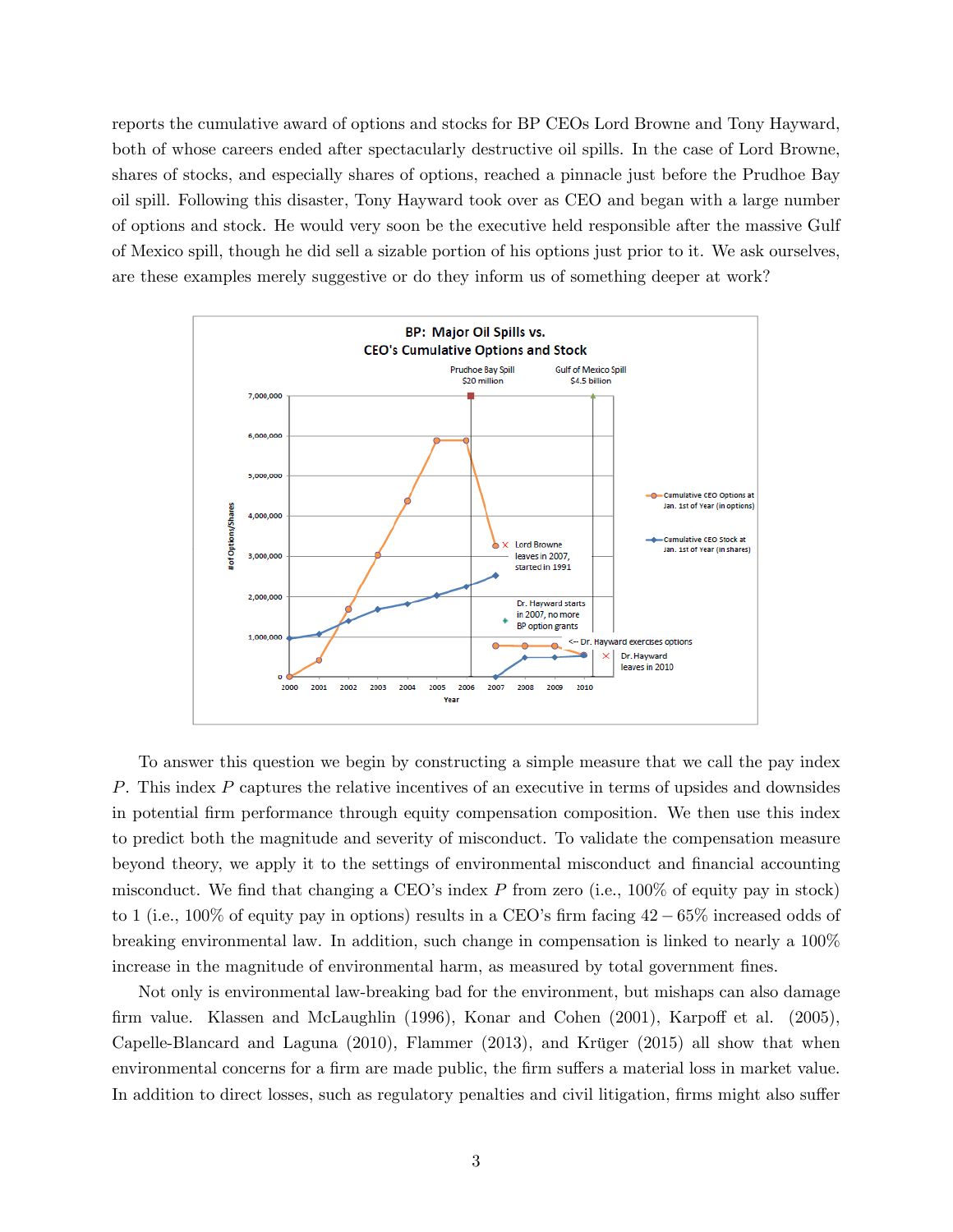reports the cumulative award of options and stocks for BP CEOs Lord Browne and Tony Hayward, both of whose careers ended after spectacularly destructive oil spills. In the case of Lord Browne, shares of stocks, and especially shares of options, reached a pinnacle just before the Prudhoe Bay oil spill. Following this disaster, Tony Hayward took over as CEO and began with a large number of options and stock. He would very soon be the executive held responsible after the massive Gulf of Mexico spill, though he did sell a sizable portion of his options just prior to it. We ask ourselves, are these examples merely suggestive or do they inform us of something deeper at work?

To answer this question we begin by constructing a simple measure that we call the pay index $P$. This index $P$ captures the relative incentives of an executive in terms of upsides and downsides in potential firm performance through equity compensation composition. We then use this index to predict both the magnitude and severity of misconduct. To validate the compensation measure beyond theory, we apply it to the settings of environmental misconduct and financial accounting misconduct. We find that changing a CEO's index $P$ from zero (i.e., 100% of equity pay in stock) to 1 (i.e., 100% of equity pay in options) results in a CEO's firm facing $42-65\%$ increased odds of breaking environmental law. In addition, such change in compensation is linked to nearly a 100% increase in the magnitude of environmental harm, as measured by total government fines.

Not only is environmental law-breaking bad for the environment, but mishaps can also damage firm value. Klassen and McLaughlin (1996), Konar and Cohen (2001), Karpoff et al. (2005), Capelle-Blancard and Laguna (2010), Flammer (2013), and Krüger (2015) all show that when environmental concerns for a firm are made public, the firm suffers a material loss in market value. In addition to direct losses, such as regulatory penalties and civil litigation, firms might also suffer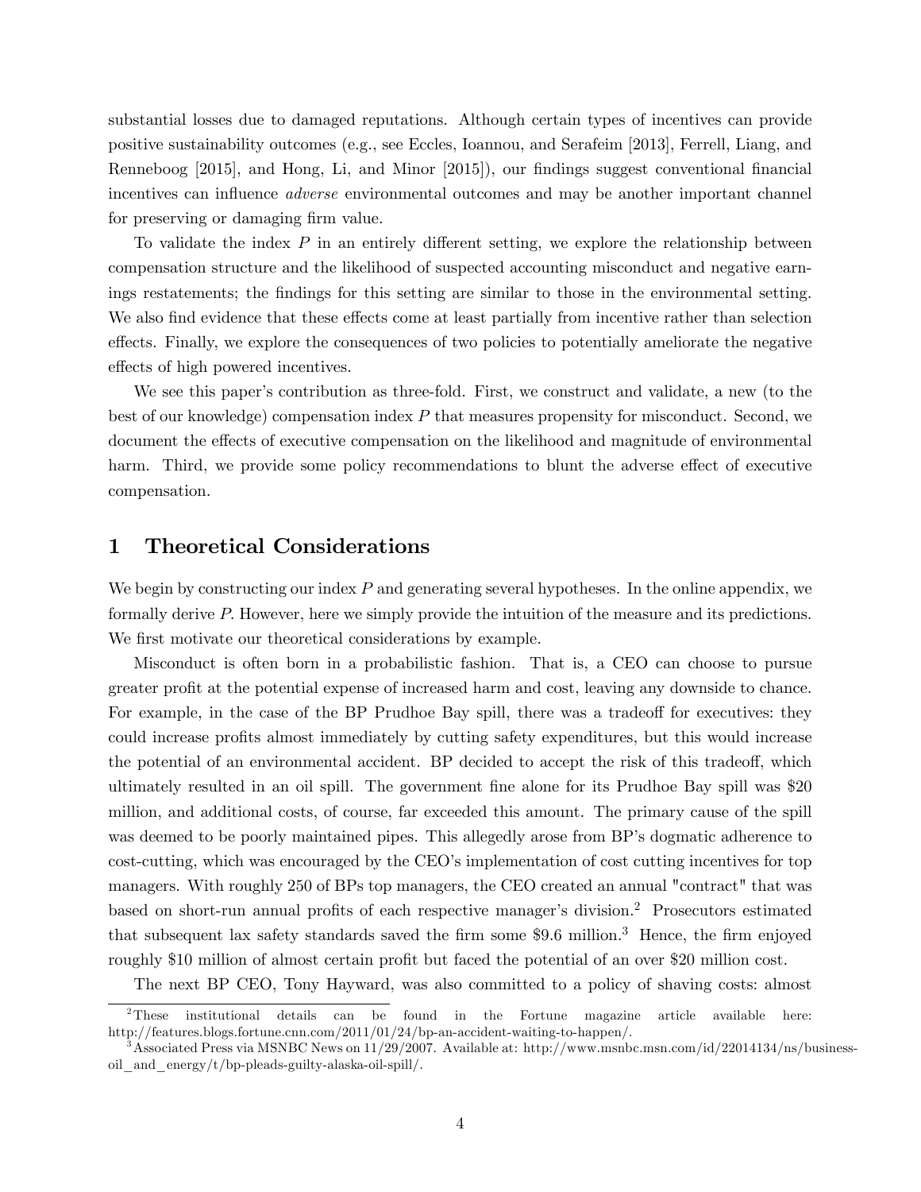substantial losses due to damaged reputations. Although certain types of incentives can provide positive sustainability outcomes (e.g., see Eccles, Ioannou, and Serafeim [2013], Ferrell, Liang, and Renneboog [2015], and Hong, Li, and Minor [2015]), our findings suggest conventional financial incentives can influence *adverse* environmental outcomes and may be another important channel for preserving or damaging firm value.

To validate the index $P$ in an entirely different setting, we explore the relationship between compensation structure and the likelihood of suspected accounting misconduct and negative earnings restatements; the findings for this setting are similar to those in the environmental setting. We also find evidence that these effects come at least partially from incentive rather than selection effects. Finally, we explore the consequences of two policies to potentially ameliorate the negative effects of high powered incentives.

We see this paper's contribution as three-fold. First, we construct and validate, a new (to the best of our knowledge) compensation index $P$ that measures propensity for misconduct. Second, we document the effects of executive compensation on the likelihood and magnitude of environmental harm. Third, we provide some policy recommendations to blunt the adverse effect of executive compensation.

# 1 Theoretical Considerations

We begin by constructing our index $P$ and generating several hypotheses. In the online appendix, we formally derive $P$. However, here we simply provide the intuition of the measure and its predictions. We first motivate our theoretical considerations by example.

Misconduct is often born in a probabilistic fashion. That is, a CEO can choose to pursue greater profit at the potential expense of increased harm and cost, leaving any downside to chance. For example, in the case of the BP Prudhoe Bay spill, there was a tradeoff for executives: they could increase profits almost immediately by cutting safety expenditures, but this would increase the potential of an environmental accident. BP decided to accept the risk of this tradeoff, which ultimately resulted in an oil spill. The government fine alone for its Prudhoe Bay spill was $20 million, and additional costs, of course, far exceeded this amount. The primary cause of the spill was deemed to be poorly maintained pipes. This allegedly arose from BP's dogmatic adherence to cost-cutting, which was encouraged by the CEO's implementation of cost cutting incentives for top managers. With roughly 250 of BPs top managers, the CEO created an annual "contract" that was based on short-run annual profits of each respective manager's division.[2] Prosecutors estimated that subsequent lax safety standards saved the firm some $9.6 million.[3] Hence, the firm enjoyed roughly $10 million of almost certain profit but faced the potential of an over $20 million cost.

The next BP CEO, Tony Hayward, was also committed to a policy of shaving costs: almost

[2] These institutional details can be found in the Fortune magazine article available here: http://features.blogs.fortune.cnn.com/2011/01/24/bp-an-accident-waiting-to-happen/.

[3] Associated Press via MSNBC News on 11/29/2007. Available at: http://www.msnbc.msn.com/id/22014134/ns/business-oil_and_energy/t/bp-pleads-guilty-alaska-oil-spill/.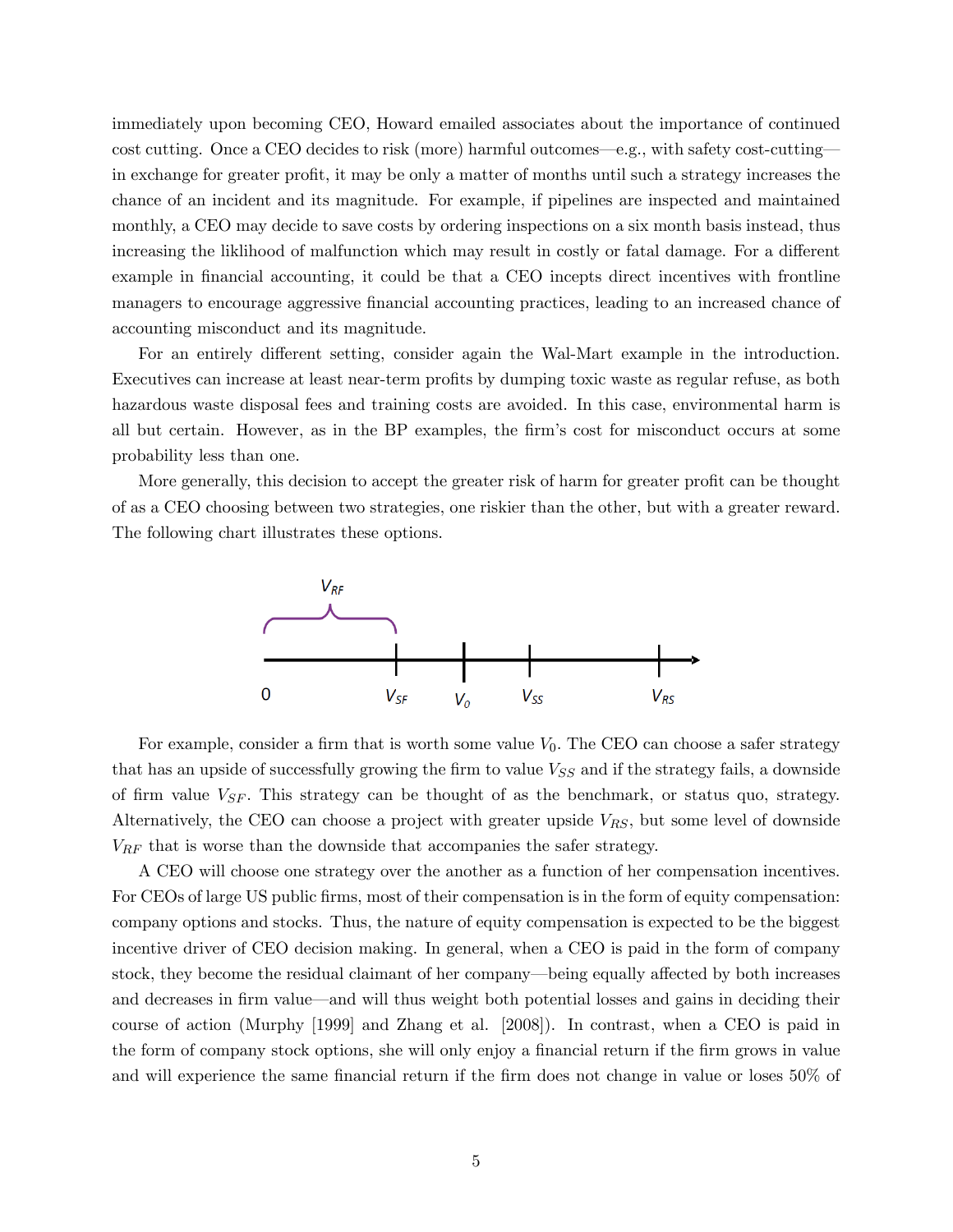immediately upon becoming CEO, Howard emailed associates about the importance of continued cost cutting. Once a CEO decides to risk (more) harmful outcomes—e.g., with safety cost-cutting—in exchange for greater profit, it may be only a matter of months until such a strategy increases the chance of an incident and its magnitude. For example, if pipelines are inspected and maintained monthly, a CEO may decide to save costs by ordering inspections on a six month basis instead, thus increasing the liklihood of malfunction which may result in costly or fatal damage. For a different example in financial accounting, it could be that a CEO incepts direct incentives with frontline managers to encourage aggressive financial accounting practices, leading to an increased chance of accounting misconduct and its magnitude.

For an entirely different setting, consider again the Wal-Mart example in the introduction. Executives can increase at least near-term profits by dumping toxic waste as regular refuse, as both hazardous waste disposal fees and training costs are avoided. In this case, environmental harm is all but certain. However, as in the BP examples, the firm's cost for misconduct occurs at some probability less than one.

More generally, this decision to accept the greater risk of harm for greater profit can be thought of as a CEO choosing between two strategies, one riskier than the other, but with a greater reward. The following chart illustrates these options.

$V_{RF}$

0 $V_{SF}$ $V_0$ $V_{SS}$ $V_{RS}$

For example, consider a firm that is worth some value $V_0$. The CEO can choose a safer strategy that has an upside of successfully growing the firm to value $V_{SS}$ and if the strategy fails, a downside of firm value $V_{SF}$. This strategy can be thought of as the benchmark, or status quo, strategy. Alternatively, the CEO can choose a project with greater upside $V_{RS}$, but some level of downside $V_{RF}$ that is worse than the downside that accompanies the safer strategy.

A CEO will choose one strategy over the another as a function of her compensation incentives. For CEOs of large US public firms, most of their compensation is in the form of equity compensation: company options and stocks. Thus, the nature of equity compensation is expected to be the biggest incentive driver of CEO decision making. In general, when a CEO is paid in the form of company stock, they become the residual claimant of her company—being equally affected by both increases and decreases in firm value—and will thus weight both potential losses and gains in deciding their course of action (Murphy [1999] and Zhang et al. [2008]). In contrast, when a CEO is paid in the form of company stock options, she will only enjoy a financial return if the firm grows in value and will experience the same financial return if the firm does not change in value or loses 50% of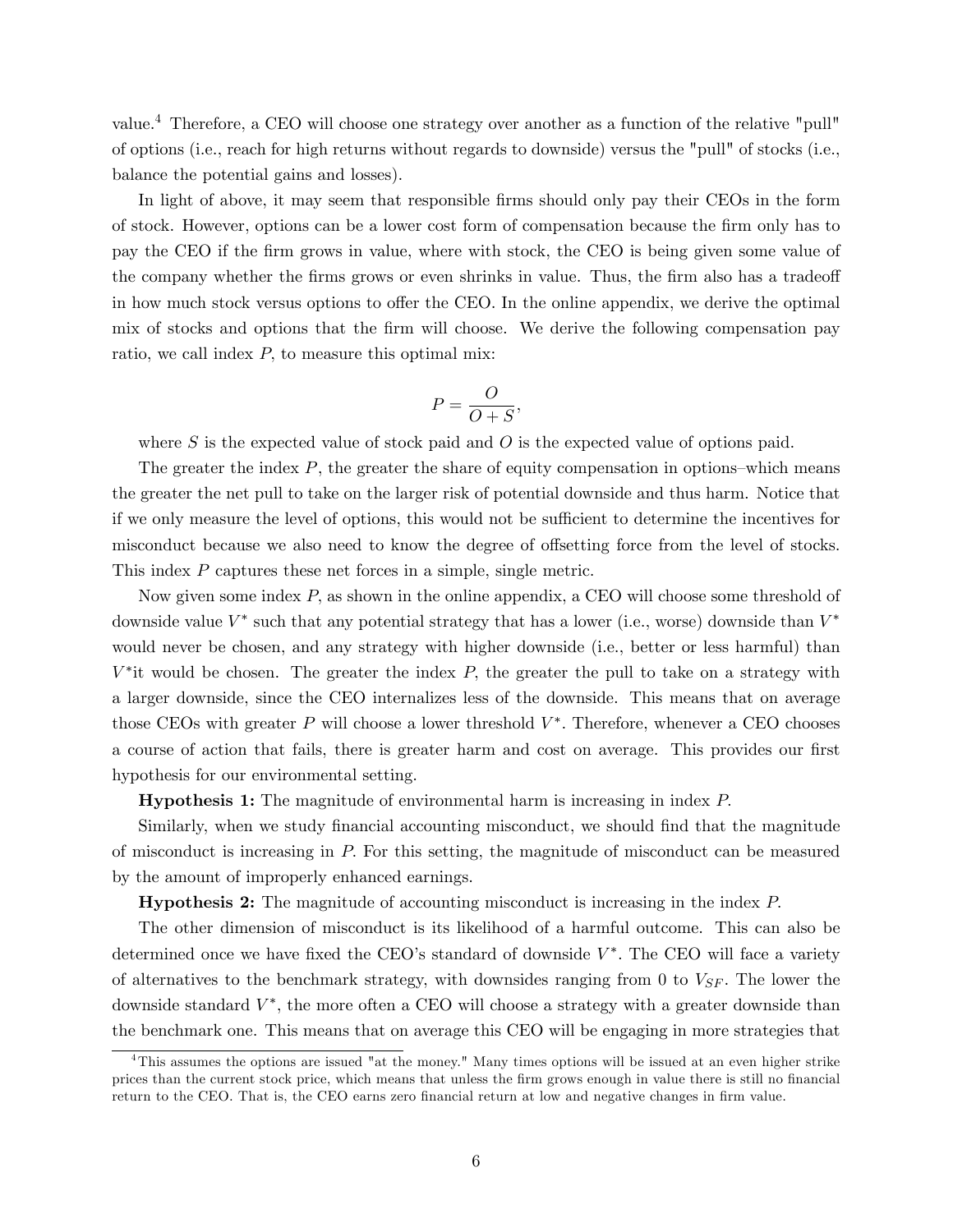value.[4] Therefore, a CEO will choose one strategy over another as a function of the relative "pull" of options (i.e., reach for high returns without regards to downside) versus the "pull" of stocks (i.e., balance the potential gains and losses).

In light of above, it may seem that responsible firms should only pay their CEOs in the form of stock. However, options can be a lower cost form of compensation because the firm only has to pay the CEO if the firm grows in value, where with stock, the CEO is being given some value of the company whether the firms grows or even shrinks in value. Thus, the firm also has a tradeoff in how much stock versus options to offer the CEO. In the online appendix, we derive the optimal mix of stocks and options that the firm will choose. We derive the following compensation pay ratio, we call index $P$, to measure this optimal mix:

$$P = \frac{O}{O + S},$$

where $S$ is the expected value of stock paid and $O$ is the expected value of options paid.

The greater the index $P$, the greater the share of equity compensation in options–which means the greater the net pull to take on the larger risk of potential downside and thus harm. Notice that if we only measure the level of options, this would not be sufficient to determine the incentives for misconduct because we also need to know the degree of offsetting force from the level of stocks. This index $P$ captures these net forces in a simple, single metric.

Now given some index $P$, as shown in the online appendix, a CEO will choose some threshold of downside value $V^*$ such that any potential strategy that has a lower (i.e., worse) downside than $V^*$ would never be chosen, and any strategy with higher downside (i.e., better or less harmful) than $V^*$it would be chosen. The greater the index $P$, the greater the pull to take on a strategy with a larger downside, since the CEO internalizes less of the downside. This means that on average those CEOs with greater $P$ will choose a lower threshold $V^*$. Therefore, whenever a CEO chooses a course of action that fails, there is greater harm and cost on average. This provides our first hypothesis for our environmental setting.

**Hypothesis 1:** The magnitude of environmental harm is increasing in index $P$.

Similarly, when we study financial accounting misconduct, we should find that the magnitude of misconduct is increasing in $P$. For this setting, the magnitude of misconduct can be measured by the amount of improperly enhanced earnings.

**Hypothesis 2:** The magnitude of accounting misconduct is increasing in the index $P$.

The other dimension of misconduct is its likelihood of a harmful outcome. This can also be determined once we have fixed the CEO's standard of downside $V^*$. The CEO will face a variety of alternatives to the benchmark strategy, with downsides ranging from 0 to $V_{SF}$. The lower the downside standard $V^*$, the more often a CEO will choose a strategy with a greater downside than the benchmark one. This means that on average this CEO will be engaging in more strategies that

[4] This assumes the options are issued "at the money." Many times options will be issued at an even higher strike prices than the current stock price, which means that unless the firm grows enough in value there is still no financial return to the CEO. That is, the CEO earns zero financial return at low and negative changes in firm value.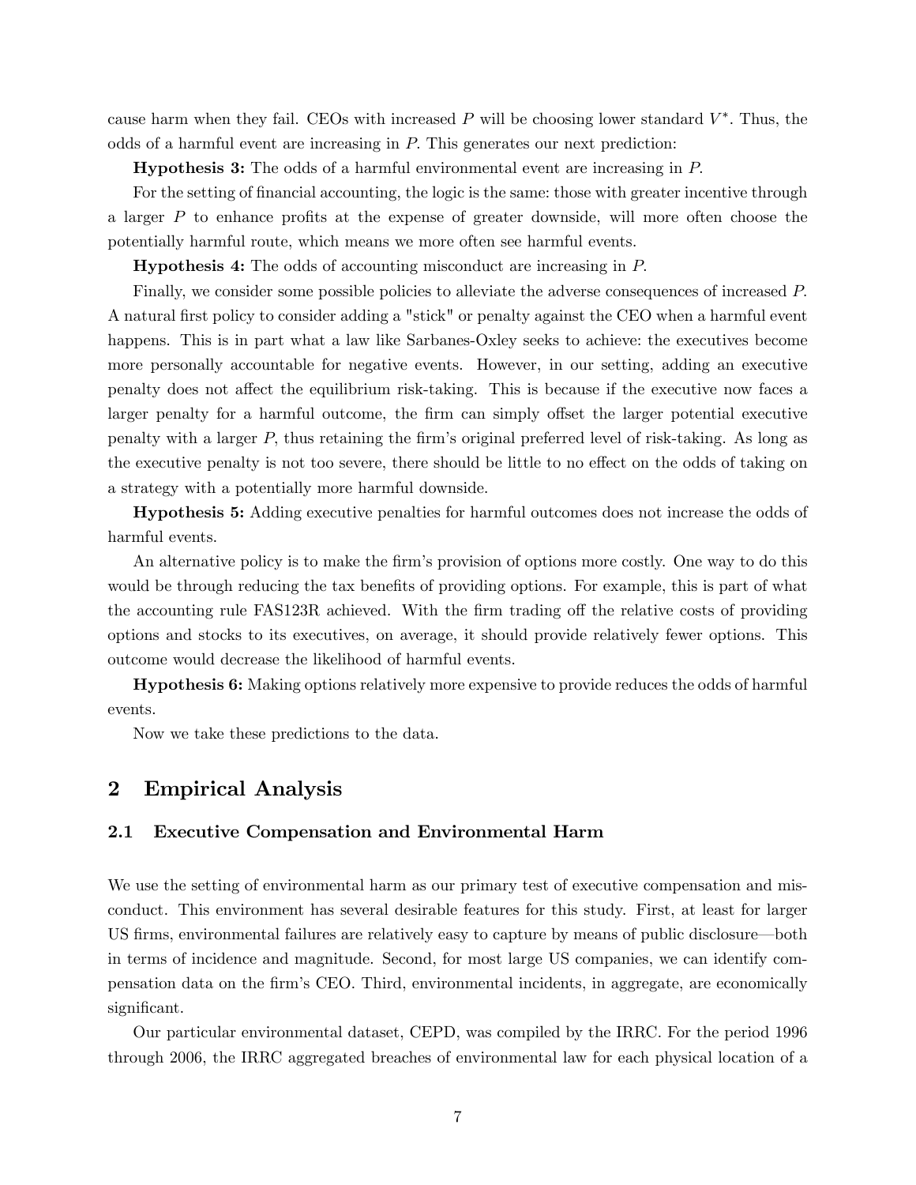cause harm when they fail. CEOs with increased $P$ will be choosing lower standard $V^*$. Thus, the odds of a harmful event are increasing in $P$. This generates our next prediction:

**Hypothesis 3:** The odds of a harmful environmental event are increasing in $P$.

For the setting of financial accounting, the logic is the same: those with greater incentive through a larger $P$ to enhance profits at the expense of greater downside, will more often choose the potentially harmful route, which means we more often see harmful events.

**Hypothesis 4:** The odds of accounting misconduct are increasing in $P$.

Finally, we consider some possible policies to alleviate the adverse consequences of increased $P$. A natural first policy to consider adding a "stick" or penalty against the CEO when a harmful event happens. This is in part what a law like Sarbanes-Oxley seeks to achieve: the executives become more personally accountable for negative events. However, in our setting, adding an executive penalty does not affect the equilibrium risk-taking. This is because if the executive now faces a larger penalty for a harmful outcome, the firm can simply offset the larger potential executive penalty with a larger $P$, thus retaining the firm's original preferred level of risk-taking. As long as the executive penalty is not too severe, there should be little to no effect on the odds of taking on a strategy with a potentially more harmful downside.

**Hypothesis 5:** Adding executive penalties for harmful outcomes does not increase the odds of harmful events.

An alternative policy is to make the firm's provision of options more costly. One way to do this would be through reducing the tax benefits of providing options. For example, this is part of what the accounting rule FAS123R achieved. With the firm trading off the relative costs of providing options and stocks to its executives, on average, it should provide relatively fewer options. This outcome would decrease the likelihood of harmful events.

**Hypothesis 6:** Making options relatively more expensive to provide reduces the odds of harmful events.

Now we take these predictions to the data.

# 2 Empirical Analysis

## 2.1 Executive Compensation and Environmental Harm

We use the setting of environmental harm as our primary test of executive compensation and misconduct. This environment has several desirable features for this study. First, at least for larger US firms, environmental failures are relatively easy to capture by means of public disclosure—both in terms of incidence and magnitude. Second, for most large US companies, we can identify compensation data on the firm's CEO. Third, environmental incidents, in aggregate, are economically significant.

Our particular environmental dataset, CEPD, was compiled by the IRRC. For the period 1996 through 2006, the IRRC aggregated breaches of environmental law for each physical location of a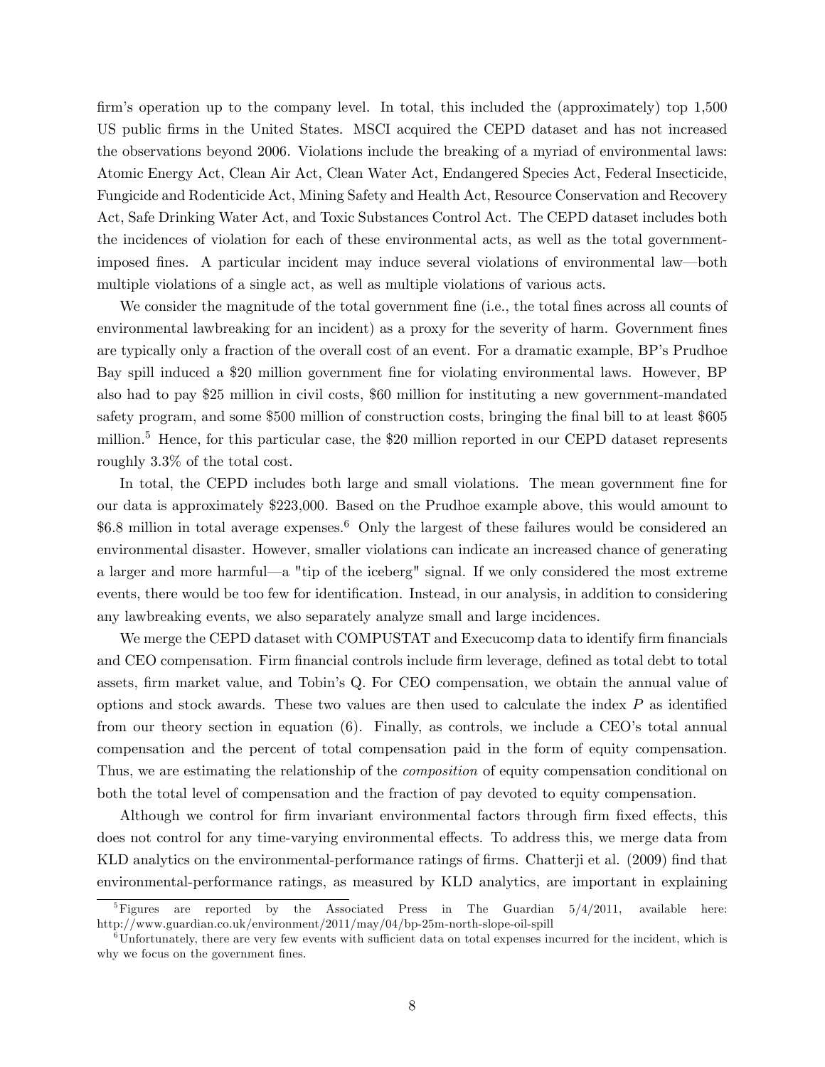firm's operation up to the company level. In total, this included the (approximately) top 1,500 US public firms in the United States. MSCI acquired the CEPD dataset and has not increased the observations beyond 2006. Violations include the breaking of a myriad of environmental laws: Atomic Energy Act, Clean Air Act, Clean Water Act, Endangered Species Act, Federal Insecticide, Fungicide and Rodenticide Act, Mining Safety and Health Act, Resource Conservation and Recovery Act, Safe Drinking Water Act, and Toxic Substances Control Act. The CEPD dataset includes both the incidences of violation for each of these environmental acts, as well as the total government-imposed fines. A particular incident may induce several violations of environmental law—both multiple violations of a single act, as well as multiple violations of various acts.

We consider the magnitude of the total government fine (i.e., the total fines across all counts of environmental lawbreaking for an incident) as a proxy for the severity of harm. Government fines are typically only a fraction of the overall cost of an event. For a dramatic example, BP's Prudhoe Bay spill induced a \$20 million government fine for violating environmental laws. However, BP also had to pay \$25 million in civil costs, \$60 million for instituting a new government-mandated safety program, and some \$500 million of construction costs, bringing the final bill to at least \$605 million.[5] Hence, for this particular case, the \$20 million reported in our CEPD dataset represents roughly 3.3% of the total cost.

In total, the CEPD includes both large and small violations. The mean government fine for our data is approximately \$223,000. Based on the Prudhoe example above, this would amount to \$6.8 million in total average expenses.[6] Only the largest of these failures would be considered an environmental disaster. However, smaller violations can indicate an increased chance of generating a larger and more harmful—a "tip of the iceberg" signal. If we only considered the most extreme events, there would be too few for identification. Instead, in our analysis, in addition to considering any lawbreaking events, we also separately analyze small and large incidences.

We merge the CEPD dataset with COMPUSTAT and Execucomp data to identify firm financials and CEO compensation. Firm financial controls include firm leverage, defined as total debt to total assets, firm market value, and Tobin's Q. For CEO compensation, we obtain the annual value of options and stock awards. These two values are then used to calculate the index $P$ as identified from our theory section in equation (6). Finally, as controls, we include a CEO's total annual compensation and the percent of total compensation paid in the form of equity compensation. Thus, we are estimating the relationship of the *composition* of equity compensation conditional on both the total level of compensation and the fraction of pay devoted to equity compensation.

Although we control for firm invariant environmental factors through firm fixed effects, this does not control for any time-varying environmental effects. To address this, we merge data from KLD analytics on the environmental-performance ratings of firms. Chatterji et al. (2009) find that environmental-performance ratings, as measured by KLD analytics, are important in explaining

[5] Figures are reported by the Associated Press in The Guardian 5/4/2011, available here: http://www.guardian.co.uk/environment/2011/may/04/bp-25m-north-slope-oil-spill

[6] Unfortunately, there are very few events with sufficient data on total expenses incurred for the incident, which is why we focus on the government fines.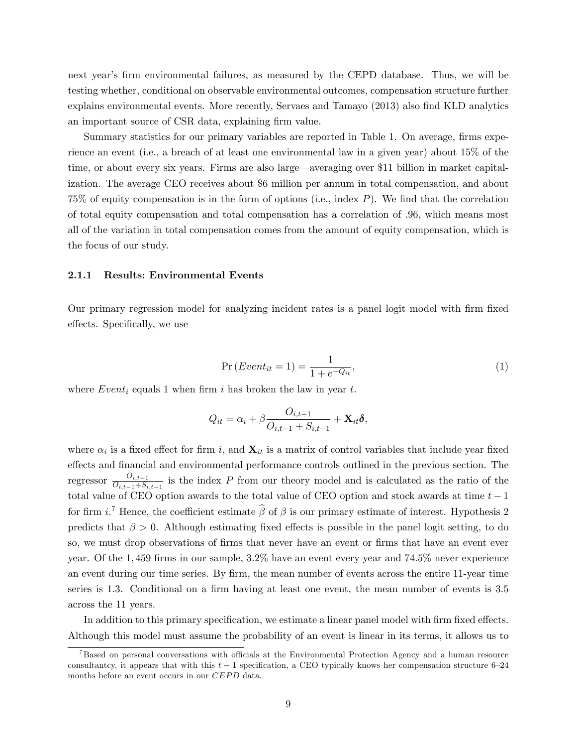next year's firm environmental failures, as measured by the CEPD database. Thus, we will be testing whether, conditional on observable environmental outcomes, compensation structure further explains environmental events. More recently, Servaes and Tamayo (2013) also find KLD analytics an important source of CSR data, explaining firm value.

Summary statistics for our primary variables are reported in Table 1. On average, firms experience an event (i.e., a breach of at least one environmental law in a given year) about 15% of the time, or about every six years. Firms are also large—averaging over \$11 billion in market capitalization. The average CEO receives about \$6 million per annum in total compensation, and about 75% of equity compensation is in the form of options (i.e., index $P$). We find that the correlation of total equity compensation and total compensation has a correlation of .96, which means most all of the variation in total compensation comes from the amount of equity compensation, which is the focus of our study.

### 2.1.1 Results: Environmental Events

Our primary regression model for analyzing incident rates is a panel logit model with firm fixed effects. Specifically, we use

$$\Pr\left(Event_{it} = 1\right) = \frac{1}{1 + e^{-Q_{it}}}, \tag{1}$$

where $Event_i$ equals 1 when firm $i$ has broken the law in year $t$.

$$Q_{it} = \alpha_i + \beta \frac{O_{i,t-1}}{O_{i,t-1} + S_{i,t-1}} + \mathbf{X}_{it}\boldsymbol{\delta},$$

where $\alpha_i$ is a fixed effect for firm $i$, and $\mathbf{X}_{it}$ is a matrix of control variables that include year fixed effects and financial and environmental performance controls outlined in the previous section. The regressor $\frac{O_{i,t-1}}{O_{i,t-1}+S_{i,t-1}}$ is the index $P$ from our theory model and is calculated as the ratio of the total value of CEO option awards to the total value of CEO option and stock awards at time $t-1$ for firm $i$.[7] Hence, the coefficient estimate $\widehat{\beta}$ of $\beta$ is our primary estimate of interest. Hypothesis 2 predicts that $\beta > 0$. Although estimating fixed effects is possible in the panel logit setting, to do so, we must drop observations of firms that never have an event or firms that have an event ever year. Of the 1,459 firms in our sample, 3.2% have an event every year and 74.5% never experience an event during our time series. By firm, the mean number of events across the entire 11-year time series is 1.3. Conditional on a firm having at least one event, the mean number of events is 3.5 across the 11 years.

In addition to this primary specification, we estimate a linear panel model with firm fixed effects. Although this model must assume the probability of an event is linear in its terms, it allows us to

[7] Based on personal conversations with officials at the Environmental Protection Agency and a human resource consultantcy, it appears that with this $t-1$ specification, a CEO typically knows her compensation structure 6–24 months before an event occurs in our *CEPD* data.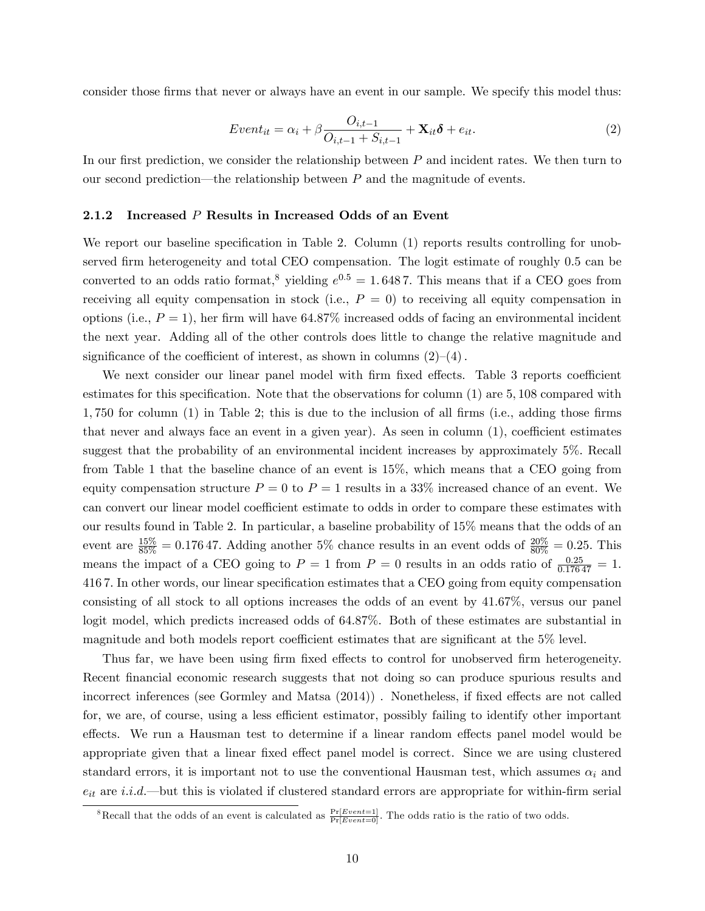consider those firms that never or always have an event in our sample. We specify this model thus:

$$Event_{it} = \alpha_i + \beta \frac{O_{i,t-1}}{O_{i,t-1} + S_{i,t-1}} + \mathbf{X}_{it}\boldsymbol{\delta} + e_{it}. \tag{2}$$

In our first prediction, we consider the relationship between $P$ and incident rates. We then turn to our second prediction—the relationship between $P$ and the magnitude of events.

### 2.1.2 Increased $P$ Results in Increased Odds of an Event

We report our baseline specification in Table 2. Column (1) reports results controlling for unobserved firm heterogeneity and total CEO compensation. The logit estimate of roughly 0.5 can be converted to an odds ratio format,[8] yielding $e^{0.5} = 1.6487$. This means that if a CEO goes from receiving all equity compensation in stock (i.e., $P = 0$) to receiving all equity compensation in options (i.e., $P = 1$), her firm will have 64.87% increased odds of facing an environmental incident the next year. Adding all of the other controls does little to change the relative magnitude and significance of the coefficient of interest, as shown in columns (2)–(4).

We next consider our linear panel model with firm fixed effects. Table 3 reports coefficient estimates for this specification. Note that the observations for column (1) are 5,108 compared with 1,750 for column (1) in Table 2; this is due to the inclusion of all firms (i.e., adding those firms that never and always face an event in a given year). As seen in column (1), coefficient estimates suggest that the probability of an environmental incident increases by approximately 5%. Recall from Table 1 that the baseline chance of an event is 15%, which means that a CEO going from equity compensation structure $P = 0$ to $P = 1$ results in a 33% increased chance of an event. We can convert our linear model coefficient estimate to odds in order to compare these estimates with our results found in Table 2. In particular, a baseline probability of 15% means that the odds of an event are $\frac{15\%}{85\%} = 0.17647$. Adding another 5% chance results in an event odds of $\frac{20\%}{80\%} = 0.25$. This means the impact of a CEO going to $P = 1$ from $P = 0$ results in an odds ratio of $\frac{0.25}{0.17647} = 1.4167$. In other words, our linear specification estimates that a CEO going from equity compensation consisting of all stock to all options increases the odds of an event by 41.67%, versus our panel logit model, which predicts increased odds of 64.87%. Both of these estimates are substantial in magnitude and both models report coefficient estimates that are significant at the 5% level.

Thus far, we have been using firm fixed effects to control for unobserved firm heterogeneity. Recent financial economic research suggests that not doing so can produce spurious results and incorrect inferences (see Gormley and Matsa (2014)). Nonetheless, if fixed effects are not called for, we are, of course, using a less efficient estimator, possibly failing to identify other important effects. We run a Hausman test to determine if a linear random effects panel model would be appropriate given that a linear fixed effect panel model is correct. Since we are using clustered standard errors, it is important not to use the conventional Hausman test, which assumes $\alpha_i$ and $e_{it}$ are *i.i.d.*—but this is violated if clustered standard errors are appropriate for within-firm serial

[8] Recall that the odds of an event is calculated as $\frac{\Pr[Event=1]}{\Pr[Event=0]}$. The odds ratio is the ratio of two odds.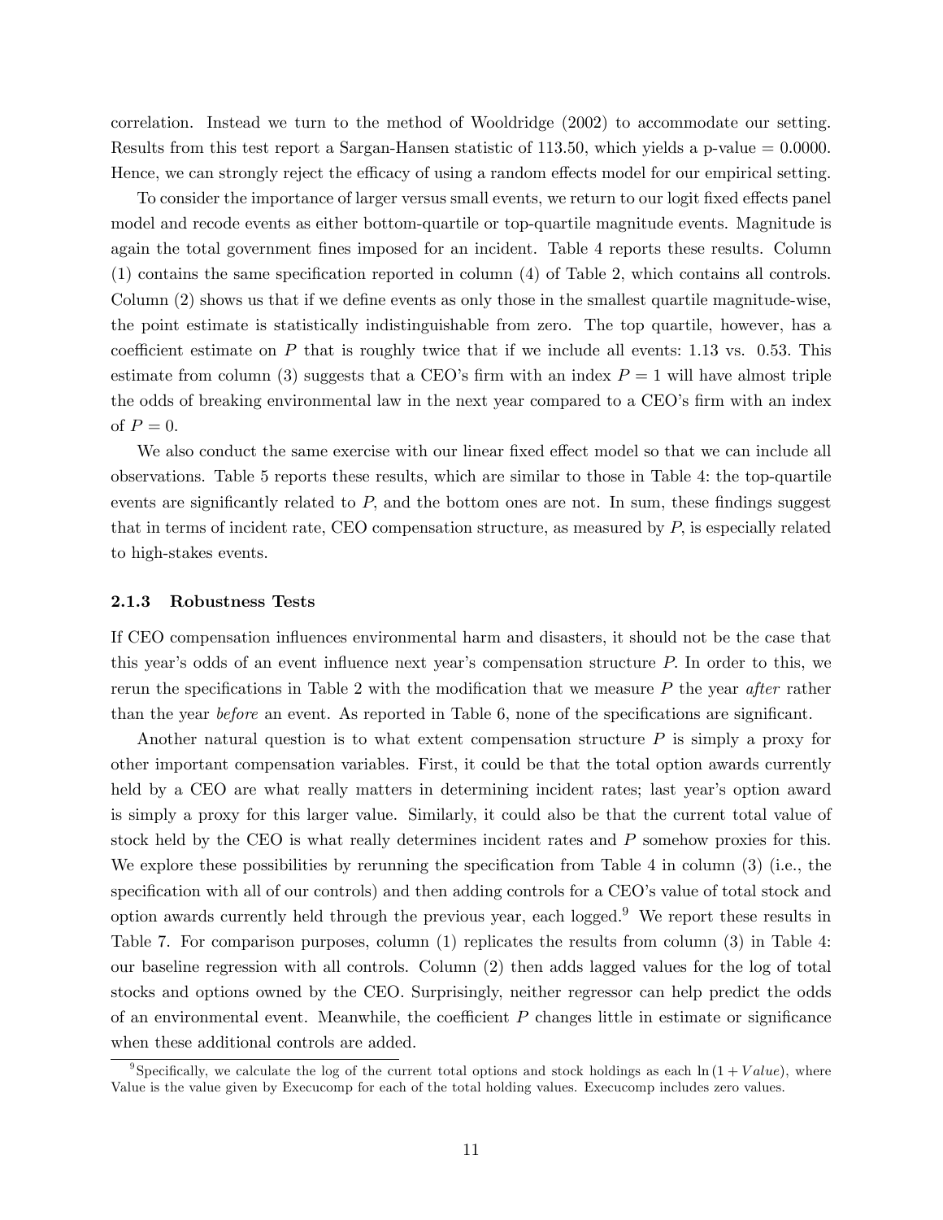correlation. Instead we turn to the method of Wooldridge (2002) to accommodate our setting. Results from this test report a Sargan-Hansen statistic of 113.50, which yields a p-value = 0.0000. Hence, we can strongly reject the efficacy of using a random effects model for our empirical setting.

To consider the importance of larger versus small events, we return to our logit fixed effects panel model and recode events as either bottom-quartile or top-quartile magnitude events. Magnitude is again the total government fines imposed for an incident. Table 4 reports these results. Column (1) contains the same specification reported in column (4) of Table 2, which contains all controls. Column (2) shows us that if we define events as only those in the smallest quartile magnitude-wise, the point estimate is statistically indistinguishable from zero. The top quartile, however, has a coefficient estimate on $P$ that is roughly twice that if we include all events: 1.13 vs. 0.53. This estimate from column (3) suggests that a CEO's firm with an index $P = 1$ will have almost triple the odds of breaking environmental law in the next year compared to a CEO's firm with an index of $P = 0$.

We also conduct the same exercise with our linear fixed effect model so that we can include all observations. Table 5 reports these results, which are similar to those in Table 4: the top-quartile events are significantly related to $P$, and the bottom ones are not. In sum, these findings suggest that in terms of incident rate, CEO compensation structure, as measured by $P$, is especially related to high-stakes events.

### 2.1.3 Robustness Tests

If CEO compensation influences environmental harm and disasters, it should not be the case that this year's odds of an event influence next year's compensation structure $P$. In order to this, we rerun the specifications in Table 2 with the modification that we measure $P$ the year *after* rather than the year *before* an event. As reported in Table 6, none of the specifications are significant.

Another natural question is to what extent compensation structure $P$ is simply a proxy for other important compensation variables. First, it could be that the total option awards currently held by a CEO are what really matters in determining incident rates; last year's option award is simply a proxy for this larger value. Similarly, it could also be that the current total value of stock held by the CEO is what really determines incident rates and $P$ somehow proxies for this. We explore these possibilities by rerunning the specification from Table 4 in column (3) (i.e., the specification with all of our controls) and then adding controls for a CEO's value of total stock and option awards currently held through the previous year, each logged.[9] We report these results in Table 7. For comparison purposes, column (1) replicates the results from column (3) in Table 4: our baseline regression with all controls. Column (2) then adds lagged values for the log of total stocks and options owned by the CEO. Surprisingly, neither regressor can help predict the odds of an environmental event. Meanwhile, the coefficient $P$ changes little in estimate or significance when these additional controls are added.

[9] Specifically, we calculate the log of the current total options and stock holdings as each $\ln(1 + Value)$, where Value is the value given by Execucomp for each of the total holding values. Execucomp includes zero values.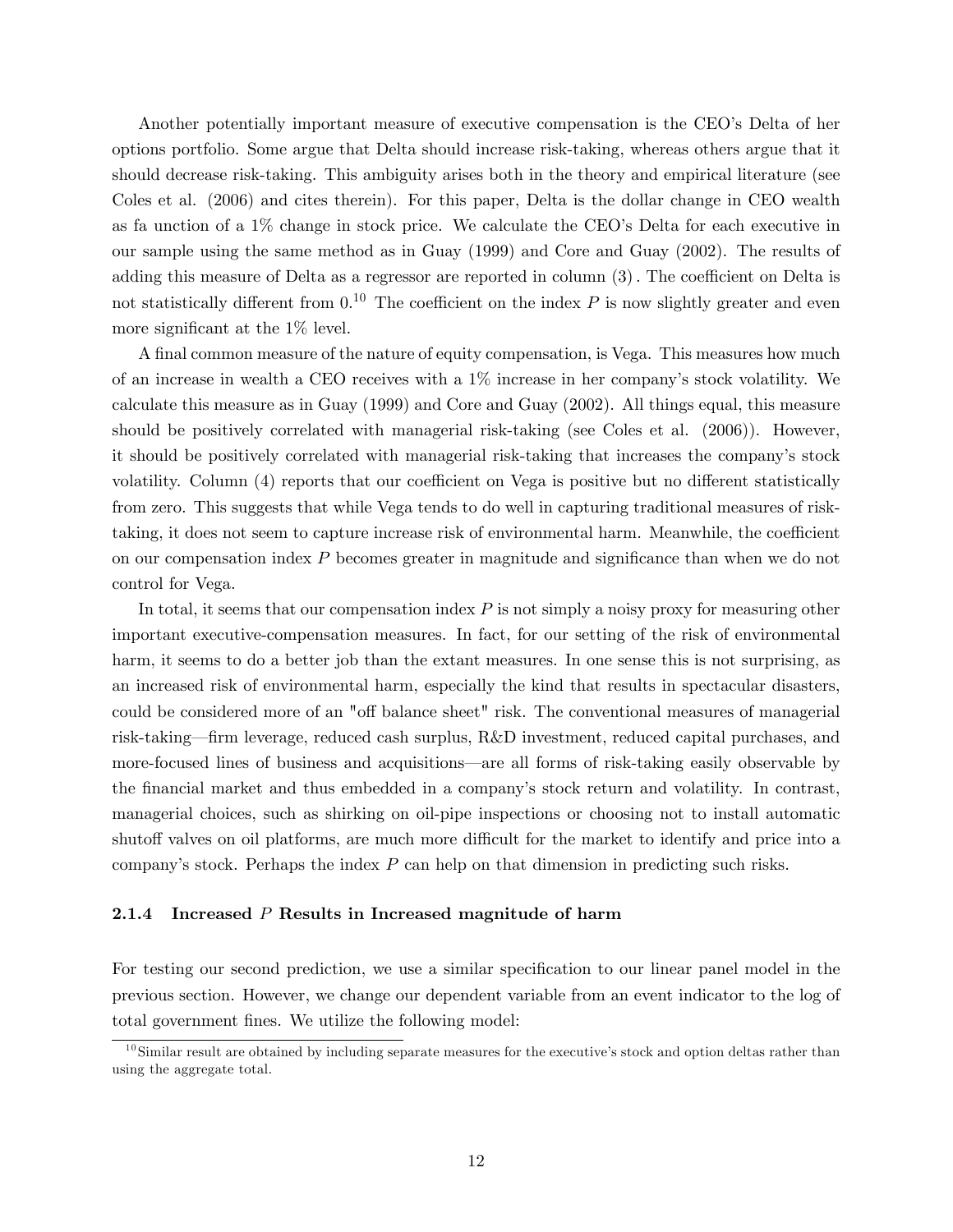Another potentially important measure of executive compensation is the CEO's Delta of her options portfolio. Some argue that Delta should increase risk-taking, whereas others argue that it should decrease risk-taking. This ambiguity arises both in the theory and empirical literature (see Coles et al. (2006) and cites therein). For this paper, Delta is the dollar change in CEO wealth as fa unction of a 1% change in stock price. We calculate the CEO's Delta for each executive in our sample using the same method as in Guay (1999) and Core and Guay (2002). The results of adding this measure of Delta as a regressor are reported in column (3) . The coefficient on Delta is not statistically different from 0.[10] The coefficient on the index $P$ is now slightly greater and even more significant at the 1% level.

A final common measure of the nature of equity compensation, is Vega. This measures how much of an increase in wealth a CEO receives with a 1% increase in her company's stock volatility. We calculate this measure as in Guay (1999) and Core and Guay (2002). All things equal, this measure should be positively correlated with managerial risk-taking (see Coles et al. (2006)). However, it should be positively correlated with managerial risk-taking that increases the company's stock volatility. Column (4) reports that our coefficient on Vega is positive but no different statistically from zero. This suggests that while Vega tends to do well in capturing traditional measures of risk-taking, it does not seem to capture increase risk of environmental harm. Meanwhile, the coefficient on our compensation index $P$ becomes greater in magnitude and significance than when we do not control for Vega.

In total, it seems that our compensation index $P$ is not simply a noisy proxy for measuring other important executive-compensation measures. In fact, for our setting of the risk of environmental harm, it seems to do a better job than the extant measures. In one sense this is not surprising, as an increased risk of environmental harm, especially the kind that results in spectacular disasters, could be considered more of an "off balance sheet" risk. The conventional measures of managerial risk-taking—firm leverage, reduced cash surplus, R&D investment, reduced capital purchases, and more-focused lines of business and acquisitions—are all forms of risk-taking easily observable by the financial market and thus embedded in a company's stock return and volatility. In contrast, managerial choices, such as shirking on oil-pipe inspections or choosing not to install automatic shutoff valves on oil platforms, are much more difficult for the market to identify and price into a company's stock. Perhaps the index $P$ can help on that dimension in predicting such risks.

### 2.1.4 Increased $P$ Results in Increased magnitude of harm

For testing our second prediction, we use a similar specification to our linear panel model in the previous section. However, we change our dependent variable from an event indicator to the log of total government fines. We utilize the following model:

[10] Similar result are obtained by including separate measures for the executive's stock and option deltas rather than using the aggregate total.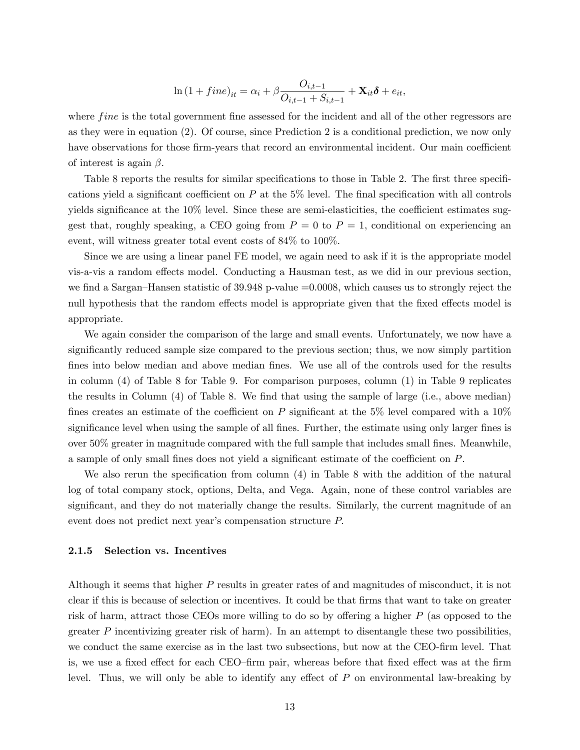$$\ln(1+fine)_{it} = \alpha_i + \beta \frac{O_{i,t-1}}{O_{i,t-1}+S_{i,t-1}} + \mathbf{X}_{it}\boldsymbol{\delta} + e_{it},$$

where $fine$ is the total government fine assessed for the incident and all of the other regressors are as they were in equation (2). Of course, since Prediction 2 is a conditional prediction, we now only have observations for those firm-years that record an environmental incident. Our main coefficient of interest is again $\beta$.

Table 8 reports the results for similar specifications to those in Table 2. The first three specifications yield a significant coefficient on $P$ at the 5% level. The final specification with all controls yields significance at the 10% level. Since these are semi-elasticities, the coefficient estimates suggest that, roughly speaking, a CEO going from $P = 0$ to $P = 1$, conditional on experiencing an event, will witness greater total event costs of 84% to 100%.

Since we are using a linear panel FE model, we again need to ask if it is the appropriate model vis-a-vis a random effects model. Conducting a Hausman test, as we did in our previous section, we find a Sargan–Hansen statistic of 39.948 p-value =0.0008, which causes us to strongly reject the null hypothesis that the random effects model is appropriate given that the fixed effects model is appropriate.

We again consider the comparison of the large and small events. Unfortunately, we now have a significantly reduced sample size compared to the previous section; thus, we now simply partition fines into below median and above median fines. We use all of the controls used for the results in column (4) of Table 8 for Table 9. For comparison purposes, column (1) in Table 9 replicates the results in Column (4) of Table 8. We find that using the sample of large (i.e., above median) fines creates an estimate of the coefficient on $P$ significant at the 5% level compared with a 10% significance level when using the sample of all fines. Further, the estimate using only larger fines is over 50% greater in magnitude compared with the full sample that includes small fines. Meanwhile, a sample of only small fines does not yield a significant estimate of the coefficient on $P$.

We also rerun the specification from column (4) in Table 8 with the addition of the natural log of total company stock, options, Delta, and Vega. Again, none of these control variables are significant, and they do not materially change the results. Similarly, the current magnitude of an event does not predict next year's compensation structure $P$.

#### 2.1.5 Selection vs. Incentives

Although it seems that higher $P$ results in greater rates of and magnitudes of misconduct, it is not clear if this is because of selection or incentives. It could be that firms that want to take on greater risk of harm, attract those CEOs more willing to do so by offering a higher $P$ (as opposed to the greater $P$ incentivizing greater risk of harm). In an attempt to disentangle these two possibilities, we conduct the same exercise as in the last two subsections, but now at the CEO-firm level. That is, we use a fixed effect for each CEO–firm pair, whereas before that fixed effect was at the firm level. Thus, we will only be able to identify any effect of $P$ on environmental law-breaking by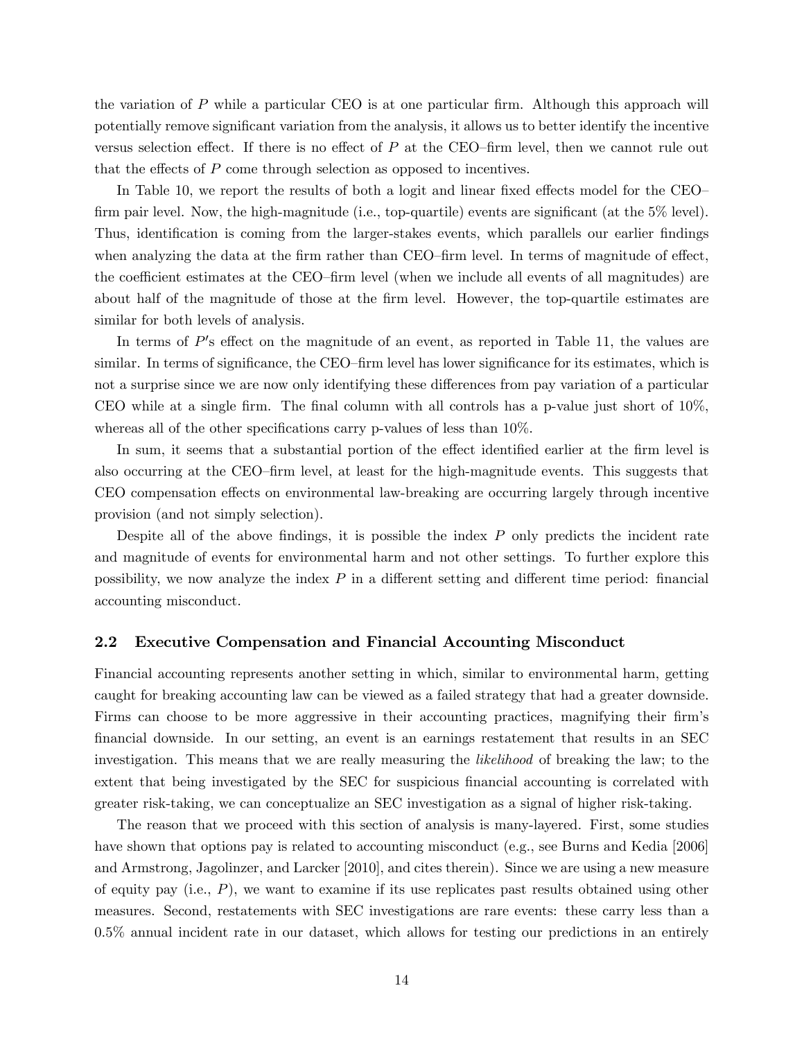the variation of $P$ while a particular CEO is at one particular firm. Although this approach will potentially remove significant variation from the analysis, it allows us to better identify the incentive versus selection effect. If there is no effect of $P$ at the CEO–firm level, then we cannot rule out that the effects of $P$ come through selection as opposed to incentives.

In Table 10, we report the results of both a logit and linear fixed effects model for the CEO–firm pair level. Now, the high-magnitude (i.e., top-quartile) events are significant (at the 5% level). Thus, identification is coming from the larger-stakes events, which parallels our earlier findings when analyzing the data at the firm rather than CEO–firm level. In terms of magnitude of effect, the coefficient estimates at the CEO–firm level (when we include all events of all magnitudes) are about half of the magnitude of those at the firm level. However, the top-quartile estimates are similar for both levels of analysis.

In terms of $P$'s effect on the magnitude of an event, as reported in Table 11, the values are similar. In terms of significance, the CEO–firm level has lower significance for its estimates, which is not a surprise since we are now only identifying these differences from pay variation of a particular CEO while at a single firm. The final column with all controls has a p-value just short of 10%, whereas all of the other specifications carry p-values of less than 10%.

In sum, it seems that a substantial portion of the effect identified earlier at the firm level is also occurring at the CEO–firm level, at least for the high-magnitude events. This suggests that CEO compensation effects on environmental law-breaking are occurring largely through incentive provision (and not simply selection).

Despite all of the above findings, it is possible the index $P$ only predicts the incident rate and magnitude of events for environmental harm and not other settings. To further explore this possibility, we now analyze the index $P$ in a different setting and different time period: financial accounting misconduct.

## 2.2 Executive Compensation and Financial Accounting Misconduct

Financial accounting represents another setting in which, similar to environmental harm, getting caught for breaking accounting law can be viewed as a failed strategy that had a greater downside. Firms can choose to be more aggressive in their accounting practices, magnifying their firm's financial downside. In our setting, an event is an earnings restatement that results in an SEC investigation. This means that we are really measuring the *likelihood* of breaking the law; to the extent that being investigated by the SEC for suspicious financial accounting is correlated with greater risk-taking, we can conceptualize an SEC investigation as a signal of higher risk-taking.

The reason that we proceed with this section of analysis is many-layered. First, some studies have shown that options pay is related to accounting misconduct (e.g., see Burns and Kedia [2006] and Armstrong, Jagolinzer, and Larcker [2010], and cites therein). Since we are using a new measure of equity pay (i.e., $P$), we want to examine if its use replicates past results obtained using other measures. Second, restatements with SEC investigations are rare events: these carry less than a 0.5% annual incident rate in our dataset, which allows for testing our predictions in an entirely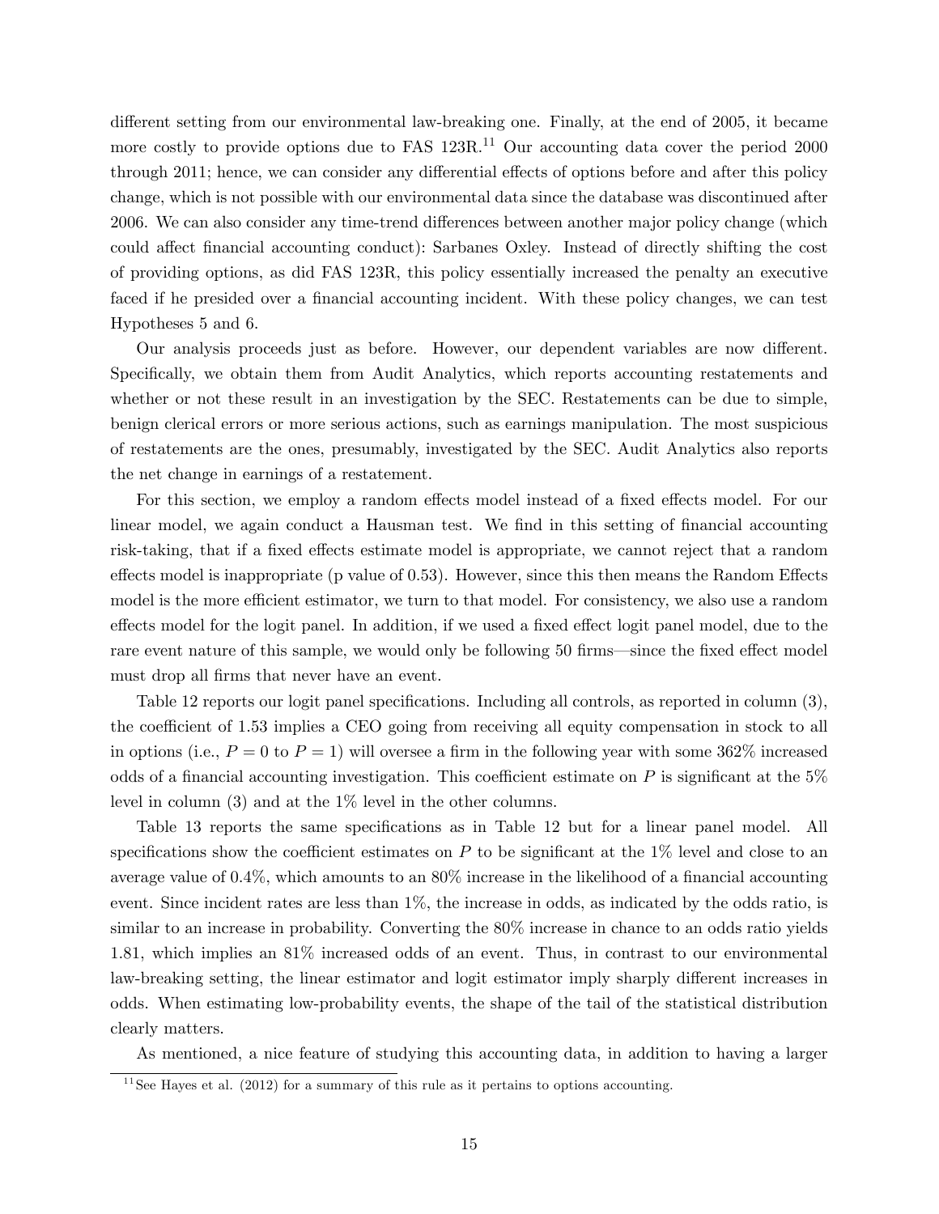different setting from our environmental law-breaking one. Finally, at the end of 2005, it became more costly to provide options due to FAS 123R.[11] Our accounting data cover the period 2000 through 2011; hence, we can consider any differential effects of options before and after this policy change, which is not possible with our environmental data since the database was discontinued after 2006. We can also consider any time-trend differences between another major policy change (which could affect financial accounting conduct): Sarbanes Oxley. Instead of directly shifting the cost of providing options, as did FAS 123R, this policy essentially increased the penalty an executive faced if he presided over a financial accounting incident. With these policy changes, we can test Hypotheses 5 and 6.

Our analysis proceeds just as before. However, our dependent variables are now different. Specifically, we obtain them from Audit Analytics, which reports accounting restatements and whether or not these result in an investigation by the SEC. Restatements can be due to simple, benign clerical errors or more serious actions, such as earnings manipulation. The most suspicious of restatements are the ones, presumably, investigated by the SEC. Audit Analytics also reports the net change in earnings of a restatement.

For this section, we employ a random effects model instead of a fixed effects model. For our linear model, we again conduct a Hausman test. We find in this setting of financial accounting risk-taking, that if a fixed effects estimate model is appropriate, we cannot reject that a random effects model is inappropriate (p value of 0.53). However, since this then means the Random Effects model is the more efficient estimator, we turn to that model. For consistency, we also use a random effects model for the logit panel. In addition, if we used a fixed effect logit panel model, due to the rare event nature of this sample, we would only be following 50 firms—since the fixed effect model must drop all firms that never have an event.

Table 12 reports our logit panel specifications. Including all controls, as reported in column (3), the coefficient of 1.53 implies a CEO going from receiving all equity compensation in stock to all in options (i.e., $P = 0$ to $P = 1$) will oversee a firm in the following year with some 362% increased odds of a financial accounting investigation. This coefficient estimate on $P$ is significant at the 5% level in column (3) and at the 1% level in the other columns.

Table 13 reports the same specifications as in Table 12 but for a linear panel model. All specifications show the coefficient estimates on $P$ to be significant at the 1% level and close to an average value of 0.4%, which amounts to an 80% increase in the likelihood of a financial accounting event. Since incident rates are less than 1%, the increase in odds, as indicated by the odds ratio, is similar to an increase in probability. Converting the 80% increase in chance to an odds ratio yields 1.81, which implies an 81% increased odds of an event. Thus, in contrast to our environmental law-breaking setting, the linear estimator and logit estimator imply sharply different increases in odds. When estimating low-probability events, the shape of the tail of the statistical distribution clearly matters.

As mentioned, a nice feature of studying this accounting data, in addition to having a larger

[11] See Hayes et al. (2012) for a summary of this rule as it pertains to options accounting.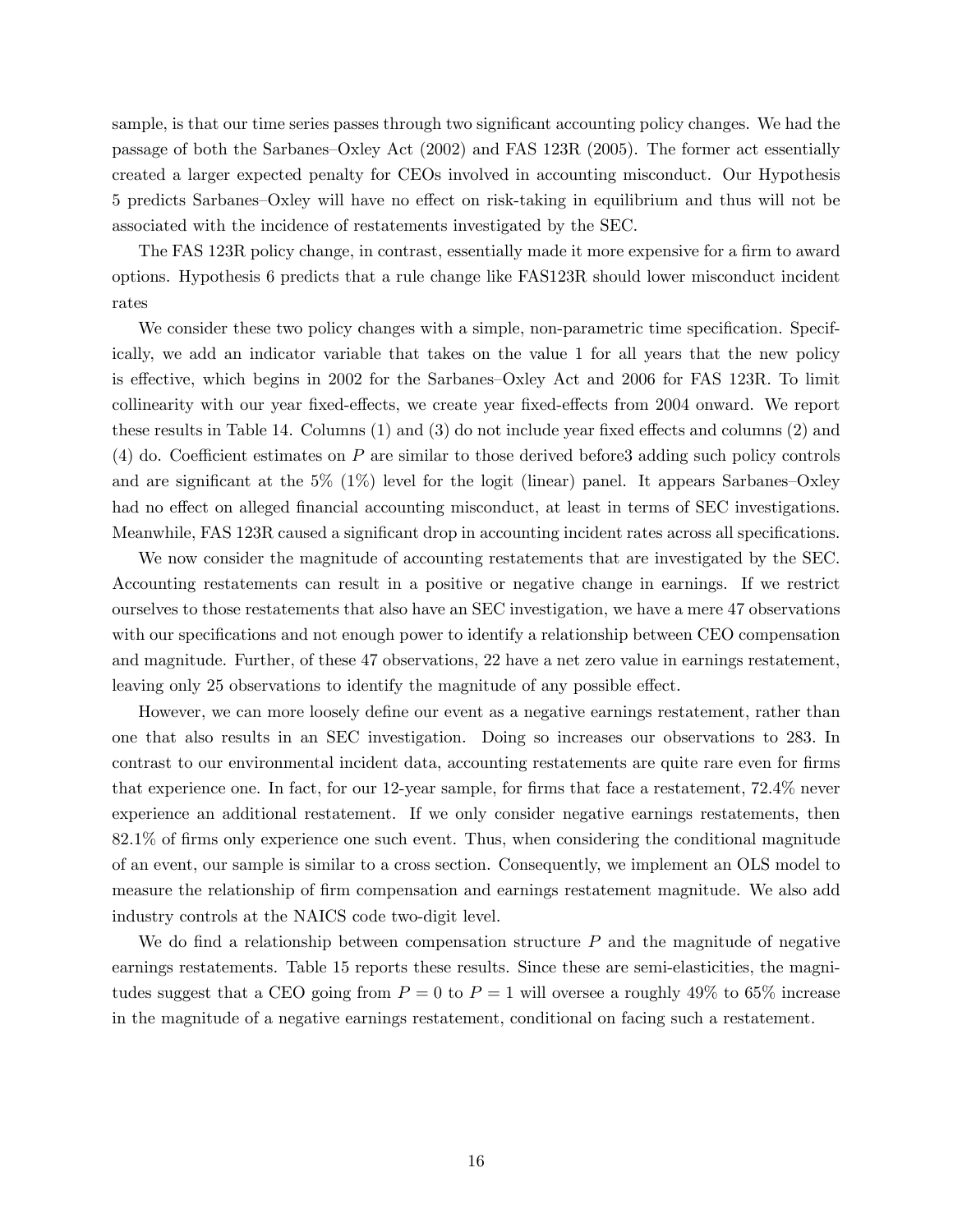sample, is that our time series passes through two significant accounting policy changes. We had the passage of both the Sarbanes–Oxley Act (2002) and FAS 123R (2005). The former act essentially created a larger expected penalty for CEOs involved in accounting misconduct. Our Hypothesis 5 predicts Sarbanes–Oxley will have no effect on risk-taking in equilibrium and thus will not be associated with the incidence of restatements investigated by the SEC.

The FAS 123R policy change, in contrast, essentially made it more expensive for a firm to award options. Hypothesis 6 predicts that a rule change like FAS123R should lower misconduct incident rates

We consider these two policy changes with a simple, non-parametric time specification. Specifically, we add an indicator variable that takes on the value 1 for all years that the new policy is effective, which begins in 2002 for the Sarbanes–Oxley Act and 2006 for FAS 123R. To limit collinearity with our year fixed-effects, we create year fixed-effects from 2004 onward. We report these results in Table 14. Columns (1) and (3) do not include year fixed effects and columns (2) and (4) do. Coefficient estimates on $P$ are similar to those derived before3 adding such policy controls and are significant at the 5% (1%) level for the logit (linear) panel. It appears Sarbanes–Oxley had no effect on alleged financial accounting misconduct, at least in terms of SEC investigations. Meanwhile, FAS 123R caused a significant drop in accounting incident rates across all specifications.

We now consider the magnitude of accounting restatements that are investigated by the SEC. Accounting restatements can result in a positive or negative change in earnings. If we restrict ourselves to those restatements that also have an SEC investigation, we have a mere 47 observations with our specifications and not enough power to identify a relationship between CEO compensation and magnitude. Further, of these 47 observations, 22 have a net zero value in earnings restatement, leaving only 25 observations to identify the magnitude of any possible effect.

However, we can more loosely define our event as a negative earnings restatement, rather than one that also results in an SEC investigation. Doing so increases our observations to 283. In contrast to our environmental incident data, accounting restatements are quite rare even for firms that experience one. In fact, for our 12-year sample, for firms that face a restatement, 72.4% never experience an additional restatement. If we only consider negative earnings restatements, then 82.1% of firms only experience one such event. Thus, when considering the conditional magnitude of an event, our sample is similar to a cross section. Consequently, we implement an OLS model to measure the relationship of firm compensation and earnings restatement magnitude. We also add industry controls at the NAICS code two-digit level.

We do find a relationship between compensation structure $P$ and the magnitude of negative earnings restatements. Table 15 reports these results. Since these are semi-elasticities, the magnitudes suggest that a CEO going from $P = 0$ to $P = 1$ will oversee a roughly 49% to 65% increase in the magnitude of a negative earnings restatement, conditional on facing such a restatement.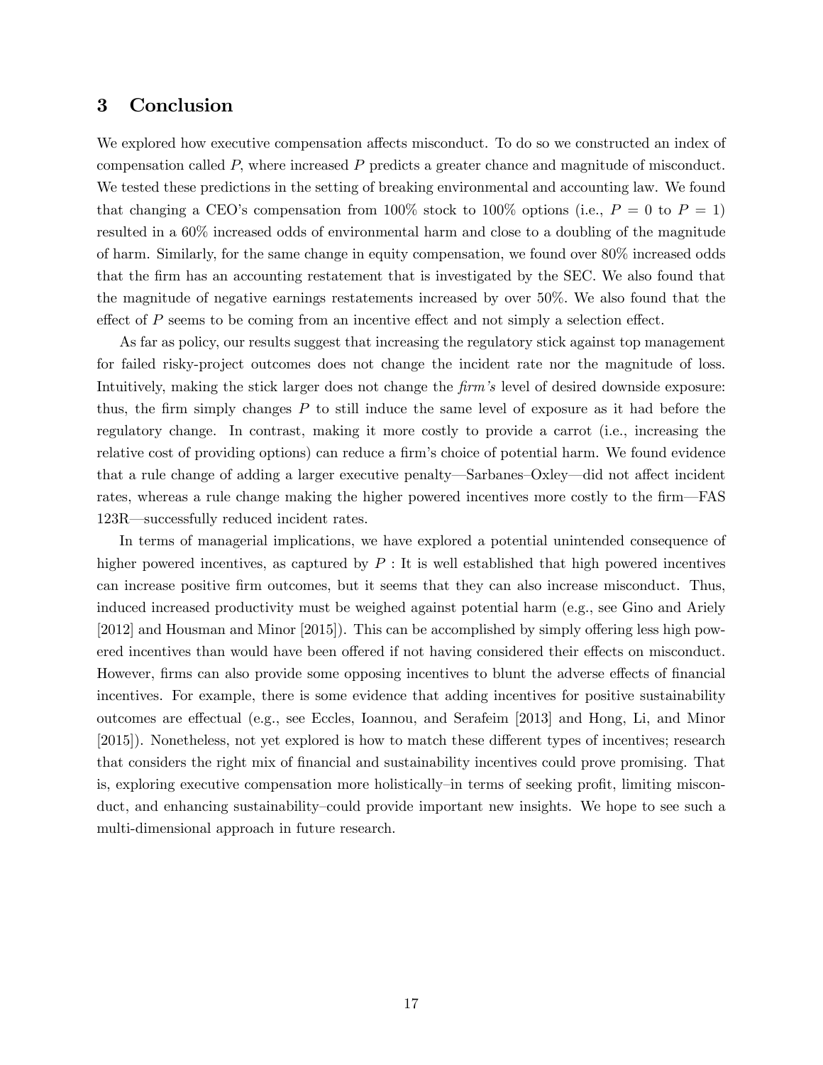## 3 Conclusion

We explored how executive compensation affects misconduct. To do so we constructed an index of compensation called $P$, where increased $P$ predicts a greater chance and magnitude of misconduct. We tested these predictions in the setting of breaking environmental and accounting law. We found that changing a CEO's compensation from 100% stock to 100% options (i.e., $P = 0$ to $P = 1$) resulted in a 60% increased odds of environmental harm and close to a doubling of the magnitude of harm. Similarly, for the same change in equity compensation, we found over 80% increased odds that the firm has an accounting restatement that is investigated by the SEC. We also found that the magnitude of negative earnings restatements increased by over 50%. We also found that the effect of $P$ seems to be coming from an incentive effect and not simply a selection effect.

As far as policy, our results suggest that increasing the regulatory stick against top management for failed risky-project outcomes does not change the incident rate nor the magnitude of loss. Intuitively, making the stick larger does not change the *firm's* level of desired downside exposure: thus, the firm simply changes $P$ to still induce the same level of exposure as it had before the regulatory change. In contrast, making it more costly to provide a carrot (i.e., increasing the relative cost of providing options) can reduce a firm's choice of potential harm. We found evidence that a rule change of adding a larger executive penalty—Sarbanes–Oxley—did not affect incident rates, whereas a rule change making the higher powered incentives more costly to the firm—FAS 123R—successfully reduced incident rates.

In terms of managerial implications, we have explored a potential unintended consequence of higher powered incentives, as captured by $P$ : It is well established that high powered incentives can increase positive firm outcomes, but it seems that they can also increase misconduct. Thus, induced increased productivity must be weighed against potential harm (e.g., see Gino and Ariely [2012] and Housman and Minor [2015]). This can be accomplished by simply offering less high powered incentives than would have been offered if not having considered their effects on misconduct. However, firms can also provide some opposing incentives to blunt the adverse effects of financial incentives. For example, there is some evidence that adding incentives for positive sustainability outcomes are effectual (e.g., see Eccles, Ioannou, and Serafeim [2013] and Hong, Li, and Minor [2015]). Nonetheless, not yet explored is how to match these different types of incentives; research that considers the right mix of financial and sustainability incentives could prove promising. That is, exploring executive compensation more holistically–in terms of seeking profit, limiting misconduct, and enhancing sustainability–could provide important new insights. We hope to see such a multi-dimensional approach in future research.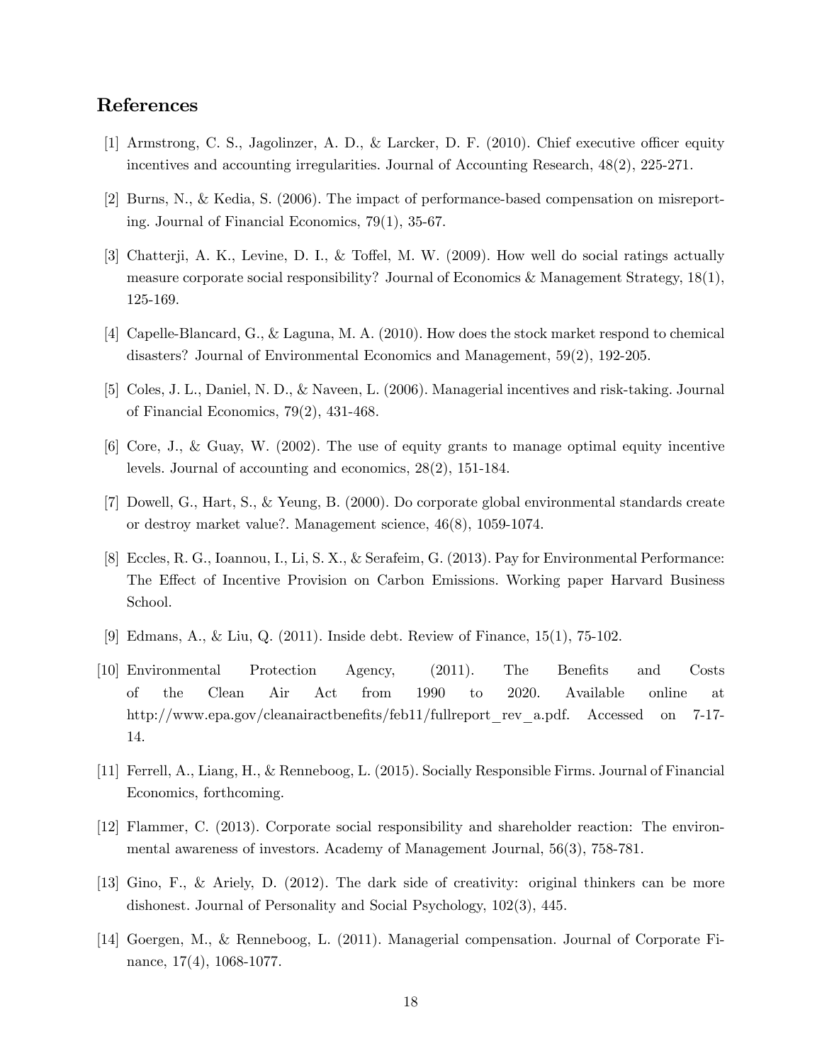## References

[1] Armstrong, C. S., Jagolinzer, A. D., & Larcker, D. F. (2010). Chief executive officer equity incentives and accounting irregularities. Journal of Accounting Research, 48(2), 225-271.

[2] Burns, N., & Kedia, S. (2006). The impact of performance-based compensation on misreporting. Journal of Financial Economics, 79(1), 35-67.

[3] Chatterji, A. K., Levine, D. I., & Toffel, M. W. (2009). How well do social ratings actually measure corporate social responsibility? Journal of Economics & Management Strategy, 18(1), 125-169.

[4] Capelle-Blancard, G., & Laguna, M. A. (2010). How does the stock market respond to chemical disasters? Journal of Environmental Economics and Management, 59(2), 192-205.

[5] Coles, J. L., Daniel, N. D., & Naveen, L. (2006). Managerial incentives and risk-taking. Journal of Financial Economics, 79(2), 431-468.

[6] Core, J., & Guay, W. (2002). The use of equity grants to manage optimal equity incentive levels. Journal of accounting and economics, 28(2), 151-184.

[7] Dowell, G., Hart, S., & Yeung, B. (2000). Do corporate global environmental standards create or destroy market value?. Management science, 46(8), 1059-1074.

[8] Eccles, R. G., Ioannou, I., Li, S. X., & Serafeim, G. (2013). Pay for Environmental Performance: The Effect of Incentive Provision on Carbon Emissions. Working paper Harvard Business School.

[9] Edmans, A., & Liu, Q. (2011). Inside debt. Review of Finance, 15(1), 75-102.

[10] Environmental Protection Agency, (2011). The Benefits and Costs of the Clean Air Act from 1990 to 2020. Available online at http://www.epa.gov/cleanairactbenefits/feb11/fullreport_rev_a.pdf. Accessed on 7-17-14.

[11] Ferrell, A., Liang, H., & Renneboog, L. (2015). Socially Responsible Firms. Journal of Financial Economics, forthcoming.

[12] Flammer, C. (2013). Corporate social responsibility and shareholder reaction: The environmental awareness of investors. Academy of Management Journal, 56(3), 758-781.

[13] Gino, F., & Ariely, D. (2012). The dark side of creativity: original thinkers can be more dishonest. Journal of Personality and Social Psychology, 102(3), 445.

[14] Goergen, M., & Renneboog, L. (2011). Managerial compensation. Journal of Corporate Finance, 17(4), 1068-1077.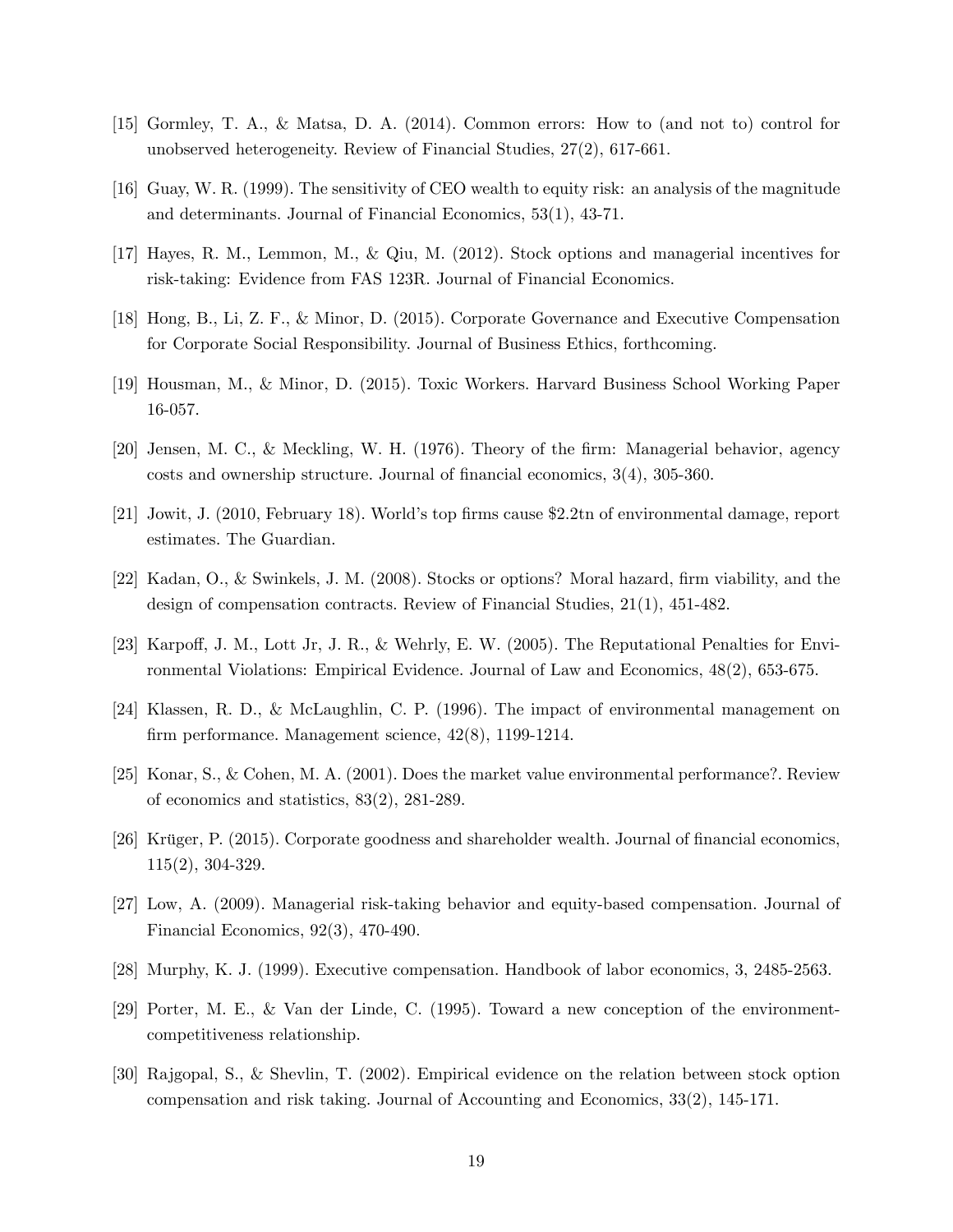[15] Gormley, T. A., & Matsa, D. A. (2014). Common errors: How to (and not to) control for unobserved heterogeneity. Review of Financial Studies, 27(2), 617-661.

[16] Guay, W. R. (1999). The sensitivity of CEO wealth to equity risk: an analysis of the magnitude and determinants. Journal of Financial Economics, 53(1), 43-71.

[17] Hayes, R. M., Lemmon, M., & Qiu, M. (2012). Stock options and managerial incentives for risk-taking: Evidence from FAS 123R. Journal of Financial Economics.

[18] Hong, B., Li, Z. F., & Minor, D. (2015). Corporate Governance and Executive Compensation for Corporate Social Responsibility. Journal of Business Ethics, forthcoming.

[19] Housman, M., & Minor, D. (2015). Toxic Workers. Harvard Business School Working Paper 16-057.

[20] Jensen, M. C., & Meckling, W. H. (1976). Theory of the firm: Managerial behavior, agency costs and ownership structure. Journal of financial economics, 3(4), 305-360.

[21] Jowit, J. (2010, February 18). World's top firms cause $2.2tn of environmental damage, report estimates. The Guardian.

[22] Kadan, O., & Swinkels, J. M. (2008). Stocks or options? Moral hazard, firm viability, and the design of compensation contracts. Review of Financial Studies, 21(1), 451-482.

[23] Karpoff, J. M., Lott Jr, J. R., & Wehrly, E. W. (2005). The Reputational Penalties for Environmental Violations: Empirical Evidence. Journal of Law and Economics, 48(2), 653-675.

[24] Klassen, R. D., & McLaughlin, C. P. (1996). The impact of environmental management on firm performance. Management science, 42(8), 1199-1214.

[25] Konar, S., & Cohen, M. A. (2001). Does the market value environmental performance?. Review of economics and statistics, 83(2), 281-289.

[26] Krüger, P. (2015). Corporate goodness and shareholder wealth. Journal of financial economics, 115(2), 304-329.

[27] Low, A. (2009). Managerial risk-taking behavior and equity-based compensation. Journal of Financial Economics, 92(3), 470-490.

[28] Murphy, K. J. (1999). Executive compensation. Handbook of labor economics, 3, 2485-2563.

[29] Porter, M. E., & Van der Linde, C. (1995). Toward a new conception of the environment-competitiveness relationship.

[30] Rajgopal, S., & Shevlin, T. (2002). Empirical evidence on the relation between stock option compensation and risk taking. Journal of Accounting and Economics, 33(2), 145-171.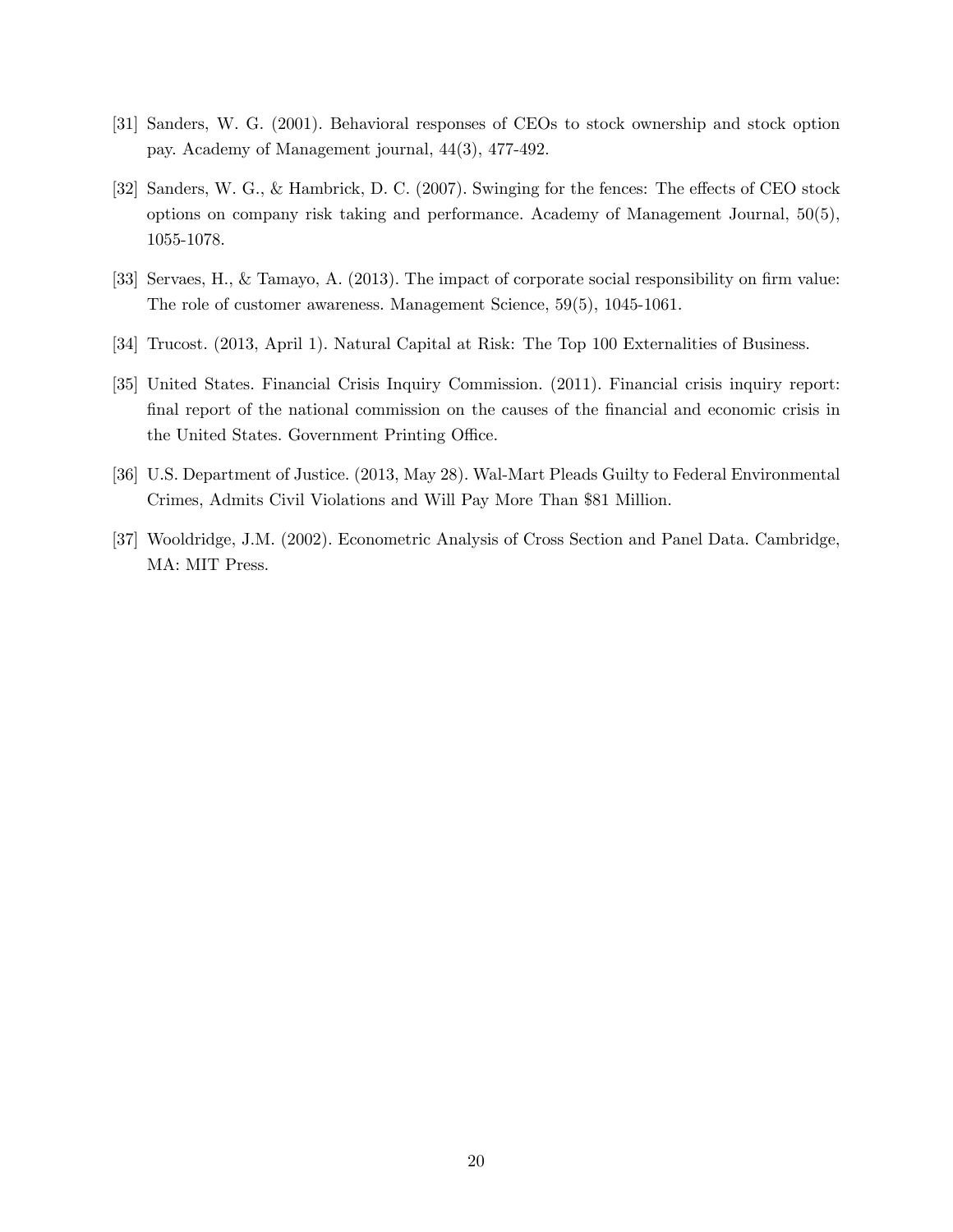[31] Sanders, W. G. (2001). Behavioral responses of CEOs to stock ownership and stock option pay. Academy of Management journal, 44(3), 477-492.

[32] Sanders, W. G., & Hambrick, D. C. (2007). Swinging for the fences: The effects of CEO stock options on company risk taking and performance. Academy of Management Journal, 50(5), 1055-1078.

[33] Servaes, H., & Tamayo, A. (2013). The impact of corporate social responsibility on firm value: The role of customer awareness. Management Science, 59(5), 1045-1061.

[34] Trucost. (2013, April 1). Natural Capital at Risk: The Top 100 Externalities of Business.

[35] United States. Financial Crisis Inquiry Commission. (2011). Financial crisis inquiry report: final report of the national commission on the causes of the financial and economic crisis in the United States. Government Printing Office.

[36] U.S. Department of Justice. (2013, May 28). Wal-Mart Pleads Guilty to Federal Environmental Crimes, Admits Civil Violations and Will Pay More Than $81 Million.

[37] Wooldridge, J.M. (2002). Econometric Analysis of Cross Section and Panel Data. Cambridge, MA: MIT Press.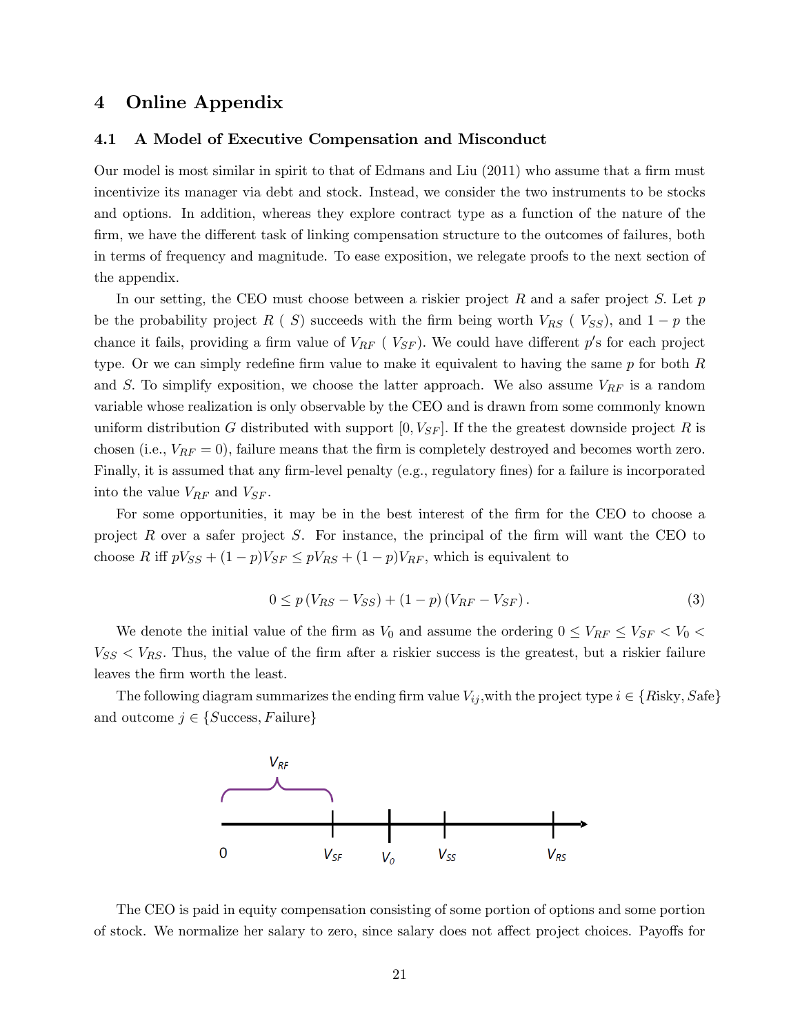# 4 Online Appendix

## 4.1 A Model of Executive Compensation and Misconduct

Our model is most similar in spirit to that of Edmans and Liu (2011) who assume that a firm must incentivize its manager via debt and stock. Instead, we consider the two instruments to be stocks and options. In addition, whereas they explore contract type as a function of the nature of the firm, we have the different task of linking compensation structure to the outcomes of failures, both in terms of frequency and magnitude. To ease exposition, we relegate proofs to the next section of the appendix.

In our setting, the CEO must choose between a riskier project $R$ and a safer project $S$. Let $p$ be the probability project $R$ ( $S$) succeeds with the firm being worth $V_{RS}$ ( $V_{SS}$), and $1-p$ the chance it fails, providing a firm value of $V_{RF}$ ( $V_{SF}$). We could have different $p$'s for each project type. Or we can simply redefine firm value to make it equivalent to having the same $p$ for both $R$ and $S$. To simplify exposition, we choose the latter approach. We also assume $V_{RF}$ is a random variable whose realization is only observable by the CEO and is drawn from some commonly known uniform distribution $G$ distributed with support $[0, V_{SF}]$. If the the greatest downside project $R$ is chosen (i.e., $V_{RF}=0$), failure means that the firm is completely destroyed and becomes worth zero. Finally, it is assumed that any firm-level penalty (e.g., regulatory fines) for a failure is incorporated into the value $V_{RF}$ and $V_{SF}$.

For some opportunities, it may be in the best interest of the firm for the CEO to choose a project $R$ over a safer project $S$. For instance, the principal of the firm will want the CEO to choose $R$ iff $pV_{SS}+(1-p)V_{SF} \leq pV_{RS}+(1-p)V_{RF}$, which is equivalent to

$$0 \leq p\left(V_{RS}-V_{SS}\right)+(1-p)\left(V_{RF}-V_{SF}\right). \tag{3}$$

We denote the initial value of the firm as $V_0$ and assume the ordering $0 \leq V_{RF} \leq V_{SF} < V_0 < V_{SS} < V_{RS}$. Thus, the value of the firm after a riskier success is the greatest, but a riskier failure leaves the firm worth the least.

The following diagram summarizes the ending firm value $V_{ij}$,with the project type $i \in \{R\text{isky}, S\text{afe}\}$ and outcome $j \in \{S\text{uccess}, F\text{ailure}\}$

$V_{RF}$

0 $V_{SF}$ $V_0$ $V_{SS}$ $V_{RS}$

The CEO is paid in equity compensation consisting of some portion of options and some portion of stock. We normalize her salary to zero, since salary does not affect project choices. Payoffs for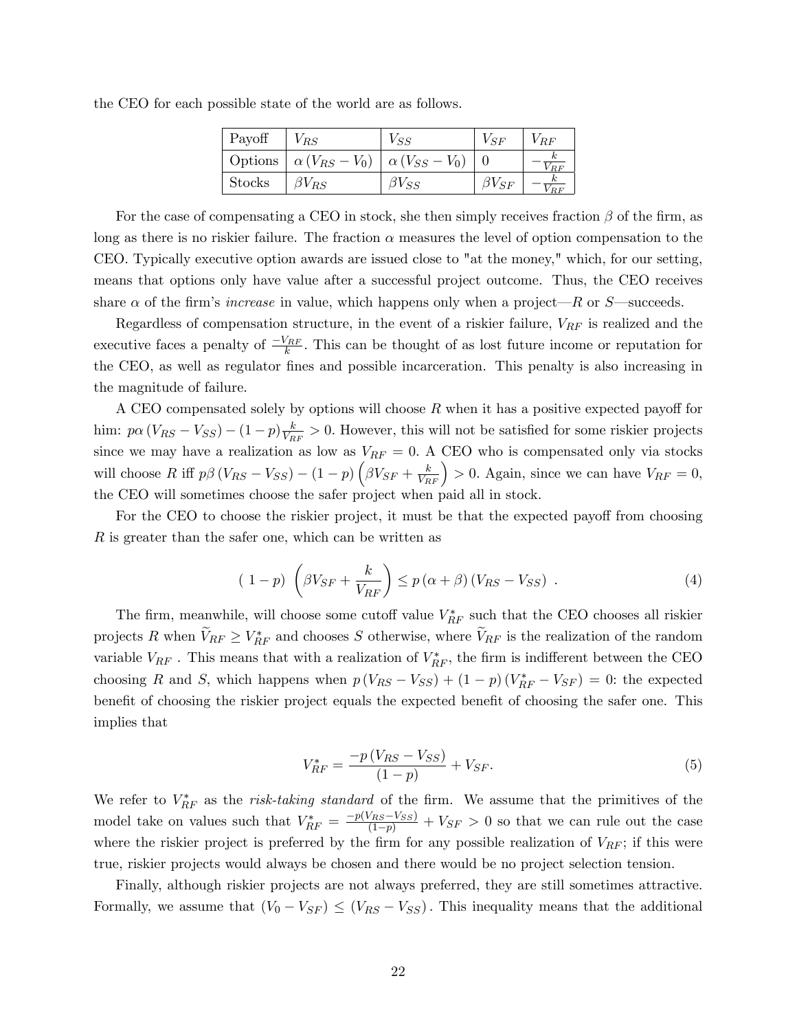the CEO for each possible state of the world are as follows.

| Payoff | $V_{RS}$ | $V_{SS}$ | $V_{SF}$ | $V_{RF}$ |
|---|---|---|---|---|
| Options | $\alpha(V_{RS} - V_0)$ | $\alpha(V_{SS} - V_0)$ | $0$ | $-\frac{k}{V_{RF}}$ |
| Stocks | $\beta V_{RS}$ | $\beta V_{SS}$ | $\beta V_{SF}$ | $-\frac{k}{V_{RF}}$ |

For the case of compensating a CEO in stock, she then simply receives fraction $\beta$ of the firm, as long as there is no riskier failure. The fraction $\alpha$ measures the level of option compensation to the CEO. Typically executive option awards are issued close to "at the money," which, for our setting, means that options only have value after a successful project outcome. Thus, the CEO receives share $\alpha$ of the firm's *increase* in value, which happens only when a project—$R$ or $S$—succeeds.

Regardless of compensation structure, in the event of a riskier failure, $V_{RF}$ is realized and the executive faces a penalty of $\frac{-V_{RF}}{k}$. This can be thought of as lost future income or reputation for the CEO, as well as regulator fines and possible incarceration. This penalty is also increasing in the magnitude of failure.

A CEO compensated solely by options will choose $R$ when it has a positive expected payoff for him: $p\alpha(V_{RS} - V_{SS}) - (1-p)\frac{k}{V_{RF}} > 0$. However, this will not be satisfied for some riskier projects since we may have a realization as low as $V_{RF} = 0$. A CEO who is compensated only via stocks will choose $R$ iff $p\beta(V_{RS} - V_{SS}) - (1-p)\left(\beta V_{SF} + \frac{k}{V_{RF}}\right) > 0$. Again, since we can have $V_{RF} = 0$, the CEO will sometimes choose the safer project when paid all in stock.

For the CEO to choose the riskier project, it must be that the expected payoff from choosing $R$ is greater than the safer one, which can be written as

$$(1-p)\left(\beta V_{SF} + \frac{k}{V_{RF}}\right) \leq p(\alpha + \beta)(V_{RS} - V_{SS}) \ . \tag{4}$$

The firm, meanwhile, will choose some cutoff value $V_{RF}^*$ such that the CEO chooses all riskier projects $R$ when $\widetilde{V}_{RF} \geq V_{RF}^*$ and chooses $S$ otherwise, where $\widetilde{V}_{RF}$ is the realization of the random variable $V_{RF}$ . This means that with a realization of $V_{RF}^*$, the firm is indifferent between the CEO choosing $R$ and $S$, which happens when $p(V_{RS} - V_{SS}) + (1-p)(V_{RF}^* - V_{SF}) = 0$: the expected benefit of choosing the riskier project equals the expected benefit of choosing the safer one. This implies that

$$V_{RF}^* = \frac{-p(V_{RS} - V_{SS})}{(1-p)} + V_{SF}. \tag{5}$$

We refer to $V_{RF}^*$ as the *risk-taking standard* of the firm. We assume that the primitives of the model take on values such that $V_{RF}^* = \frac{-p(V_{RS} - V_{SS})}{(1-p)} + V_{SF} > 0$ so that we can rule out the case where the riskier project is preferred by the firm for any possible realization of $V_{RF}$; if this were true, riskier projects would always be chosen and there would be no project selection tension.

Finally, although riskier projects are not always preferred, they are still sometimes attractive. Formally, we assume that $(V_0 - V_{SF}) \leq (V_{RS} - V_{SS})$. This inequality means that the additional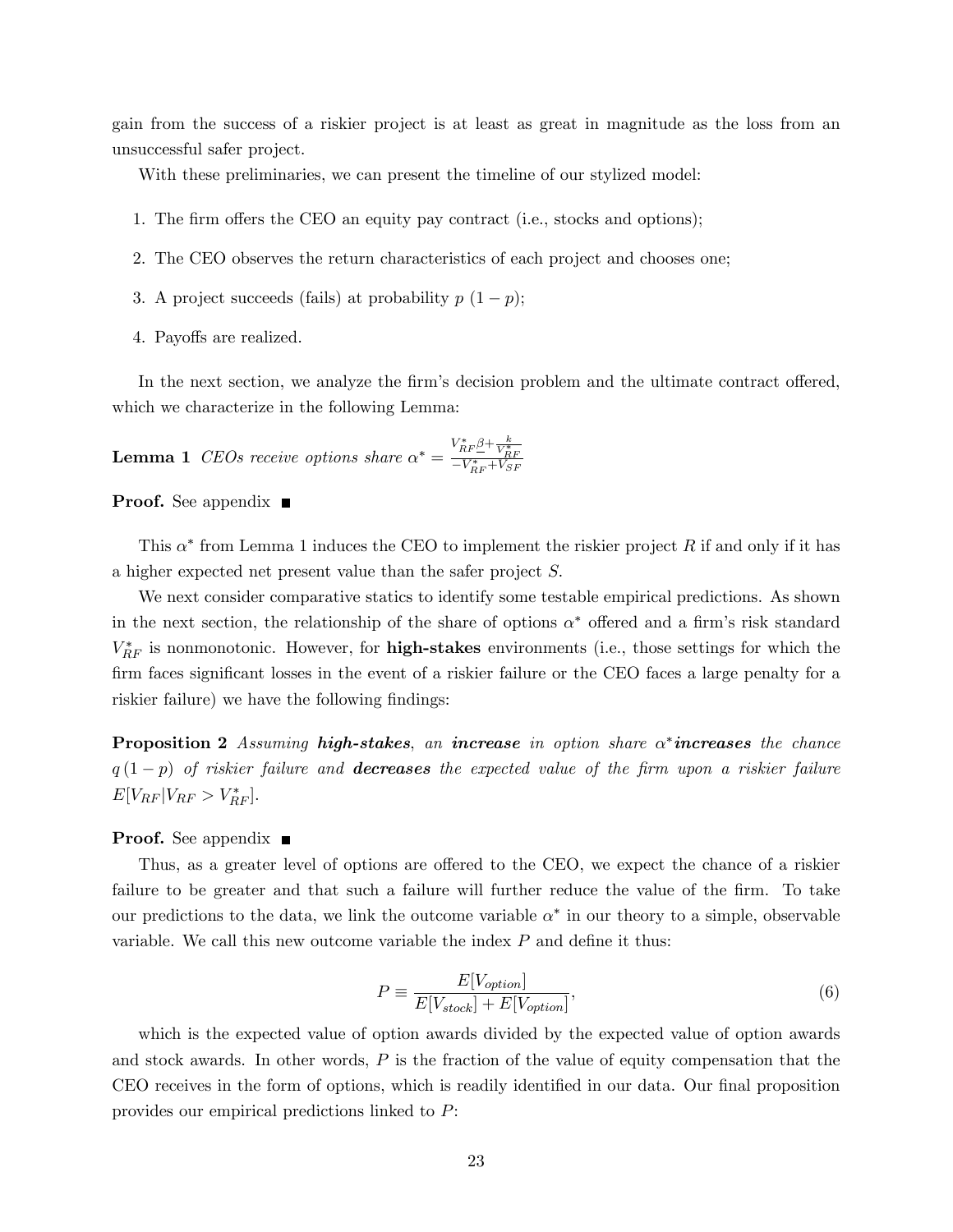gain from the success of a riskier project is at least as great in magnitude as the loss from an unsuccessful safer project.

With these preliminaries, we can present the timeline of our stylized model:

1. The firm offers the CEO an equity pay contract (i.e., stocks and options);
2. The CEO observes the return characteristics of each project and chooses one;
3. A project succeeds (fails) at probability $p$ $(1-p)$;
4. Payoffs are realized.

In the next section, we analyze the firm's decision problem and the ultimate contract offered, which we characterize in the following Lemma:

**Lemma 1** *CEOs receive options share* $\alpha^* = \frac{V_{RF}^* \underline{\beta} + \frac{k}{V_{RF}^*}}{-V_{RF}^* + V_{SF}}$

**Proof.** See appendix ■

This $\alpha^*$ from Lemma 1 induces the CEO to implement the riskier project $R$ if and only if it has a higher expected net present value than the safer project $S$.

We next consider comparative statics to identify some testable empirical predictions. As shown in the next section, the relationship of the share of options $\alpha^*$ offered and a firm's risk standard $V_{RF}^*$ is nonmonotonic. However, for **high-stakes** environments (i.e., those settings for which the firm faces significant losses in the event of a riskier failure or the CEO faces a large penalty for a riskier failure) we have the following findings:

**Proposition 2** *Assuming* ***high-stakes****, an* ***increase*** *in option share* $\alpha^*$ ***increases*** *the chance* $q(1-p)$ *of riskier failure and* ***decreases*** *the expected value of the firm upon a riskier failure* $E[V_{RF}|V_{RF} > V_{RF}^*]$.

**Proof.** See appendix ■

Thus, as a greater level of options are offered to the CEO, we expect the chance of a riskier failure to be greater and that such a failure will further reduce the value of the firm. To take our predictions to the data, we link the outcome variable $\alpha^*$ in our theory to a simple, observable variable. We call this new outcome variable the index $P$ and define it thus:

$$P \equiv \frac{E[V_{option}]}{E[V_{stock}] + E[V_{option}]}, \tag{6}$$

which is the expected value of option awards divided by the expected value of option awards and stock awards. In other words, $P$ is the fraction of the value of equity compensation that the CEO receives in the form of options, which is readily identified in our data. Our final proposition provides our empirical predictions linked to $P$: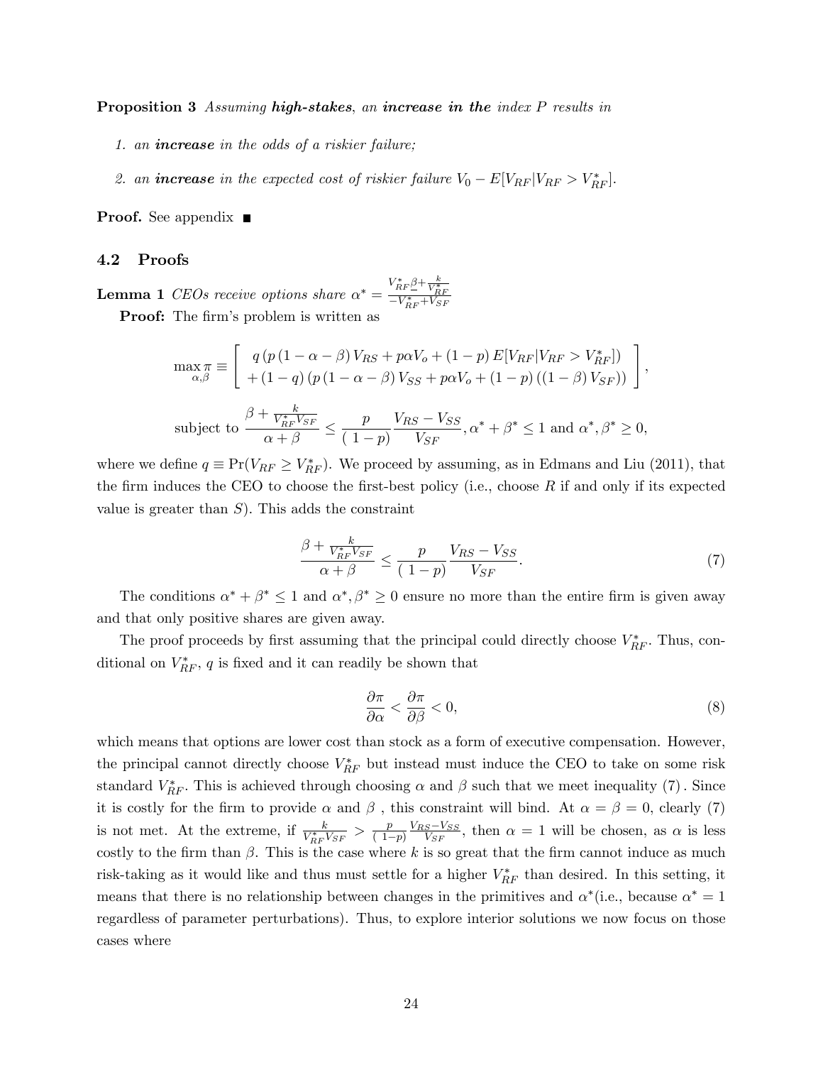**Proposition 3** *Assuming* ***high-stakes****, an* ***increase in the*** *index P results in*

1. *an* ***increase*** *in the odds of a riskier failure;*
2. *an* ***increase*** *in the expected cost of riskier failure* $V_0 - E[V_{RF}|V_{RF} > V_{RF}^*]$.

**Proof.** See appendix ■

### 4.2 Proofs

**Lemma 1** *CEOs receive options share* $\alpha^* = \frac{V_{RF}^* \beta + \frac{k}{V_{RF}^*}}{-V_{RF}^* + V_{SF}}$

**Proof:** The firm's problem is written as

$$\max_{\alpha,\beta} \pi \equiv \left[ \begin{array}{c} q\left(p\left(1-\alpha-\beta\right)V_{RS} + p\alpha V_o + (1-p)\, E[V_{RF}|V_{RF} > V_{RF}^*]\right) \\ + (1-q)\left(p\left(1-\alpha-\beta\right)V_{SS} + p\alpha V_o + (1-p)\left((1-\beta)\,V_{SF}\right)\right) \end{array} \right],$$

$$\text{subject to } \frac{\beta + \frac{k}{V_{RF}^* V_{SF}}}{\alpha + \beta} \leq \frac{p}{(1-p)} \frac{V_{RS} - V_{SS}}{V_{SF}}, \alpha^* + \beta^* \leq 1 \text{ and } \alpha^*, \beta^* \geq 0,$$

where we define $q \equiv \Pr(V_{RF} \geq V_{RF}^*)$. We proceed by assuming, as in Edmans and Liu (2011), that the firm induces the CEO to choose the first-best policy (i.e., choose $R$ if and only if its expected value is greater than $S$). This adds the constraint

$$\frac{\beta + \frac{k}{V_{RF}^* V_{SF}}}{\alpha + \beta} \leq \frac{p}{(1-p)} \frac{V_{RS} - V_{SS}}{V_{SF}}. \tag{7}$$

The conditions $\alpha^* + \beta^* \leq 1$ and $\alpha^*, \beta^* \geq 0$ ensure no more than the entire firm is given away and that only positive shares are given away.

The proof proceeds by first assuming that the principal could directly choose $V_{RF}^*$. Thus, conditional on $V_{RF}^*$, $q$ is fixed and it can readily be shown that

$$\frac{\partial \pi}{\partial \alpha} < \frac{\partial \pi}{\partial \beta} < 0, \tag{8}$$

which means that options are lower cost than stock as a form of executive compensation. However, the principal cannot directly choose $V_{RF}^*$ but instead must induce the CEO to take on some risk standard $V_{RF}^*$. This is achieved through choosing $\alpha$ and $\beta$ such that we meet inequality (7). Since it is costly for the firm to provide $\alpha$ and $\beta$ , this constraint will bind. At $\alpha = \beta = 0$, clearly (7) is not met. At the extreme, if $\frac{k}{V_{RF}^* V_{SF}} > \frac{p}{(1-p)} \frac{V_{RS} - V_{SS}}{V_{SF}}$, then $\alpha = 1$ will be chosen, as $\alpha$ is less costly to the firm than $\beta$. This is the case where $k$ is so great that the firm cannot induce as much risk-taking as it would like and thus must settle for a higher $V_{RF}^*$ than desired. In this setting, it means that there is no relationship between changes in the primitives and $\alpha^*$(i.e., because $\alpha^* = 1$ regardless of parameter perturbations). Thus, to explore interior solutions we now focus on those cases where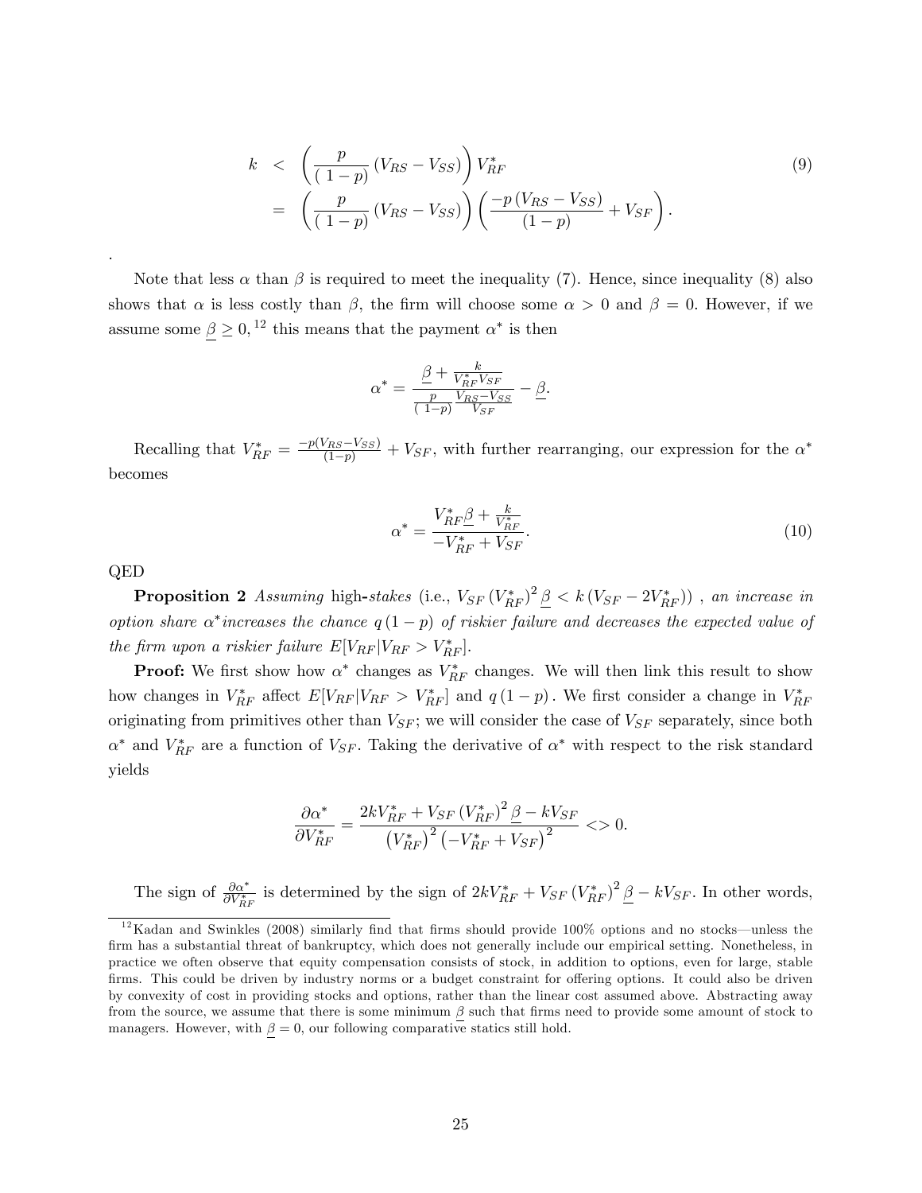$$
\begin{aligned}
k &< \left(\frac{p}{(1-p)}\left(V_{RS}-V_{SS}\right)\right)V_{RF}^{*} \\
&= \left(\frac{p}{(1-p)}\left(V_{RS}-V_{SS}\right)\right)\left(\frac{-p\left(V_{RS}-V_{SS}\right)}{(1-p)}+V_{SF}\right).
\end{aligned}
\tag{9}
$$

.

Note that less $\alpha$ than $\beta$ is required to meet the inequality (7). Hence, since inequality (8) also shows that $\alpha$ is less costly than $\beta$, the firm will choose some $\alpha > 0$ and $\beta = 0$. However, if we assume some $\underline{\beta} \geq 0$,[12] this means that the payment $\alpha^*$ is then

$$
\alpha^* = \frac{\underline{\beta} + \frac{k}{V_{RF}^* V_{SF}}}{\frac{p}{(1-p)}\frac{V_{RS}-V_{SS}}{V_{SF}}} - \underline{\beta}.
$$

Recalling that $V_{RF}^* = \frac{-p(V_{RS}-V_{SS})}{(1-p)} + V_{SF}$, with further rearranging, our expression for the $\alpha^*$ becomes

$$
\alpha^* = \frac{V_{RF}^*\underline{\beta} + \frac{k}{V_{RF}^*}}{-V_{RF}^* + V_{SF}}.
\tag{10}
$$

QED

**Proposition 2** *Assuming* high-*stakes* (i.e., $V_{SF}\left(V_{RF}^*\right)^2\underline{\beta} < k\left(V_{SF} - 2V_{RF}^*\right)$) , *an increase in option share* $\alpha^*$ *increases the chance* $q(1-p)$ *of riskier failure and decreases the expected value of the firm upon a riskier failure* $E[V_{RF}|V_{RF} > V_{RF}^*]$.

**Proof:** We first show how $\alpha^*$ changes as $V_{RF}^*$ changes. We will then link this result to show how changes in $V_{RF}^*$ affect $E[V_{RF}|V_{RF} > V_{RF}^*]$ and $q(1-p)$. We first consider a change in $V_{RF}^*$ originating from primitives other than $V_{SF}$; we will consider the case of $V_{SF}$ separately, since both $\alpha^*$ and $V_{RF}^*$ are a function of $V_{SF}$. Taking the derivative of $\alpha^*$ with respect to the risk standard yields

$$
\frac{\partial \alpha^*}{\partial V_{RF}^*} = \frac{2kV_{RF}^* + V_{SF}\left(V_{RF}^*\right)^2\underline{\beta} - kV_{SF}}{\left(V_{RF}^*\right)^2\left(-V_{RF}^* + V_{SF}\right)^2} <> 0.
$$

The sign of $\frac{\partial \alpha^*}{\partial V_{RF}^*}$ is determined by the sign of $2kV_{RF}^* + V_{SF}\left(V_{RF}^*\right)^2\underline{\beta} - kV_{SF}$. In other words,

[12] Kadan and Swinkles (2008) similarly find that firms should provide 100% options and no stocks—unless the firm has a substantial threat of bankruptcy, which does not generally include our empirical setting. Nonetheless, in practice we often observe that equity compensation consists of stock, in addition to options, even for large, stable firms. This could be driven by industry norms or a budget constraint for offering options. It could also be driven by convexity of cost in providing stocks and options, rather than the linear cost assumed above. Abstracting away from the source, we assume that there is some minimum $\underline{\beta}$ such that firms need to provide some amount of stock to managers. However, with $\underline{\beta} = 0$, our following comparative statics still hold.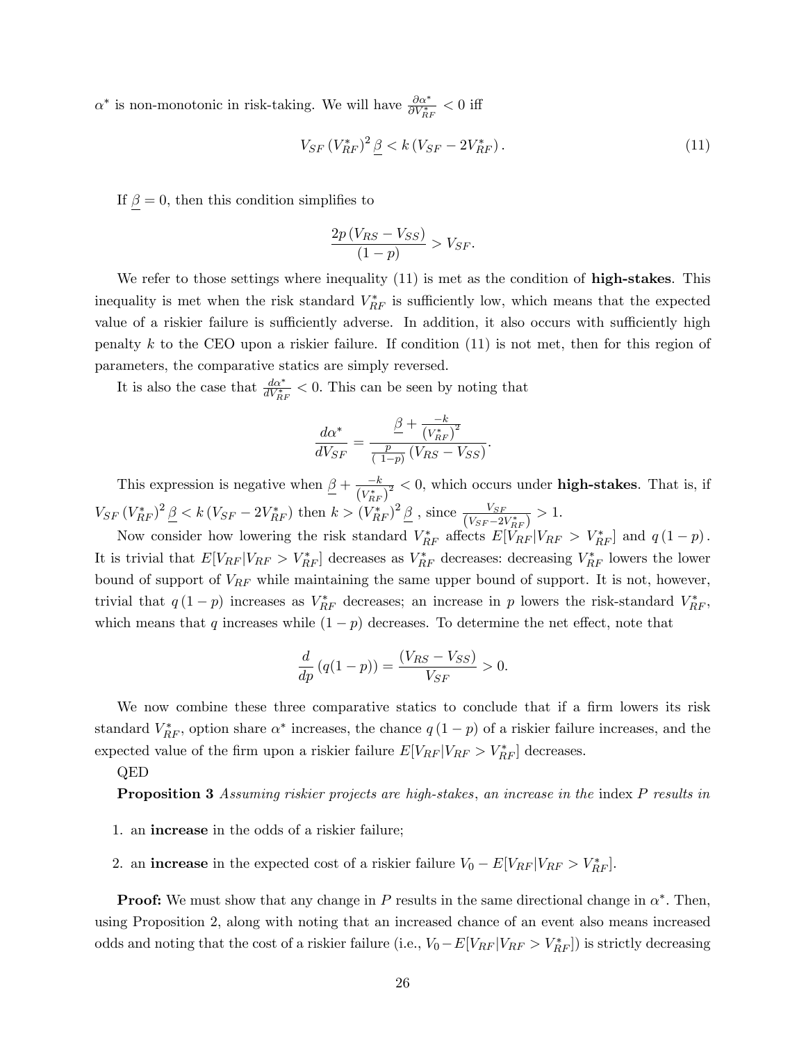$\alpha^*$ is non-monotonic in risk-taking. We will have $\frac{\partial \alpha^*}{\partial V_{RF}^*} < 0$ iff

$$V_{SF} \left(V_{RF}^*\right)^2 \underline{\beta} < k \left(V_{SF} - 2V_{RF}^*\right). \tag{11}$$

If $\underline{\beta} = 0$, then this condition simplifies to

$$\frac{2p \left(V_{RS} - V_{SS}\right)}{(1-p)} > V_{SF}.$$

We refer to those settings where inequality (11) is met as the condition of **high-stakes**. This inequality is met when the risk standard $V_{RF}^*$ is sufficiently low, which means that the expected value of a riskier failure is sufficiently adverse. In addition, it also occurs with sufficiently high penalty $k$ to the CEO upon a riskier failure. If condition (11) is not met, then for this region of parameters, the comparative statics are simply reversed.

It is also the case that $\frac{d\alpha^*}{dV_{RF}^*} < 0$. This can be seen by noting that

$$\frac{d\alpha^*}{dV_{SF}} = \frac{\underline{\beta} + \frac{-k}{\left(V_{RF}^*\right)^2}}{\frac{p}{(1-p)} \left(V_{RS} - V_{SS}\right)}.$$

This expression is negative when $\underline{\beta} + \frac{-k}{\left(V_{RF}^*\right)^2} < 0$, which occurs under **high-stakes**. That is, if $V_{SF} \left(V_{RF}^*\right)^2 \underline{\beta} < k \left(V_{SF} - 2V_{RF}^*\right)$ then $k > \left(V_{RF}^*\right)^2 \underline{\beta}$ , since $\frac{V_{SF}}{\left(V_{SF} - 2V_{RF}^*\right)} > 1$.

Now consider how lowering the risk standard $V_{RF}^*$ affects $E[V_{RF}|V_{RF} > V_{RF}^*]$ and $q\,(1-p)$. It is trivial that $E[V_{RF}|V_{RF} > V_{RF}^*]$ decreases as $V_{RF}^*$ decreases: decreasing $V_{RF}^*$ lowers the lower bound of support of $V_{RF}$ while maintaining the same upper bound of support. It is not, however, trivial that $q\,(1-p)$ increases as $V_{RF}^*$ decreases; an increase in $p$ lowers the risk-standard $V_{RF}^*$, which means that $q$ increases while $(1-p)$ decreases. To determine the net effect, note that

$$\frac{d}{dp}\left(q(1-p)\right) = \frac{\left(V_{RS} - V_{SS}\right)}{V_{SF}} > 0.$$

We now combine these three comparative statics to conclude that if a firm lowers its risk standard $V_{RF}^*$, option share $\alpha^*$ increases, the chance $q\,(1-p)$ of a riskier failure increases, and the expected value of the firm upon a riskier failure $E[V_{RF}|V_{RF} > V_{RF}^*]$ decreases.

QED

**Proposition 3** *Assuming riskier projects are high-stakes, an increase in the* index $P$ *results in*

1. an **increase** in the odds of a riskier failure;
2. an **increase** in the expected cost of a riskier failure $V_0 - E[V_{RF}|V_{RF} > V_{RF}^*]$.

**Proof:** We must show that any change in $P$ results in the same directional change in $\alpha^*$. Then, using Proposition 2, along with noting that an increased chance of an event also means increased odds and noting that the cost of a riskier failure (i.e., $V_0 - E[V_{RF}|V_{RF} > V_{RF}^*]$) is strictly decreasing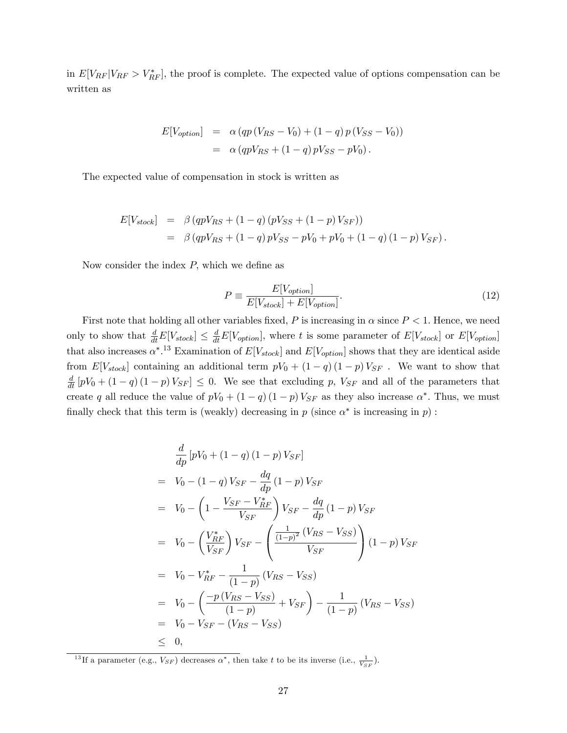in $E[V_{RF}|V_{RF} > V_{RF}^*]$, the proof is complete. The expected value of options compensation can be written as

$$
\begin{aligned}
E[V_{option}] &= \alpha \left( qp \left( V_{RS} - V_0 \right) + \left( 1 - q \right) p \left( V_{SS} - V_0 \right) \right) \\
&= \alpha \left( qpV_{RS} + \left( 1 - q \right) pV_{SS} - pV_0 \right).
\end{aligned}
$$

The expected value of compensation in stock is written as

$$
\begin{aligned}
E[V_{stock}] &= \beta \left( qpV_{RS} + \left( 1 - q \right) \left( pV_{SS} + \left( 1 - p \right) V_{SF} \right) \right) \\
&= \beta \left( qpV_{RS} + \left( 1 - q \right) pV_{SS} - pV_0 + pV_0 + \left( 1 - q \right) \left( 1 - p \right) V_{SF} \right).
\end{aligned}
$$

Now consider the index $P$, which we define as

$$
P \equiv \frac{E[V_{option}]}{E[V_{stock}] + E[V_{option}]}. \tag{12}
$$

First note that holding all other variables fixed, $P$ is increasing in $\alpha$ since $P < 1$. Hence, we need only to show that $\frac{d}{dt}E[V_{stock}] \leq \frac{d}{dt}E[V_{option}]$, where $t$ is some parameter of $E[V_{stock}]$ or $E[V_{option}]$ that also increases $\alpha^*$.[13] Examination of $E[V_{stock}]$ and $E[V_{option}]$ shows that they are identical aside from $E[V_{stock}]$ containing an additional term $pV_0 + (1-q)(1-p)V_{SF}$ . We want to show that $\frac{d}{dt}\left[pV_0 + (1-q)(1-p)V_{SF}\right] \leq 0$. We see that excluding $p$, $V_{SF}$ and all of the parameters that create $q$ all reduce the value of $pV_0 + (1-q)(1-p)V_{SF}$ as they also increase $\alpha^*$. Thus, we must finally check that this term is (weakly) decreasing in $p$ (since $\alpha^*$ is increasing in $p$) :

$$
\begin{aligned}
& \frac{d}{dp}\left[pV_0 + (1-q)(1-p)V_{SF}\right] \\
=\; & V_0 - (1-q)V_{SF} - \frac{dq}{dp}(1-p)V_{SF} \\
=\; & V_0 - \left(1 - \frac{V_{SF} - V_{RF}^*}{V_{SF}}\right)V_{SF} - \frac{dq}{dp}(1-p)V_{SF} \\
=\; & V_0 - \left(\frac{V_{RF}^*}{V_{SF}}\right)V_{SF} - \left(\frac{\frac{1}{(1-p)^2}\left(V_{RS} - V_{SS}\right)}{V_{SF}}\right)(1-p)V_{SF} \\
=\; & V_0 - V_{RF}^* - \frac{1}{(1-p)}\left(V_{RS} - V_{SS}\right) \\
=\; & V_0 - \left(\frac{-p\left(V_{RS} - V_{SS}\right)}{(1-p)} + V_{SF}\right) - \frac{1}{(1-p)}\left(V_{RS} - V_{SS}\right) \\
=\; & V_0 - V_{SF} - \left(V_{RS} - V_{SS}\right) \\
\leq\; & 0,
\end{aligned}
$$

[13] If a parameter (e.g., $V_{SF}$) decreases $\alpha^*$, then take $t$ to be its inverse (i.e., $\frac{1}{V_{SF}}$).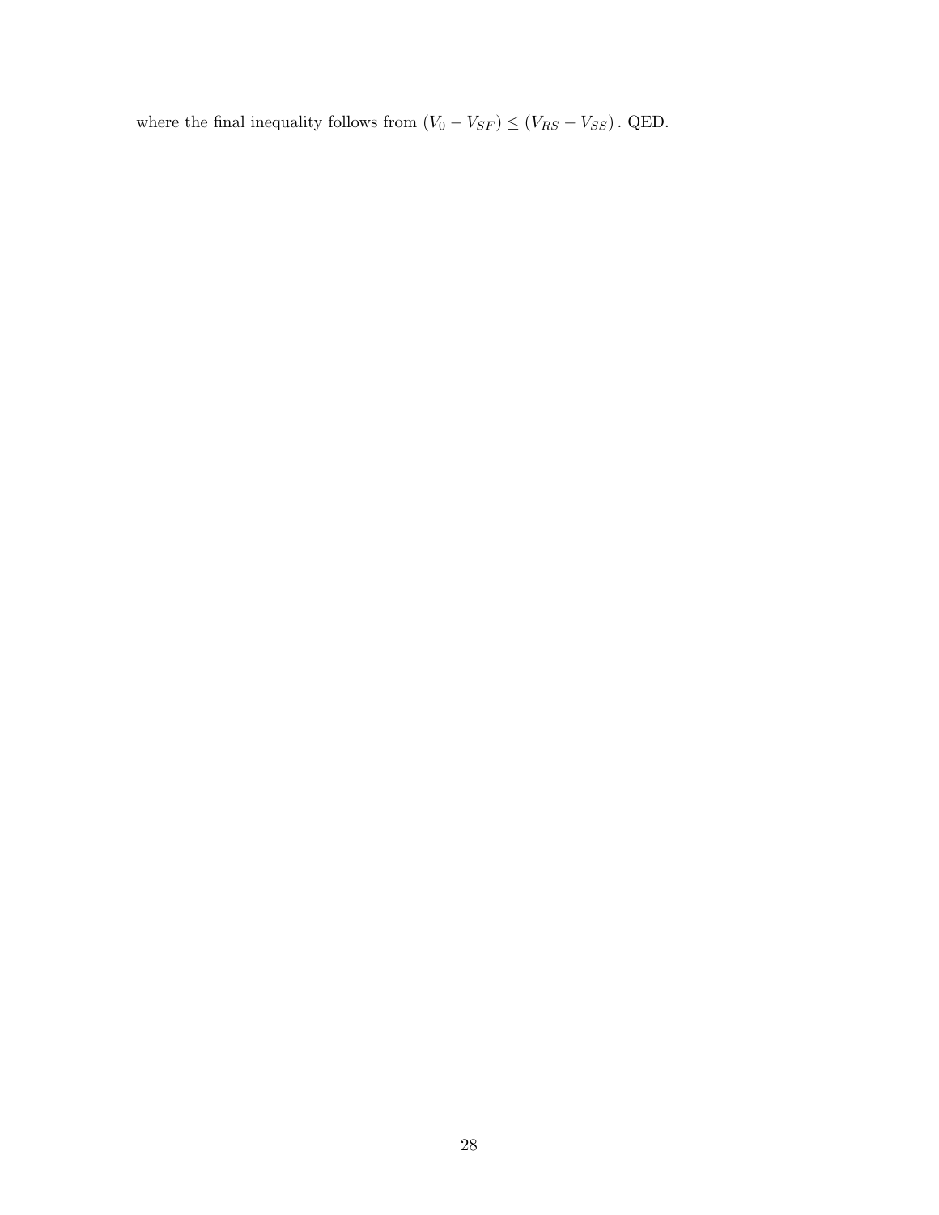where the final inequality follows from $(V_0 - V_{SF}) \leq (V_{RS} - V_{SS})$. QED.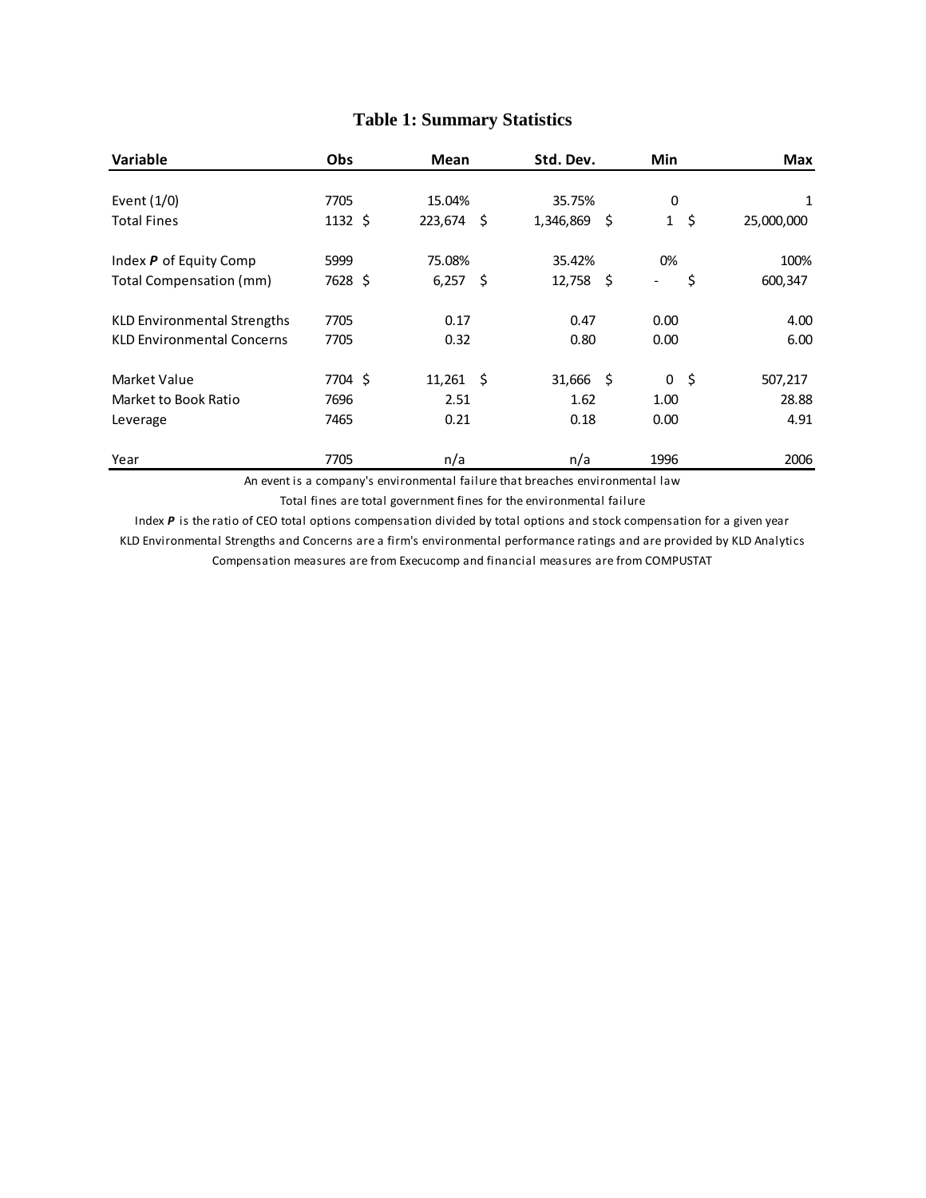# Table 1: Summary Statistics

| Variable | Obs | Mean | Std. Dev. | Min | Max |
|---|---|---|---|---|---|
| Event (1/0) | 7705 | 15.04% | 35.75% | 0 | 1 |
| Total Fines | 1132 | $ 223,674 | $ 1,346,869 | $ 1 | $ 25,000,000 |
| Index ***P*** of Equity Comp | 5999 | 75.08% | 35.42% | 0% | 100% |
| Total Compensation (mm) | 7628 | $ 6,257 | $ 12,758 | $ - | $ 600,347 |
| KLD Environmental Strengths | 7705 | 0.17 | 0.47 | 0.00 | 4.00 |
| KLD Environmental Concerns | 7705 | 0.32 | 0.80 | 0.00 | 6.00 |
| Market Value | 7704 | $ 11,261 | $ 31,666 | $ 0 | $ 507,217 |
| Market to Book Ratio | 7696 | 2.51 | 1.62 | 1.00 | 28.88 |
| Leverage | 7465 | 0.21 | 0.18 | 0.00 | 4.91 |
| Year | 7705 | n/a | n/a | 1996 | 2006 |

An event is a company's environmental failure that breaches environmental law

Total fines are total government fines for the environmental failure

Index ***P*** is the ratio of CEO total options compensation divided by total options and stock compensation for a given year

KLD Environmental Strengths and Concerns are a firm's environmental performance ratings and are provided by KLD Analytics

Compensation measures are from Execucomp and financial measures are from COMPUSTAT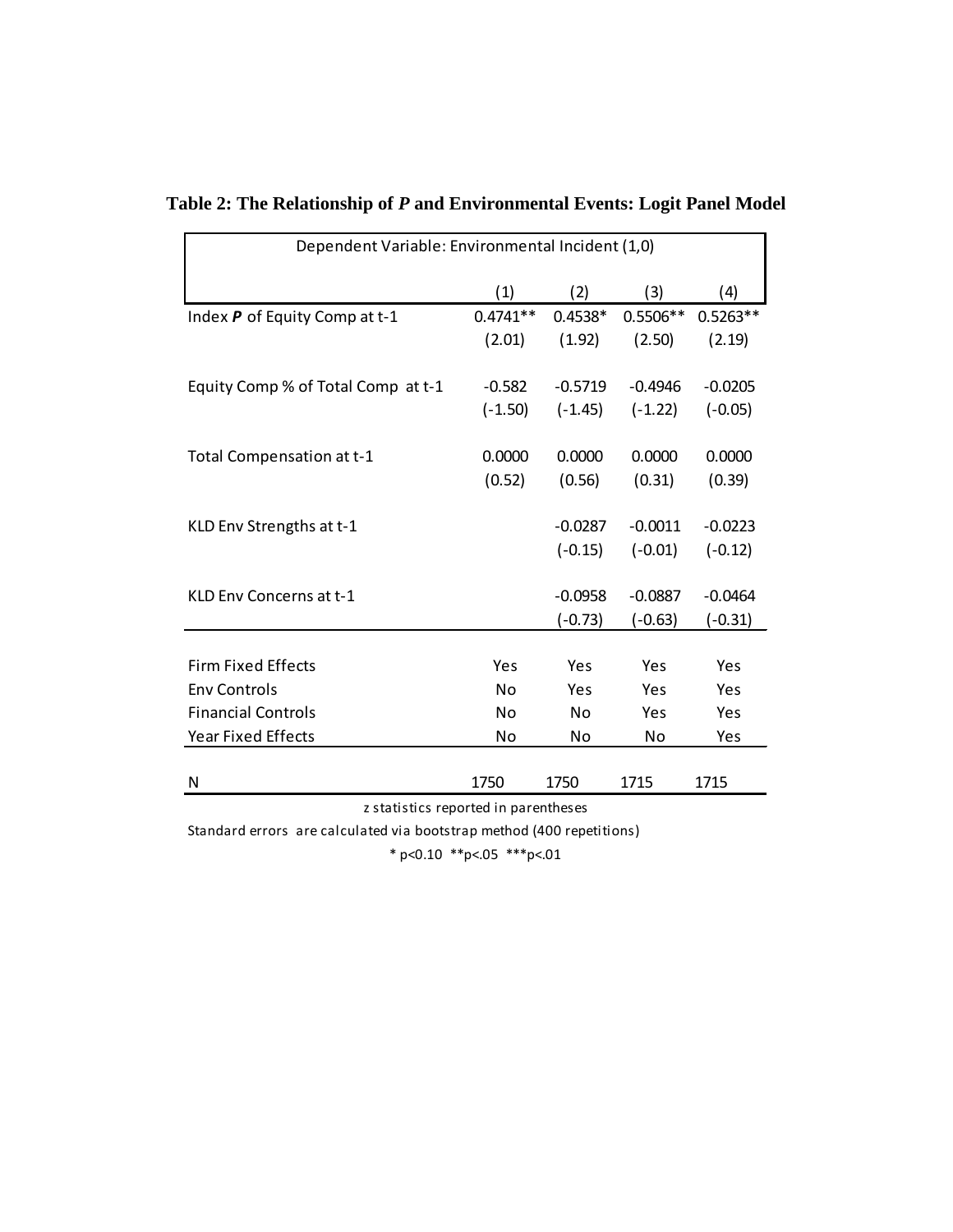**Table 2: The Relationship of *P* and Environmental Events: Logit Panel Model**

| Dependent Variable: Environmental Incident (1,0) | | | | |
|---|---|---|---|---|
| | (1) | (2) | (3) | (4) |
| Index ***P*** of Equity Comp at t-1 | 0.4741** | 0.4538* | 0.5506** | 0.5263** |
| | (2.01) | (1.92) | (2.50) | (2.19) |
| Equity Comp % of Total Comp at t-1 | -0.582 | -0.5719 | -0.4946 | -0.0205 |
| | (-1.50) | (-1.45) | (-1.22) | (-0.05) |
| Total Compensation at t-1 | 0.0000 | 0.0000 | 0.0000 | 0.0000 |
| | (0.52) | (0.56) | (0.31) | (0.39) |
| KLD Env Strengths at t-1 | | -0.0287 | -0.0011 | -0.0223 |
| | | (-0.15) | (-0.01) | (-0.12) |
| KLD Env Concerns at t-1 | | -0.0958 | -0.0887 | -0.0464 |
| | | (-0.73) | (-0.63) | (-0.31) |
| Firm Fixed Effects | Yes | Yes | Yes | Yes |
| Env Controls | No | Yes | Yes | Yes |
| Financial Controls | No | No | Yes | Yes |
| Year Fixed Effects | No | No | No | Yes |
| N | 1750 | 1750 | 1715 | 1715 |

z statistics reported in parentheses

Standard errors are calculated via bootstrap method (400 repetitions)

* p<0.10 **p<.05 ***p<.01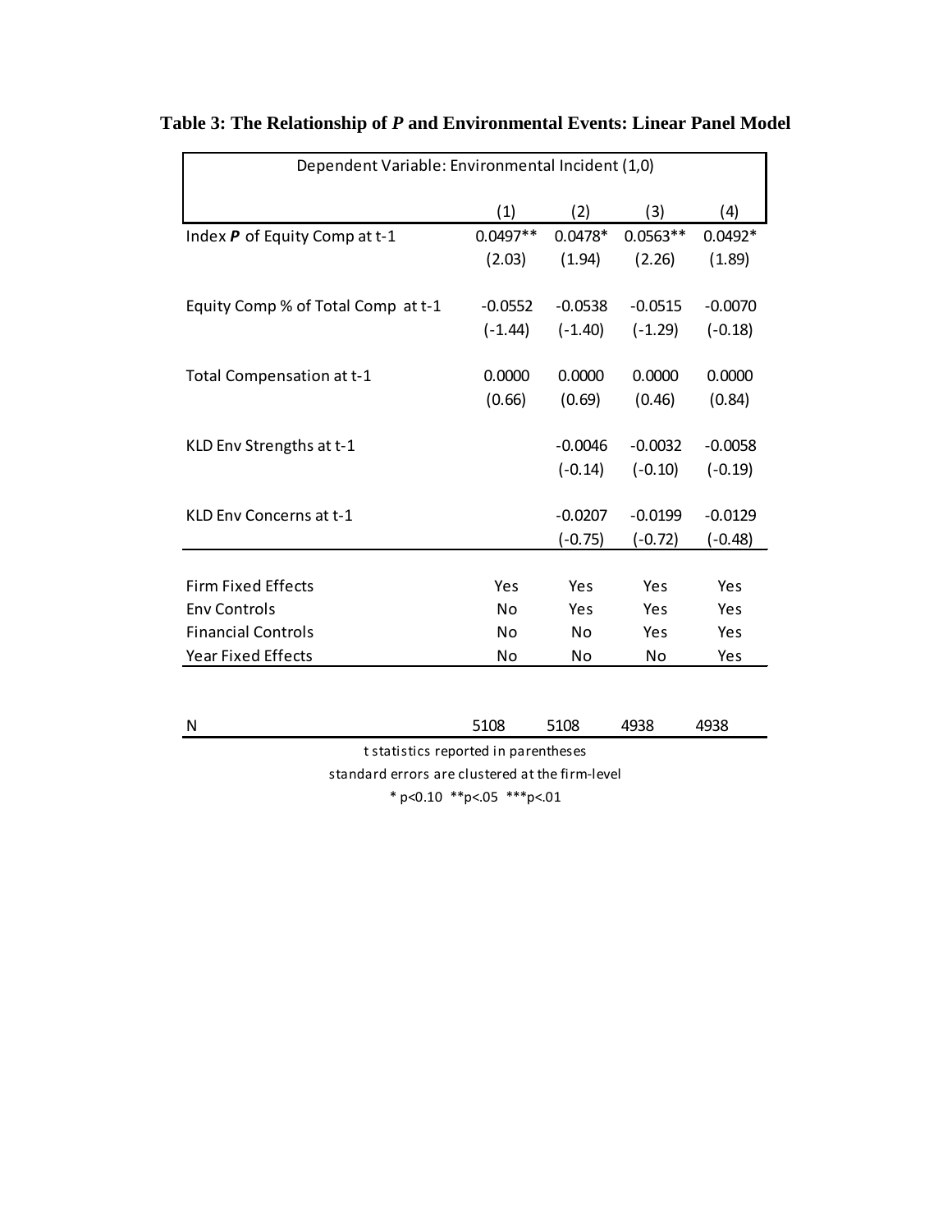## Table 3: The Relationship of *P* and Environmental Events: Linear Panel Model

| Dependent Variable: Environmental Incident (1,0) | | | | |
|---|---|---|---|---|
| | (1) | (2) | (3) | (4) |
| Index ***P*** of Equity Comp at t-1 | 0.0497** | 0.0478* | 0.0563** | 0.0492* |
| | (2.03) | (1.94) | (2.26) | (1.89) |
| Equity Comp % of Total Comp at t-1 | -0.0552 | -0.0538 | -0.0515 | -0.0070 |
| | (-1.44) | (-1.40) | (-1.29) | (-0.18) |
| Total Compensation at t-1 | 0.0000 | 0.0000 | 0.0000 | 0.0000 |
| | (0.66) | (0.69) | (0.46) | (0.84) |
| KLD Env Strengths at t-1 | | -0.0046 | -0.0032 | -0.0058 |
| | | (-0.14) | (-0.10) | (-0.19) |
| KLD Env Concerns at t-1 | | -0.0207 | -0.0199 | -0.0129 |
| | | (-0.75) | (-0.72) | (-0.48) |
| Firm Fixed Effects | Yes | Yes | Yes | Yes |
| Env Controls | No | Yes | Yes | Yes |
| Financial Controls | No | No | Yes | Yes |
| Year Fixed Effects | No | No | No | Yes |
| N | 5108 | 5108 | 4938 | 4938 |

t statistics reported in parentheses

standard errors are clustered at the firm-level

* p<0.10 **p<.05 ***p<.01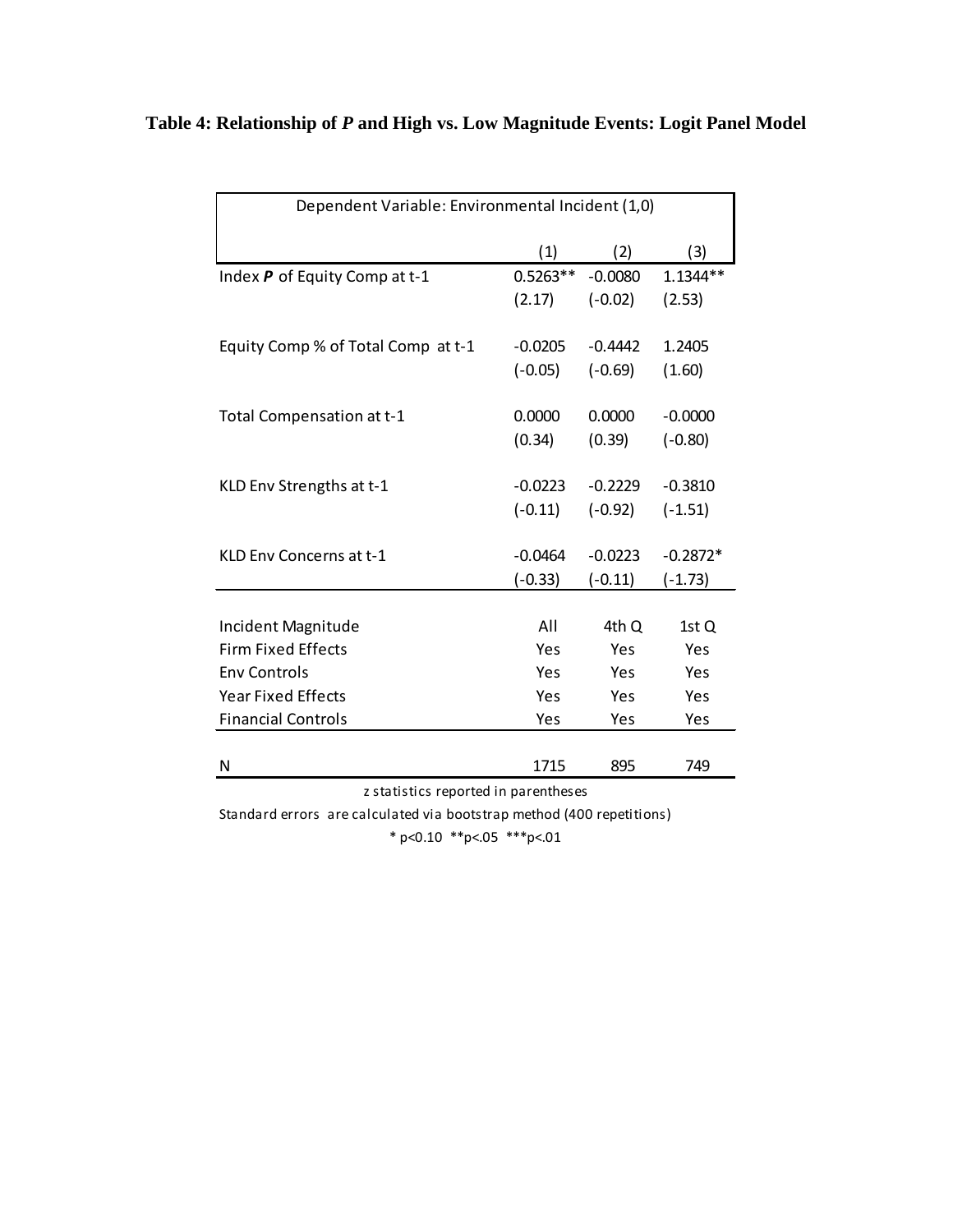**Table 4: Relationship of *P* and High vs. Low Magnitude Events: Logit Panel Model**

| Dependent Variable: Environmental Incident (1,0) | | | |
|---|---|---|---|
| | (1) | (2) | (3) |
| Index ***P*** of Equity Comp at t-1 | 0.5263** | -0.0080 | 1.1344** |
| | (2.17) | (-0.02) | (2.53) |
| Equity Comp % of Total Comp at t-1 | -0.0205 | -0.4442 | 1.2405 |
| | (-0.05) | (-0.69) | (1.60) |
| Total Compensation at t-1 | 0.0000 | 0.0000 | -0.0000 |
| | (0.34) | (0.39) | (-0.80) |
| KLD Env Strengths at t-1 | -0.0223 | -0.2229 | -0.3810 |
| | (-0.11) | (-0.92) | (-1.51) |
| KLD Env Concerns at t-1 | -0.0464 | -0.0223 | -0.2872* |
| | (-0.33) | (-0.11) | (-1.73) |
| Incident Magnitude | All | 4th Q | 1st Q |
| Firm Fixed Effects | Yes | Yes | Yes |
| Env Controls | Yes | Yes | Yes |
| Year Fixed Effects | Yes | Yes | Yes |
| Financial Controls | Yes | Yes | Yes |
| N | 1715 | 895 | 749 |

z statistics reported in parentheses

Standard errors are calculated via bootstrap method (400 repetitions)

* p<0.10 **p<.05 ***p<.01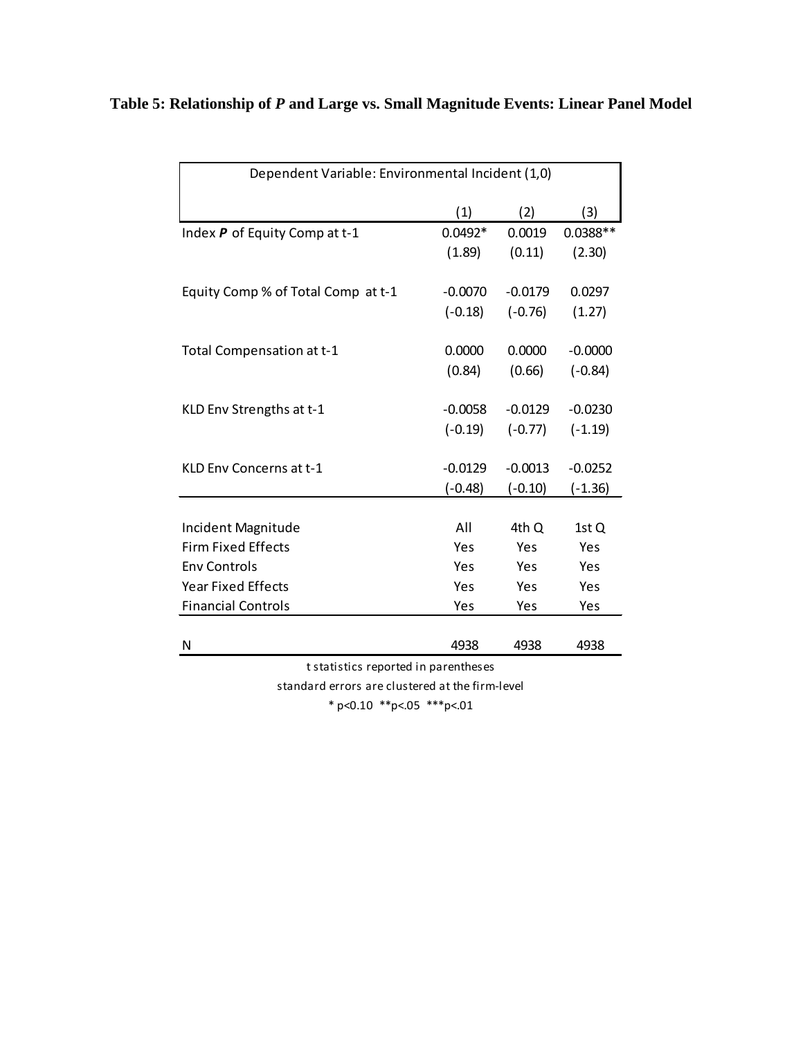**Table 5: Relationship of *P* and Large vs. Small Magnitude Events: Linear Panel Model**

| Dependent Variable: Environmental Incident (1,0) | | | |
|---|---|---|---|
| | (1) | (2) | (3) |
| Index ***P*** of Equity Comp at t-1 | 0.0492* | 0.0019 | 0.0388** |
| | (1.89) | (0.11) | (2.30) |
| Equity Comp % of Total Comp at t-1 | -0.0070 | -0.0179 | 0.0297 |
| | (-0.18) | (-0.76) | (1.27) |
| Total Compensation at t-1 | 0.0000 | 0.0000 | -0.0000 |
| | (0.84) | (0.66) | (-0.84) |
| KLD Env Strengths at t-1 | -0.0058 | -0.0129 | -0.0230 |
| | (-0.19) | (-0.77) | (-1.19) |
| KLD Env Concerns at t-1 | -0.0129 | -0.0013 | -0.0252 |
| | (-0.48) | (-0.10) | (-1.36) |
| Incident Magnitude | All | 4th Q | 1st Q |
| Firm Fixed Effects | Yes | Yes | Yes |
| Env Controls | Yes | Yes | Yes |
| Year Fixed Effects | Yes | Yes | Yes |
| Financial Controls | Yes | Yes | Yes |
| N | 4938 | 4938 | 4938 |

t statistics reported in parentheses

standard errors are clustered at the firm-level

* p<0.10 **p<.05 ***p<.01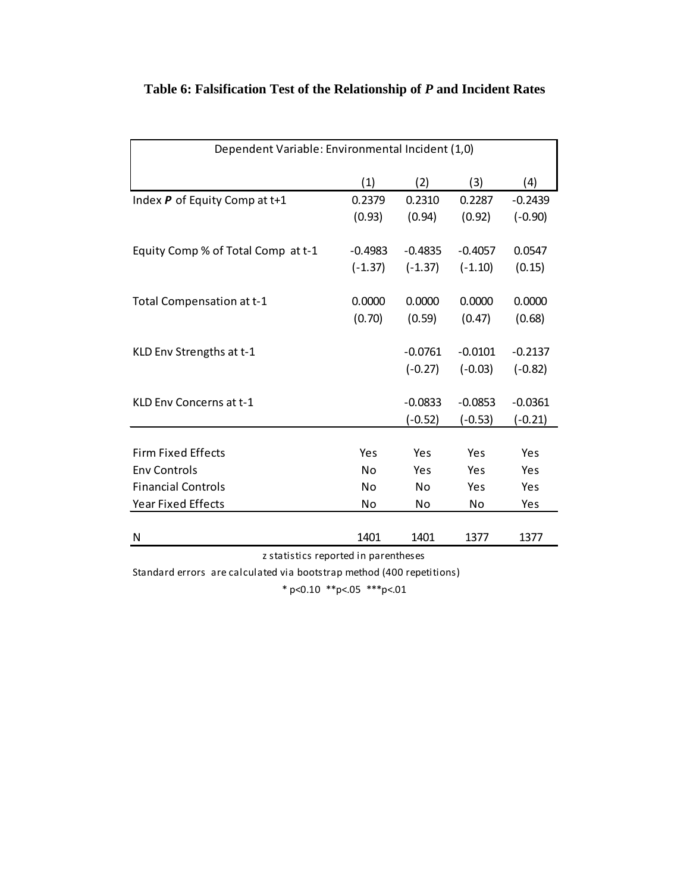**Table 6: Falsification Test of the Relationship of *P* and Incident Rates**

| Dependent Variable: Environmental Incident (1,0) | | | | |
|---|---|---|---|---|
| | (1) | (2) | (3) | (4) |
| Index ***P*** of Equity Comp at t+1 | 0.2379 | 0.2310 | 0.2287 | -0.2439 |
| | (0.93) | (0.94) | (0.92) | (-0.90) |
| Equity Comp % of Total Comp at t-1 | -0.4983 | -0.4835 | -0.4057 | 0.0547 |
| | (-1.37) | (-1.37) | (-1.10) | (0.15) |
| Total Compensation at t-1 | 0.0000 | 0.0000 | 0.0000 | 0.0000 |
| | (0.70) | (0.59) | (0.47) | (0.68) |
| KLD Env Strengths at t-1 | | -0.0761 | -0.0101 | -0.2137 |
| | | (-0.27) | (-0.03) | (-0.82) |
| KLD Env Concerns at t-1 | | -0.0833 | -0.0853 | -0.0361 |
| | | (-0.52) | (-0.53) | (-0.21) |
| Firm Fixed Effects | Yes | Yes | Yes | Yes |
| Env Controls | No | Yes | Yes | Yes |
| Financial Controls | No | No | Yes | Yes |
| Year Fixed Effects | No | No | No | Yes |
| N | 1401 | 1401 | 1377 | 1377 |

z statistics reported in parentheses

Standard errors are calculated via bootstrap method (400 repetitions)

* p<0.10 **p<.05 ***p<.01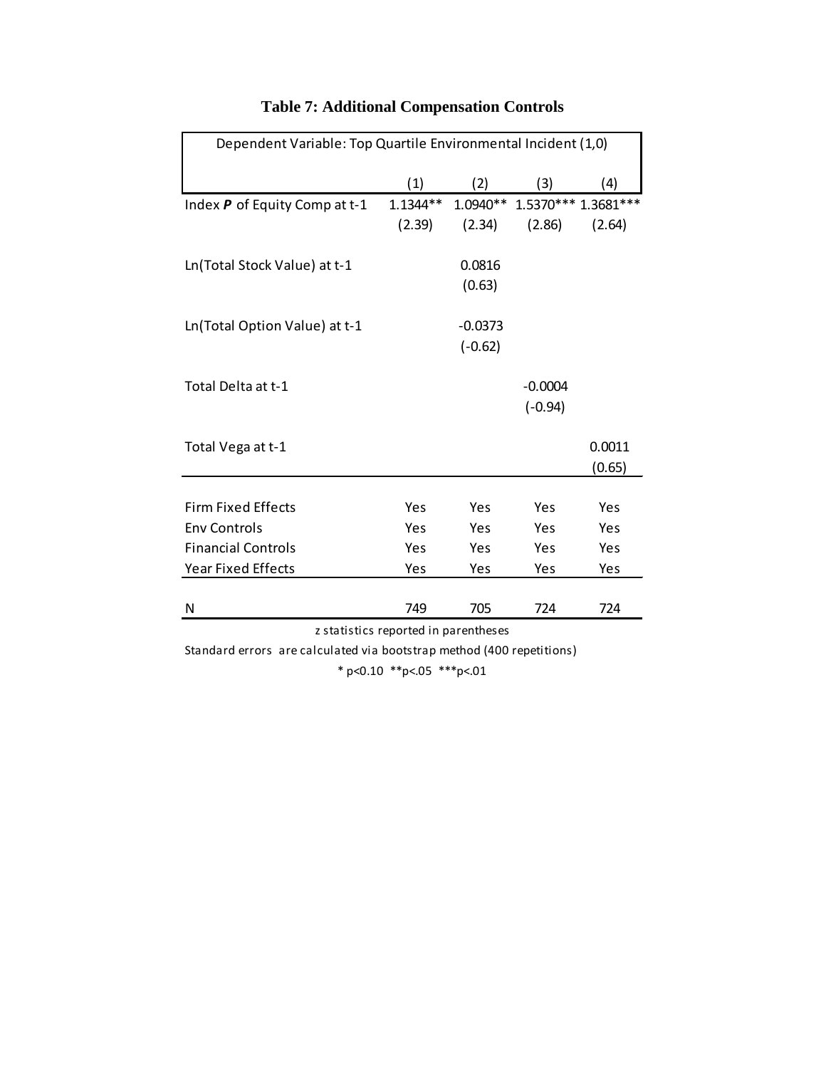# Table 7: Additional Compensation Controls

| Dependent Variable: Top Quartile Environmental Incident (1,0) | | | | |
|---|---|---|---|---|
| | (1) | (2) | (3) | (4) |
| Index ***P*** of Equity Comp at t-1 | 1.1344** | 1.0940** | 1.5370*** | 1.3681*** |
| | (2.39) | (2.34) | (2.86) | (2.64) |
| Ln(Total Stock Value) at t-1 | | 0.0816 | | |
| | | (0.63) | | |
| Ln(Total Option Value) at t-1 | | -0.0373 | | |
| | | (-0.62) | | |
| Total Delta at t-1 | | | -0.0004 | |
| | | | (-0.94) | |
| Total Vega at t-1 | | | | 0.0011 |
| | | | | (0.65) |
| Firm Fixed Effects | Yes | Yes | Yes | Yes |
| Env Controls | Yes | Yes | Yes | Yes |
| Financial Controls | Yes | Yes | Yes | Yes |
| Year Fixed Effects | Yes | Yes | Yes | Yes |
| N | 749 | 705 | 724 | 724 |

z statistics reported in parentheses

Standard errors are calculated via bootstrap method (400 repetitions)

* p<0.10 **p<.05 ***p<.01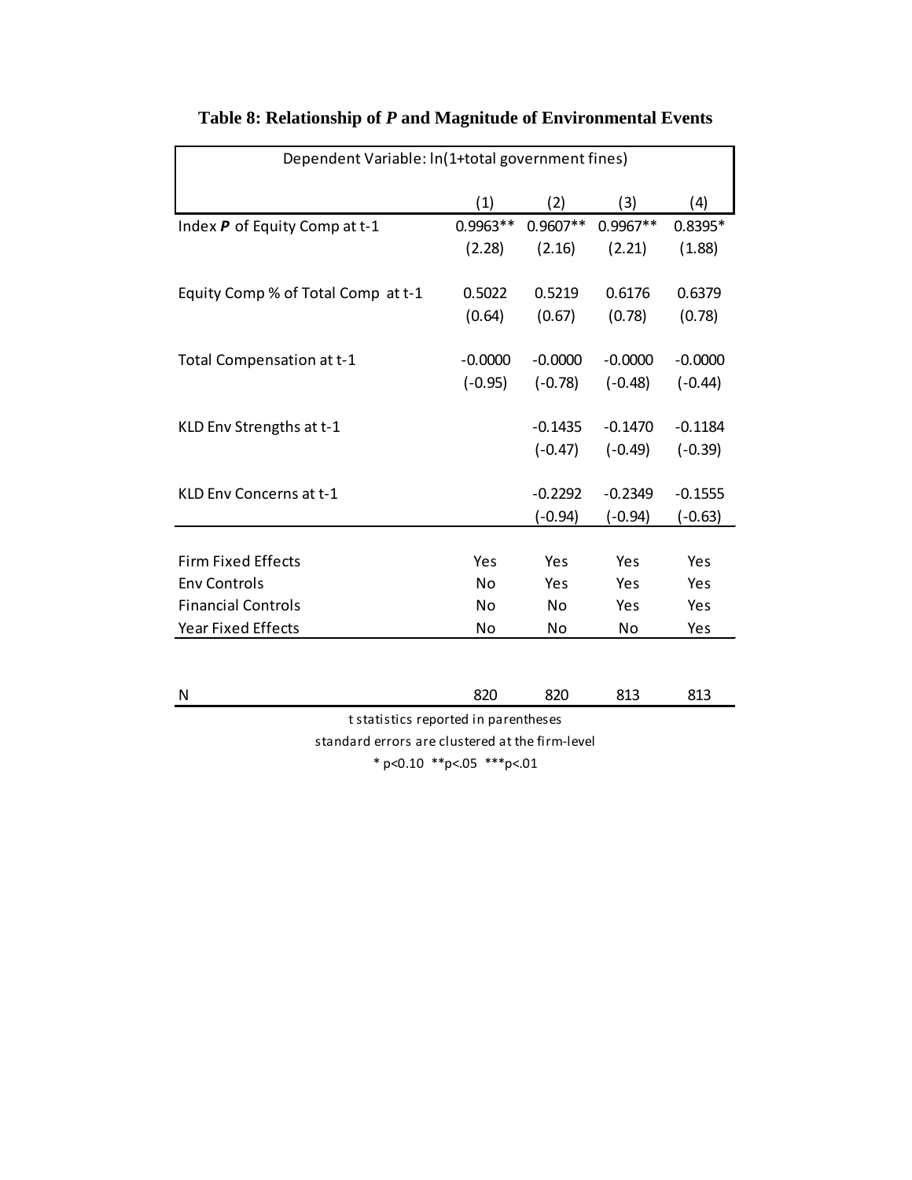## Table 8: Relationship of *P* and Magnitude of Environmental Events

| Dependent Variable: ln(1+total government fines) | | | | |
|---|---|---|---|---|
| | (1) | (2) | (3) | (4) |
| Index ***P*** of Equity Comp at t-1 | 0.9963** | 0.9607** | 0.9967** | 0.8395* |
| | (2.28) | (2.16) | (2.21) | (1.88) |
| Equity Comp % of Total Comp at t-1 | 0.5022 | 0.5219 | 0.6176 | 0.6379 |
| | (0.64) | (0.67) | (0.78) | (0.78) |
| Total Compensation at t-1 | -0.0000 | -0.0000 | -0.0000 | -0.0000 |
| | (-0.95) | (-0.78) | (-0.48) | (-0.44) |
| KLD Env Strengths at t-1 | | -0.1435 | -0.1470 | -0.1184 |
| | | (-0.47) | (-0.49) | (-0.39) |
| KLD Env Concerns at t-1 | | -0.2292 | -0.2349 | -0.1555 |
| | | (-0.94) | (-0.94) | (-0.63) |
| Firm Fixed Effects | Yes | Yes | Yes | Yes |
| Env Controls | No | Yes | Yes | Yes |
| Financial Controls | No | No | Yes | Yes |
| Year Fixed Effects | No | No | No | Yes |
| N | 820 | 820 | 813 | 813 |

t statistics reported in parentheses

standard errors are clustered at the firm-level

* p<0.10 **p<.05 ***p<.01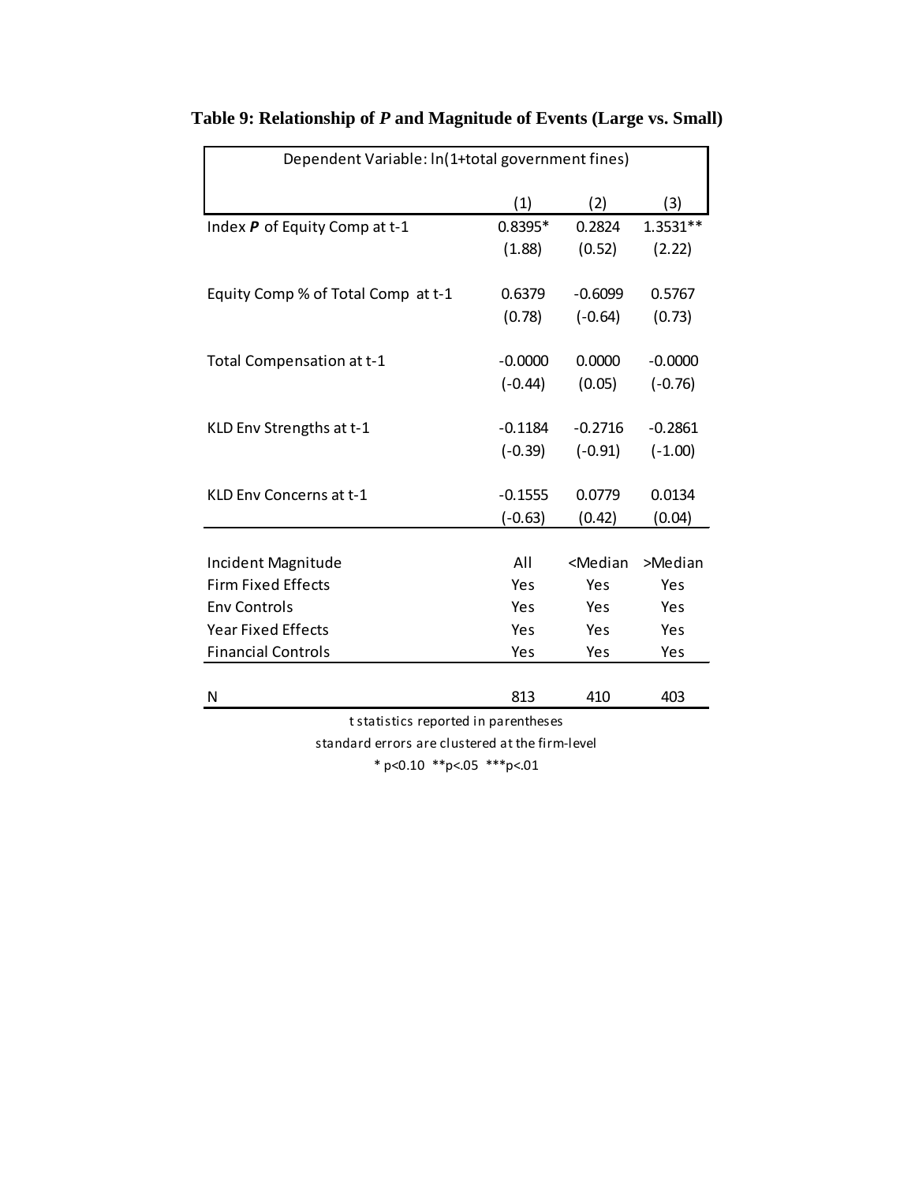**Table 9: Relationship of *P* and Magnitude of Events (Large vs. Small)**

| Dependent Variable: ln(1+total government fines) | (1) | (2) | (3) |
|---|---|---|---|
| Index ***P*** of Equity Comp at t-1 | 0.8395* | 0.2824 | 1.3531** |
| | (1.88) | (0.52) | (2.22) |
| Equity Comp % of Total Comp at t-1 | 0.6379 | -0.6099 | 0.5767 |
| | (0.78) | (-0.64) | (0.73) |
| Total Compensation at t-1 | -0.0000 | 0.0000 | -0.0000 |
| | (-0.44) | (0.05) | (-0.76) |
| KLD Env Strengths at t-1 | -0.1184 | -0.2716 | -0.2861 |
| | (-0.39) | (-0.91) | (-1.00) |
| KLD Env Concerns at t-1 | -0.1555 | 0.0779 | 0.0134 |
| | (-0.63) | (0.42) | (0.04) |
| Incident Magnitude | All | <Median | >Median |
| Firm Fixed Effects | Yes | Yes | Yes |
| Env Controls | Yes | Yes | Yes |
| Year Fixed Effects | Yes | Yes | Yes |
| Financial Controls | Yes | Yes | Yes |
| N | 813 | 410 | 403 |

t statistics reported in parentheses

standard errors are clustered at the firm-level

* p<0.10 **p<.05 ***p<.01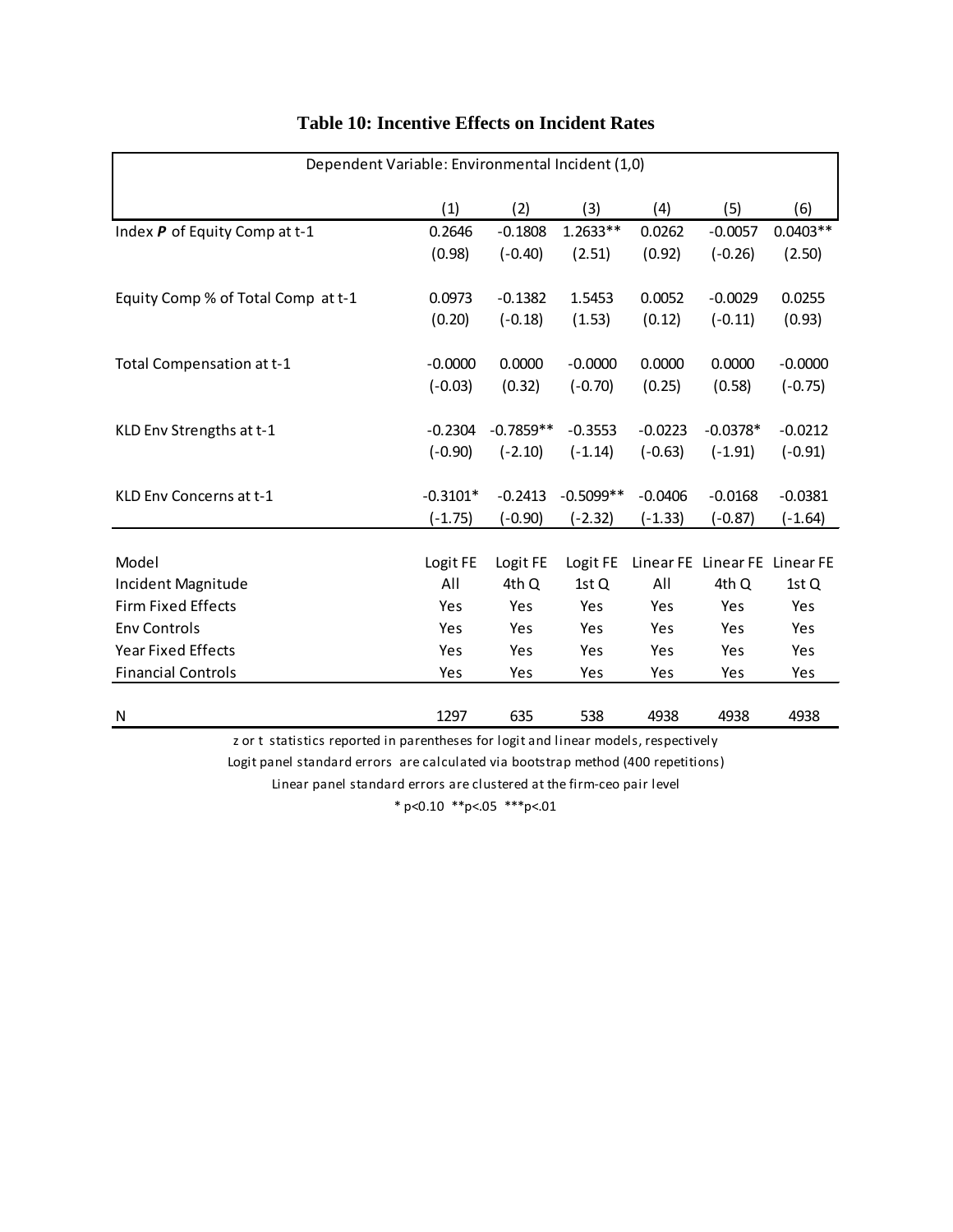## Table 10: Incentive Effects on Incident Rates

| Dependent Variable: Environmental Incident (1,0) | | | | | | |
|---|---|---|---|---|---|---|
| | (1) | (2) | (3) | (4) | (5) | (6) |
| Index ***P*** of Equity Comp at t-1 | 0.2646 | -0.1808 | 1.2633** | 0.0262 | -0.0057 | 0.0403** |
| | (0.98) | (-0.40) | (2.51) | (0.92) | (-0.26) | (2.50) |
| Equity Comp % of Total Comp at t-1 | 0.0973 | -0.1382 | 1.5453 | 0.0052 | -0.0029 | 0.0255 |
| | (0.20) | (-0.18) | (1.53) | (0.12) | (-0.11) | (0.93) |
| Total Compensation at t-1 | -0.0000 | 0.0000 | -0.0000 | 0.0000 | 0.0000 | -0.0000 |
| | (-0.03) | (0.32) | (-0.70) | (0.25) | (0.58) | (-0.75) |
| KLD Env Strengths at t-1 | -0.2304 | -0.7859** | -0.3553 | -0.0223 | -0.0378* | -0.0212 |
| | (-0.90) | (-2.10) | (-1.14) | (-0.63) | (-1.91) | (-0.91) |
| KLD Env Concerns at t-1 | -0.3101* | -0.2413 | -0.5099** | -0.0406 | -0.0168 | -0.0381 |
| | (-1.75) | (-0.90) | (-2.32) | (-1.33) | (-0.87) | (-1.64) |
| Model | Logit FE | Logit FE | Logit FE | Linear FE | Linear FE | Linear FE |
| Incident Magnitude | All | 4th Q | 1st Q | All | 4th Q | 1st Q |
| Firm Fixed Effects | Yes | Yes | Yes | Yes | Yes | Yes |
| Env Controls | Yes | Yes | Yes | Yes | Yes | Yes |
| Year Fixed Effects | Yes | Yes | Yes | Yes | Yes | Yes |
| Financial Controls | Yes | Yes | Yes | Yes | Yes | Yes |
| N | 1297 | 635 | 538 | 4938 | 4938 | 4938 |

z or t statistics reported in parentheses for logit and linear models, respectively

Logit panel standard errors are calculated via bootstrap method (400 repetitions)

Linear panel standard errors are clustered at the firm-ceo pair level

* p<0.10 **p<.05 ***p<.01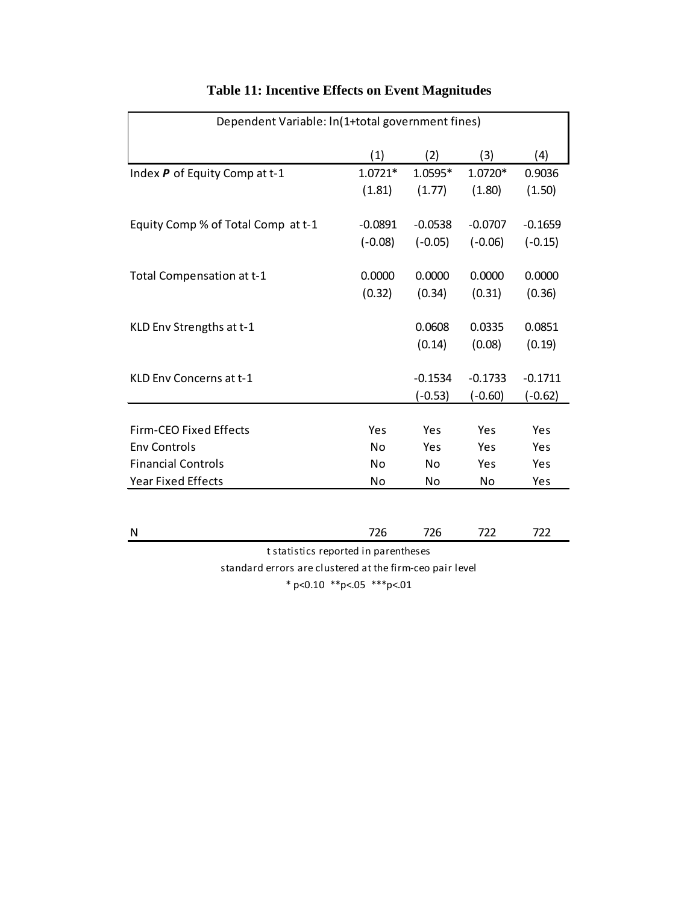# Table 11: Incentive Effects on Event Magnitudes

| Dependent Variable: ln(1+total government fines) | | | | |
|---|---|---|---|---|
| | (1) | (2) | (3) | (4) |
| Index ***P*** of Equity Comp at t-1 | 1.0721* | 1.0595* | 1.0720* | 0.9036 |
| | (1.81) | (1.77) | (1.80) | (1.50) |
| Equity Comp % of Total Comp at t-1 | -0.0891 | -0.0538 | -0.0707 | -0.1659 |
| | (-0.08) | (-0.05) | (-0.06) | (-0.15) |
| Total Compensation at t-1 | 0.0000 | 0.0000 | 0.0000 | 0.0000 |
| | (0.32) | (0.34) | (0.31) | (0.36) |
| KLD Env Strengths at t-1 | | 0.0608 | 0.0335 | 0.0851 |
| | | (0.14) | (0.08) | (0.19) |
| KLD Env Concerns at t-1 | | -0.1534 | -0.1733 | -0.1711 |
| | | (-0.53) | (-0.60) | (-0.62) |
| Firm-CEO Fixed Effects | Yes | Yes | Yes | Yes |
| Env Controls | No | Yes | Yes | Yes |
| Financial Controls | No | No | Yes | Yes |
| Year Fixed Effects | No | No | No | Yes |
| N | 726 | 726 | 722 | 722 |

t statistics reported in parentheses

standard errors are clustered at the firm-ceo pair level

* p<0.10 **p<.05 ***p<.01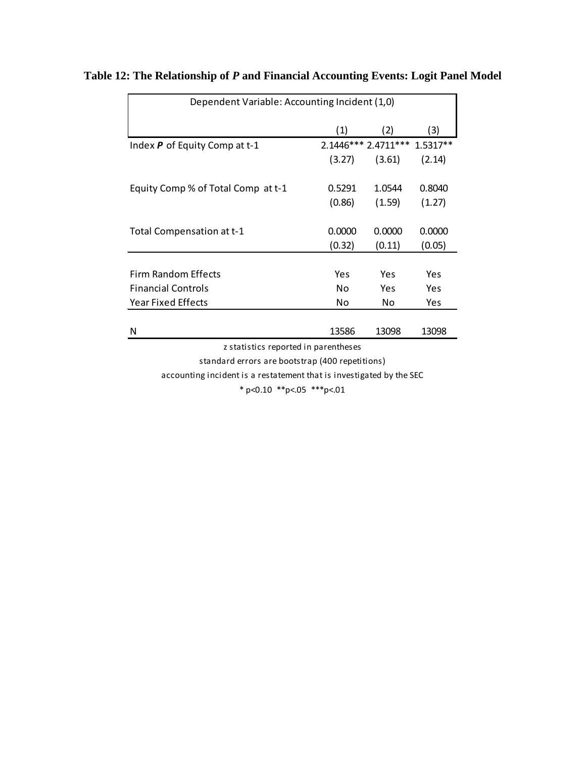**Table 12: The Relationship of *P* and Financial Accounting Events: Logit Panel Model**

| Dependent Variable: Accounting Incident (1,0) | | | |
|---|---|---|---|
| | (1) | (2) | (3) |
| Index ***P*** of Equity Comp at t-1 | 2.1446*** | 2.4711*** | 1.5317** |
| | (3.27) | (3.61) | (2.14) |
| Equity Comp % of Total Comp at t-1 | 0.5291 | 1.0544 | 0.8040 |
| | (0.86) | (1.59) | (1.27) |
| Total Compensation at t-1 | 0.0000 | 0.0000 | 0.0000 |
| | (0.32) | (0.11) | (0.05) |
| Firm Random Effects | Yes | Yes | Yes |
| Financial Controls | No | Yes | Yes |
| Year Fixed Effects | No | No | Yes |
| N | 13586 | 13098 | 13098 |

z statistics reported in parentheses

standard errors are bootstrap (400 repetitions)

accounting incident is a restatement that is investigated by the SEC

* p<0.10 **p<.05 ***p<.01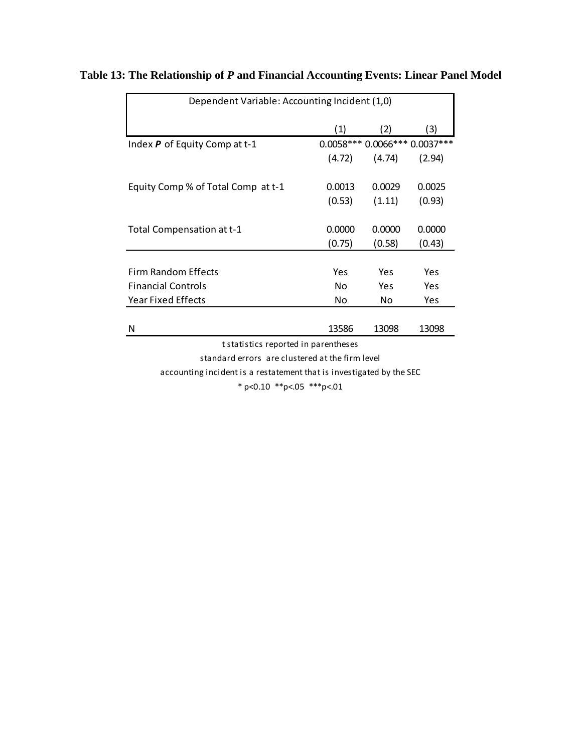**Table 13: The Relationship of *P* and Financial Accounting Events: Linear Panel Model**

| Dependent Variable: Accounting Incident (1,0) | | | |
|---|---|---|---|
| | (1) | (2) | (3) |
| Index ***P*** of Equity Comp at t-1 | 0.0058*** | 0.0066*** | 0.0037*** |
| | (4.72) | (4.74) | (2.94) |
| Equity Comp % of Total Comp at t-1 | 0.0013 | 0.0029 | 0.0025 |
| | (0.53) | (1.11) | (0.93) |
| Total Compensation at t-1 | 0.0000 | 0.0000 | 0.0000 |
| | (0.75) | (0.58) | (0.43) |
| Firm Random Effects | Yes | Yes | Yes |
| Financial Controls | No | Yes | Yes |
| Year Fixed Effects | No | No | Yes |
| N | 13586 | 13098 | 13098 |

t statistics reported in parentheses

standard errors are clustered at the firm level

accounting incident is a restatement that is investigated by the SEC

* p<0.10 **p<.05 ***p<.01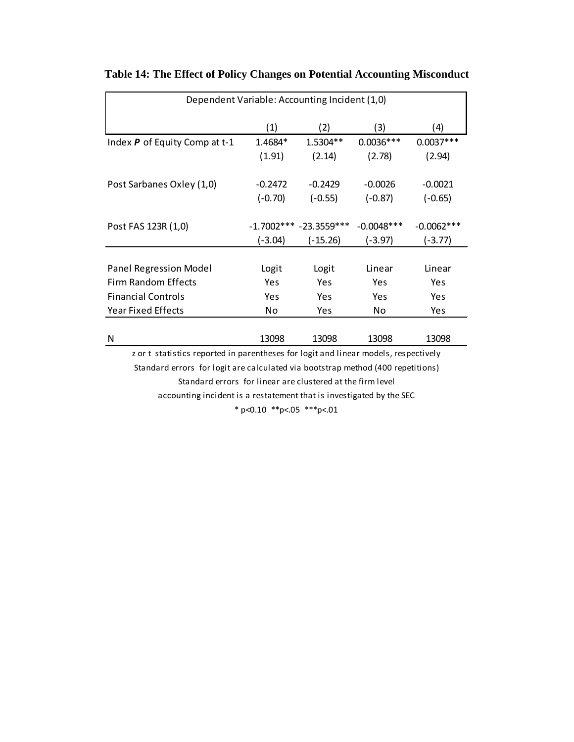**Table 14: The Effect of Policy Changes on Potential Accounting Misconduct**

| Dependent Variable: Accounting Incident (1,0) | | | | |
|---|---|---|---|---|
| | (1) | (2) | (3) | (4) |
| Index ***P*** of Equity Comp at t-1 | 1.4684* | 1.5304** | 0.0036*** | 0.0037*** |
| | (1.91) | (2.14) | (2.78) | (2.94) |
| Post Sarbanes Oxley (1,0) | -0.2472 | -0.2429 | -0.0026 | -0.0021 |
| | (-0.70) | (-0.55) | (-0.87) | (-0.65) |
| Post FAS 123R (1,0) | -1.7002*** | -23.3559*** | -0.0048*** | -0.0062*** |
| | (-3.04) | (-15.26) | (-3.97) | (-3.77) |
| Panel Regression Model | Logit | Logit | Linear | Linear |
| Firm Random Effects | Yes | Yes | Yes | Yes |
| Financial Controls | Yes | Yes | Yes | Yes |
| Year Fixed Effects | No | Yes | No | Yes |
| N | 13098 | 13098 | 13098 | 13098 |

z or t statistics reported in parentheses for logit and linear models, respectively

Standard errors for logit are calculated via bootstrap method (400 repetitions)

Standard errors for linear are clustered at the firm level

accounting incident is a restatement that is investigated by the SEC

* p<0.10 **p<.05 ***p<.01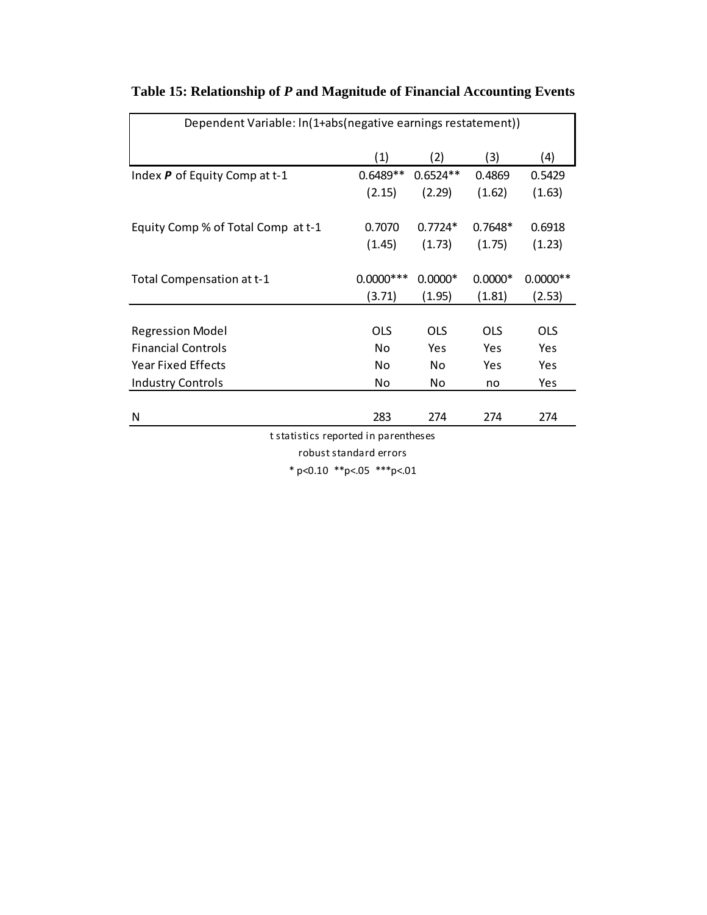## Table 15: Relationship of *P* and Magnitude of Financial Accounting Events

| Dependent Variable: ln(1+abs(negative earnings restatement)) | | | | |
|---|---|---|---|---|
| | (1) | (2) | (3) | (4) |
| Index ***P*** of Equity Comp at t-1 | 0.6489** | 0.6524** | 0.4869 | 0.5429 |
| | (2.15) | (2.29) | (1.62) | (1.63) |
| Equity Comp % of Total Comp at t-1 | 0.7070 | 0.7724* | 0.7648* | 0.6918 |
| | (1.45) | (1.73) | (1.75) | (1.23) |
| Total Compensation at t-1 | 0.0000*** | 0.0000* | 0.0000* | 0.0000** |
| | (3.71) | (1.95) | (1.81) | (2.53) |
| Regression Model | OLS | OLS | OLS | OLS |
| Financial Controls | No | Yes | Yes | Yes |
| Year Fixed Effects | No | No | Yes | Yes |
| Industry Controls | No | No | no | Yes |
| N | 283 | 274 | 274 | 274 |

t statistics reported in parentheses

robust standard errors

* p<0.10 **p<.05 ***p<.01